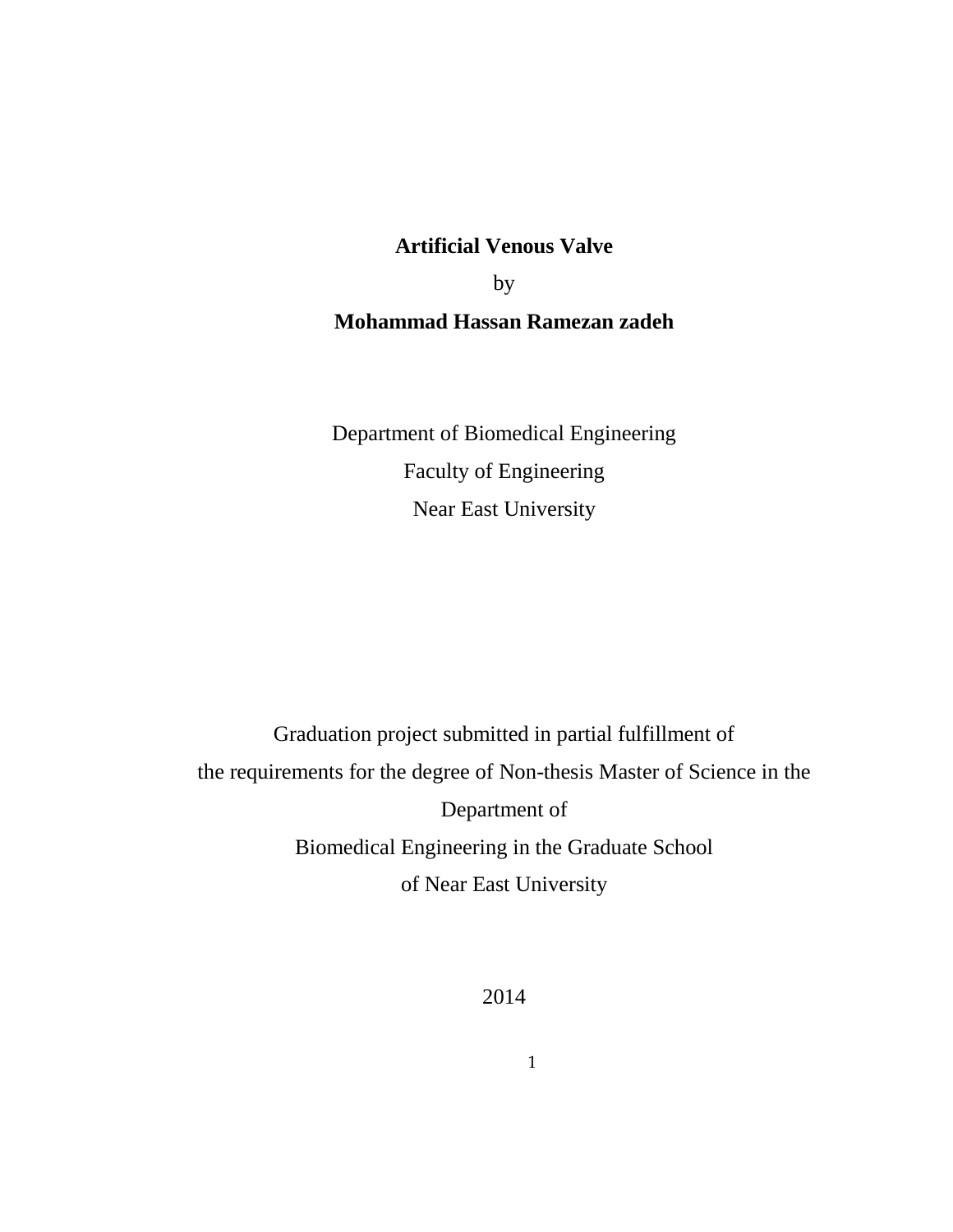# Artificial Venous Valve

by

**Mohammad Hassan Ramezan zadeh**

Department of Biomedical Engineering

Faculty of Engineering

Near East University

Graduation project submitted in partial fulfillment of

the requirements for the degree of Non-thesis Master of Science in the

Department of

Biomedical Engineering in the Graduate School

of Near East University

2014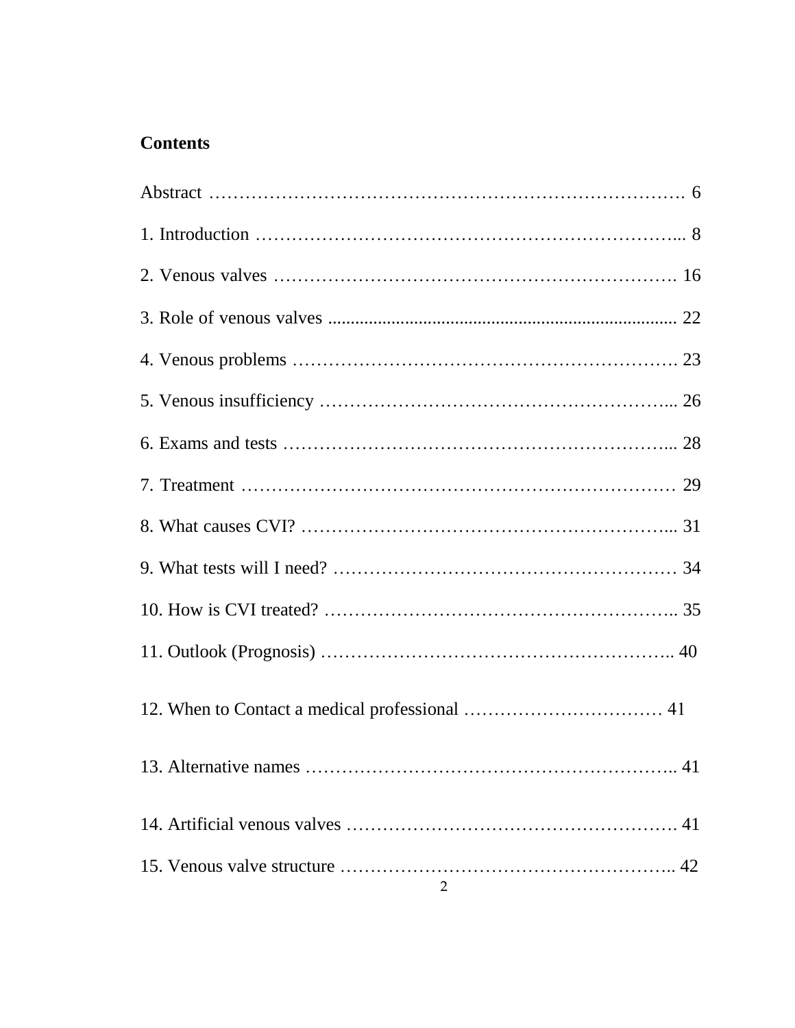**Contents**

Abstract …………………………………………………………………… 6

1. Introduction ……………………………………………………………... 8

2. Venous valves …………………………………………………………. 16

3. Role of venous valves ............................................................................ 22

4. Venous problems ……………………………………………………… 23

5. Venous insufficiency …………………………………………………... 26

6. Exams and tests …………………………………………………….... 28

7. Treatment ……………………………………………………………… 29

8. What causes CVI? ………………………………………………….... 31

9. What tests will I need? ………………………………………………… 34

10. How is CVI treated? ………………………………………………….. 35

11. Outlook (Prognosis) ………………………………………………….. 40

12. When to Contact a medical professional …………………………… 41

13. Alternative names …………………………………………………….. 41

14. Artificial venous valves ………………………………………………. 41

15. Venous valve structure ……………………………………………….. 42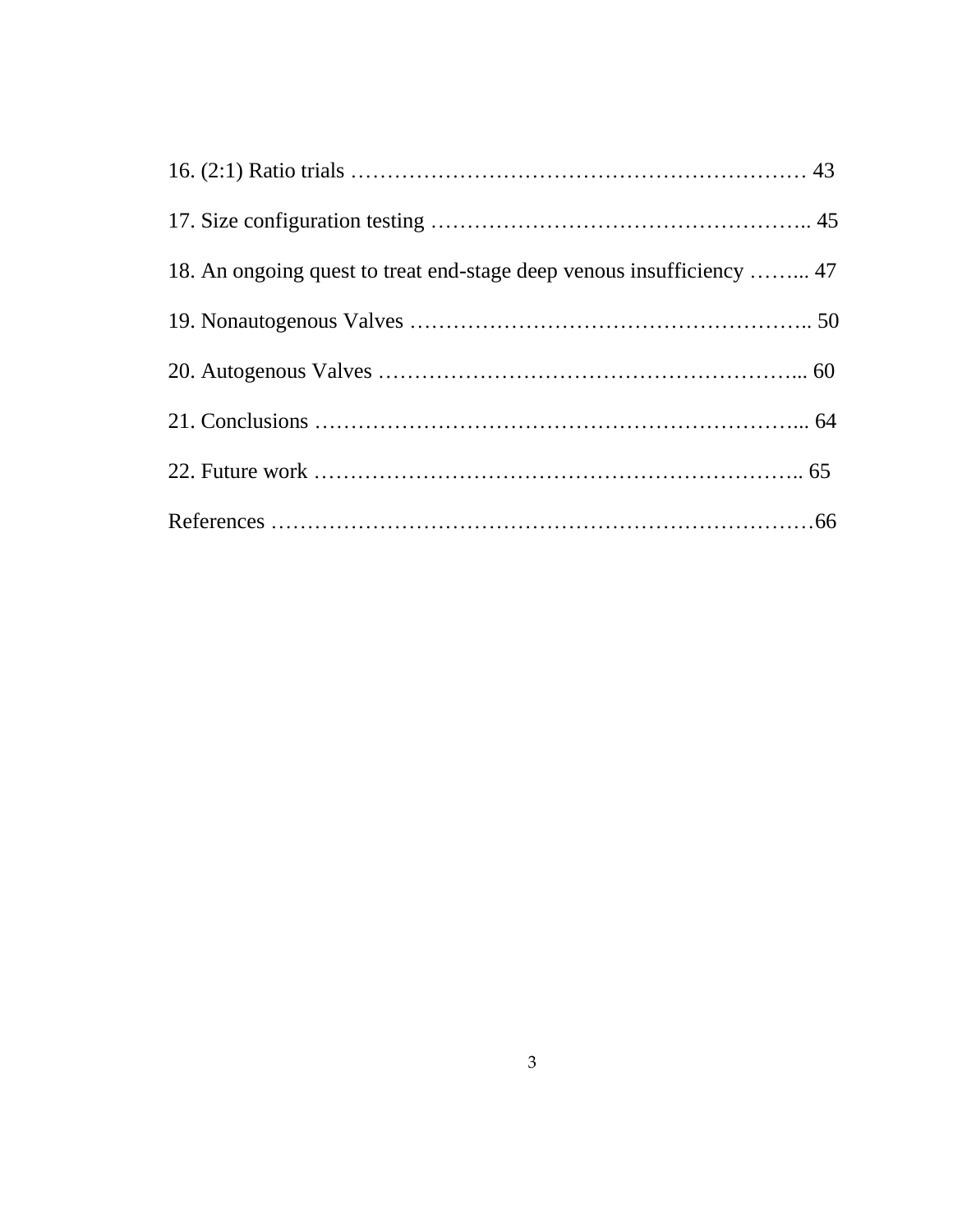16. (2:1) Ratio trials ………………………………………………………… 43

17. Size configuration testing …………………………………………….. 45

18. An ongoing quest to treat end-stage deep venous insufficiency ……... 47

19. Nonautogenous Valves ……………………………………………….. 50

20. Autogenous Valves …………………………………………………... 60

21. Conclusions …………………………………………………………... 64

22. Future work ………………………………………………………….. 65

References ………………………………………………………………66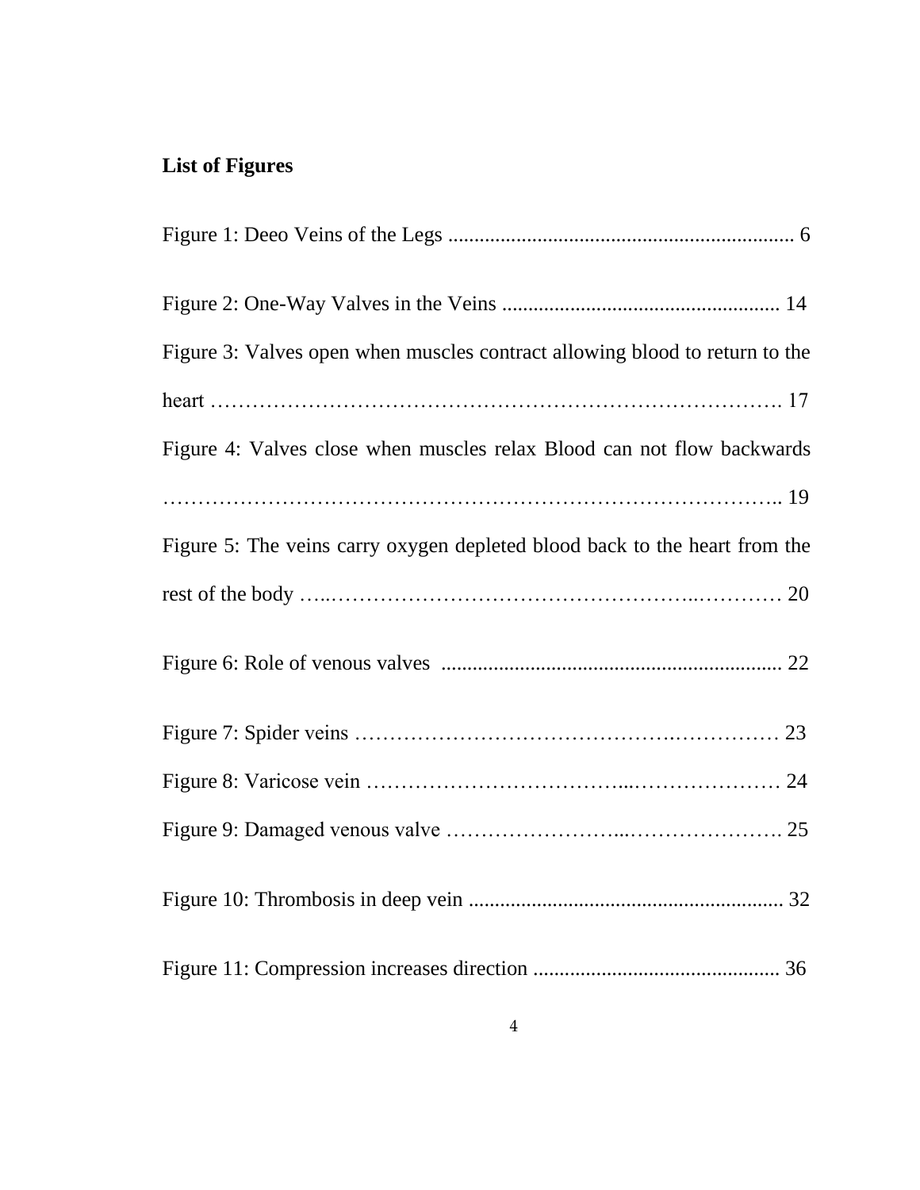## List of Figures

Figure 1: Deeo Veins of the Legs ................................................................. 6

Figure 2: One-Way Valves in the Veins .................................................... 14

Figure 3: Valves open when muscles contract allowing blood to return to the heart ………………………………………………………………………. 17

Figure 4: Valves close when muscles relax Blood can not flow backwards ………………………………………………………………………….. 19

Figure 5: The veins carry oxygen depleted blood back to the heart from the rest of the body …..…………………………………………..………… 20

Figure 6: Role of venous valves ................................................................ 22

Figure 7: Spider veins ……………………………………….…………… 23

Figure 8: Varicose vein ……………………………...………………… 24

Figure 9: Damaged venous valve ……………………...…………………. 25

Figure 10: Thrombosis in deep vein ........................................................... 32

Figure 11: Compression increases direction .............................................. 36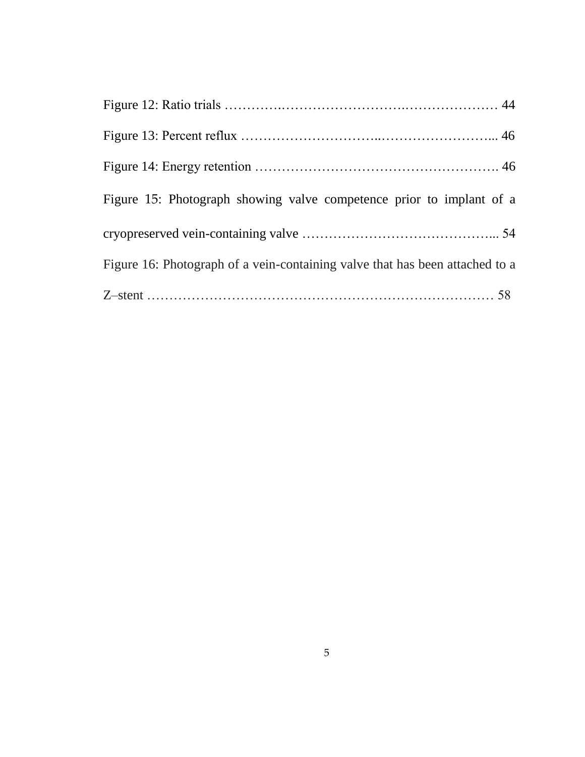Figure 12: Ratio trials …………………………………………………………… 44

Figure 13: Percent reflux ……………………………………………………... 46

Figure 14: Energy retention ………………………………………………. 46

Figure 15: Photograph showing valve competence prior to implant of a cryopreserved vein-containing valve ……………………………………... 54

Figure 16: Photograph of a vein-containing valve that has been attached to a Z–stent ………………………………………………………………… 58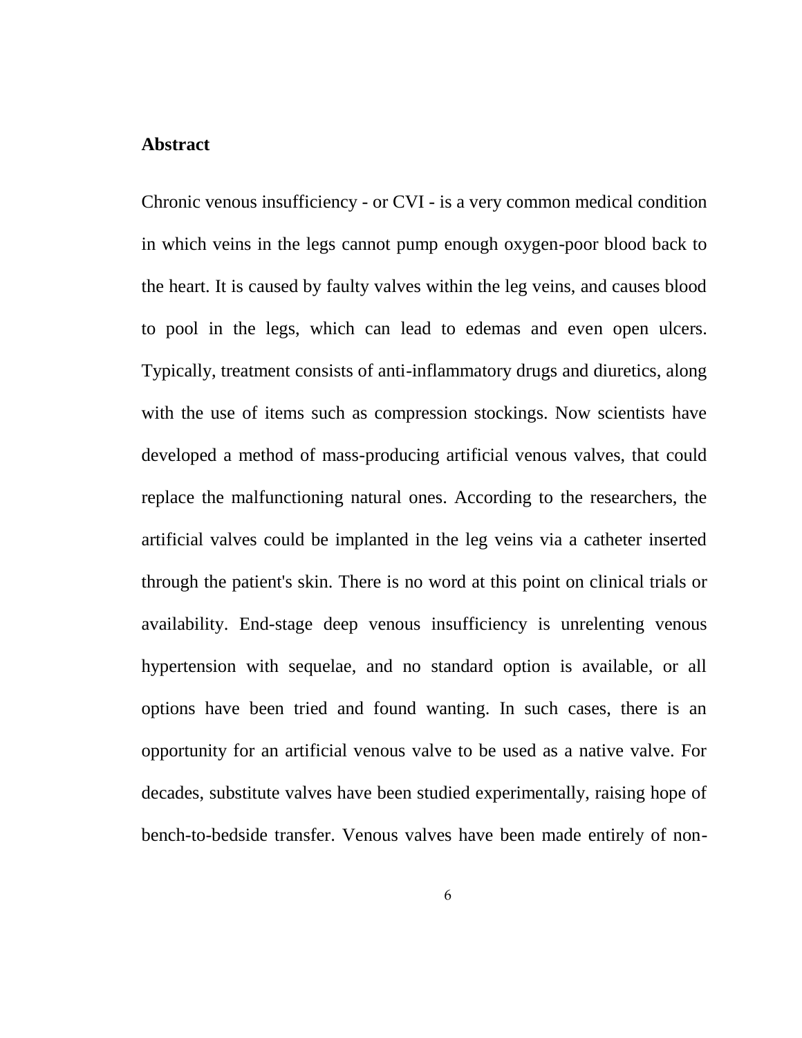## Abstract

Chronic venous insufficiency - or CVI - is a very common medical condition in which veins in the legs cannot pump enough oxygen-poor blood back to the heart. It is caused by faulty valves within the leg veins, and causes blood to pool in the legs, which can lead to edemas and even open ulcers. Typically, treatment consists of anti-inflammatory drugs and diuretics, along with the use of items such as compression stockings. Now scientists have developed a method of mass-producing artificial venous valves, that could replace the malfunctioning natural ones. According to the researchers, the artificial valves could be implanted in the leg veins via a catheter inserted through the patient's skin. There is no word at this point on clinical trials or availability. End-stage deep venous insufficiency is unrelenting venous hypertension with sequelae, and no standard option is available, or all options have been tried and found wanting. In such cases, there is an opportunity for an artificial venous valve to be used as a native valve. For decades, substitute valves have been studied experimentally, raising hope of bench-to-bedside transfer. Venous valves have been made entirely of non-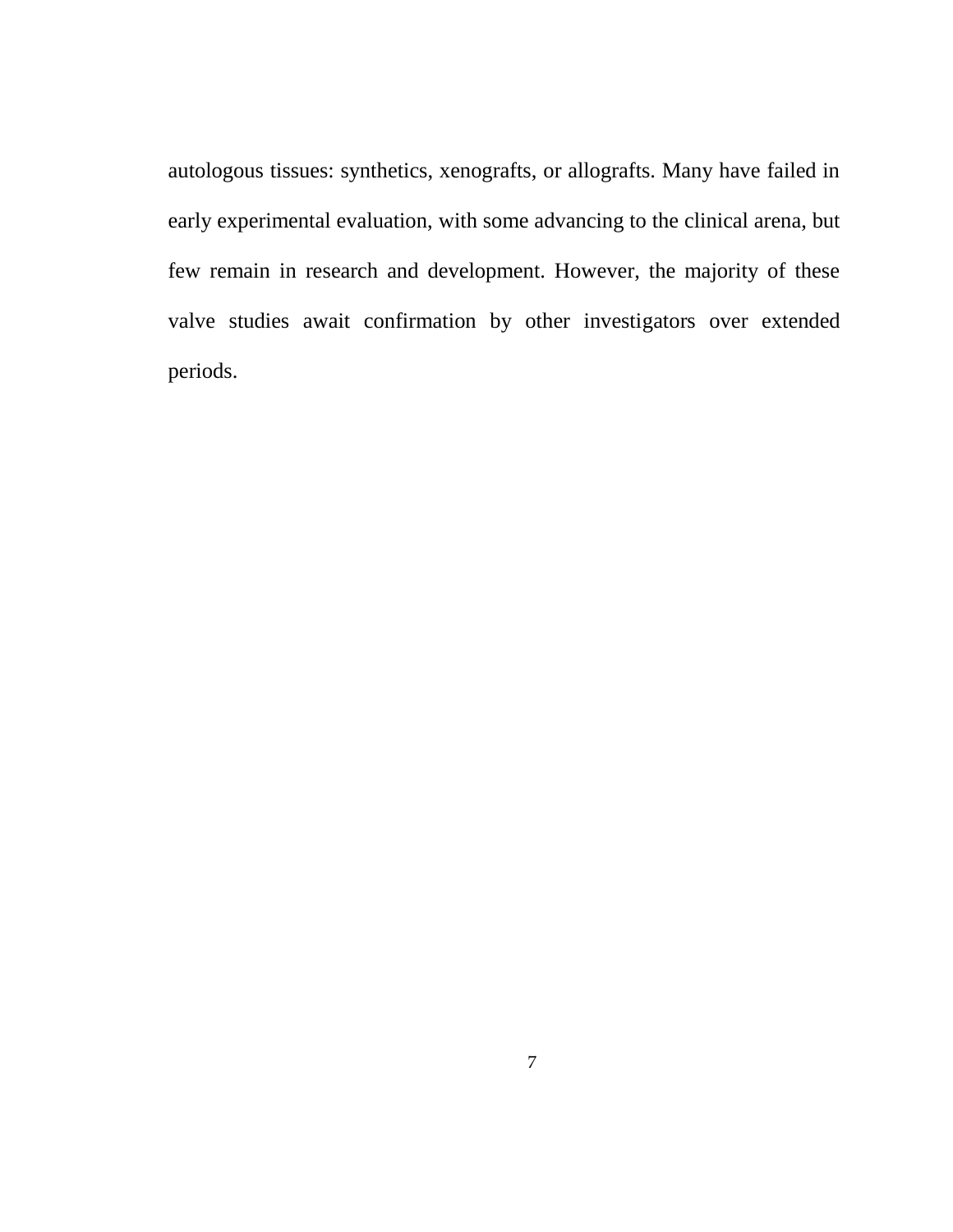autologous tissues: synthetics, xenografts, or allografts. Many have failed in early experimental evaluation, with some advancing to the clinical arena, but few remain in research and development. However, the majority of these valve studies await confirmation by other investigators over extended periods.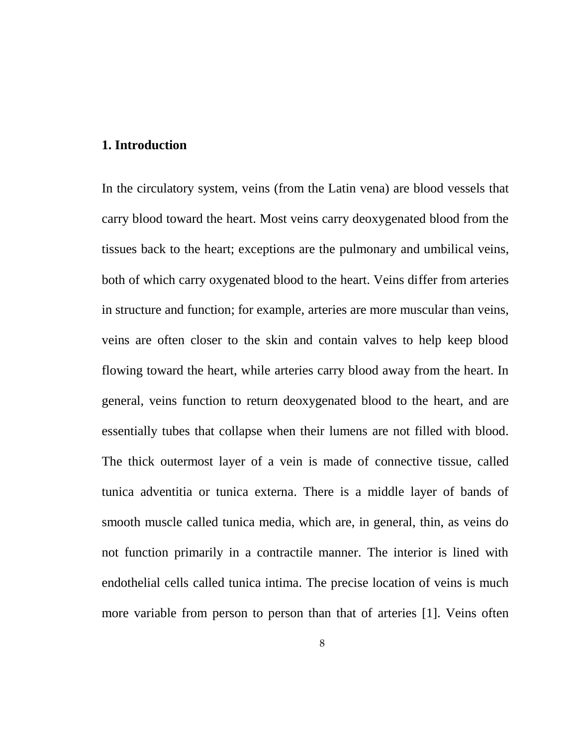## 1. Introduction

In the circulatory system, veins (from the Latin vena) are blood vessels that carry blood toward the heart. Most veins carry deoxygenated blood from the tissues back to the heart; exceptions are the pulmonary and umbilical veins, both of which carry oxygenated blood to the heart. Veins differ from arteries in structure and function; for example, arteries are more muscular than veins, veins are often closer to the skin and contain valves to help keep blood flowing toward the heart, while arteries carry blood away from the heart. In general, veins function to return deoxygenated blood to the heart, and are essentially tubes that collapse when their lumens are not filled with blood. The thick outermost layer of a vein is made of connective tissue, called tunica adventitia or tunica externa. There is a middle layer of bands of smooth muscle called tunica media, which are, in general, thin, as veins do not function primarily in a contractile manner. The interior is lined with endothelial cells called tunica intima. The precise location of veins is much more variable from person to person than that of arteries [1]. Veins often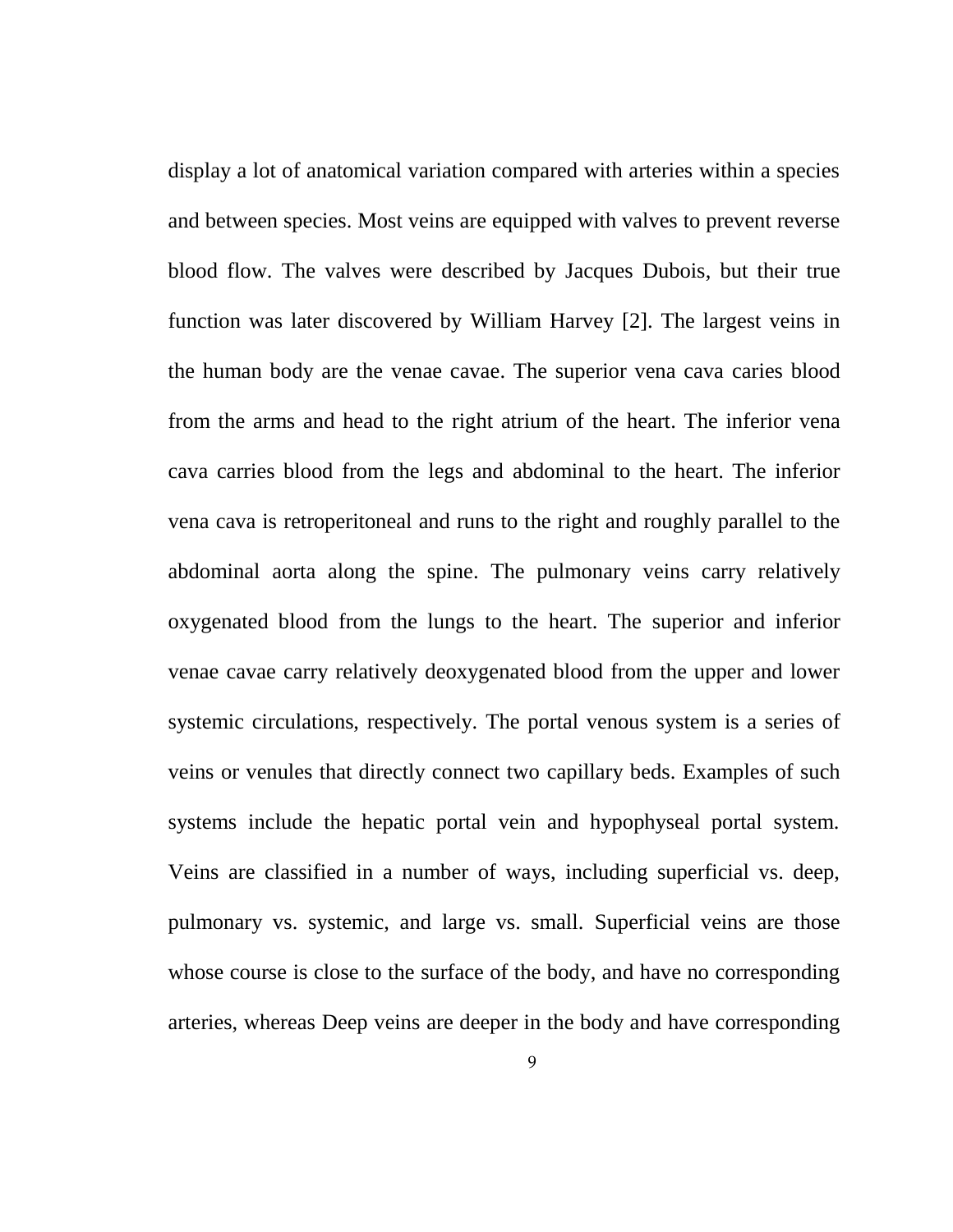display a lot of anatomical variation compared with arteries within a species and between species. Most veins are equipped with valves to prevent reverse blood flow. The valves were described by Jacques Dubois, but their true function was later discovered by William Harvey [2]. The largest veins in the human body are the venae cavae. The superior vena cava caries blood from the arms and head to the right atrium of the heart. The inferior vena cava carries blood from the legs and abdominal to the heart. The inferior vena cava is retroperitoneal and runs to the right and roughly parallel to the abdominal aorta along the spine. The pulmonary veins carry relatively oxygenated blood from the lungs to the heart. The superior and inferior venae cavae carry relatively deoxygenated blood from the upper and lower systemic circulations, respectively. The portal venous system is a series of veins or venules that directly connect two capillary beds. Examples of such systems include the hepatic portal vein and hypophyseal portal system. Veins are classified in a number of ways, including superficial vs. deep, pulmonary vs. systemic, and large vs. small. Superficial veins are those whose course is close to the surface of the body, and have no corresponding arteries, whereas Deep veins are deeper in the body and have corresponding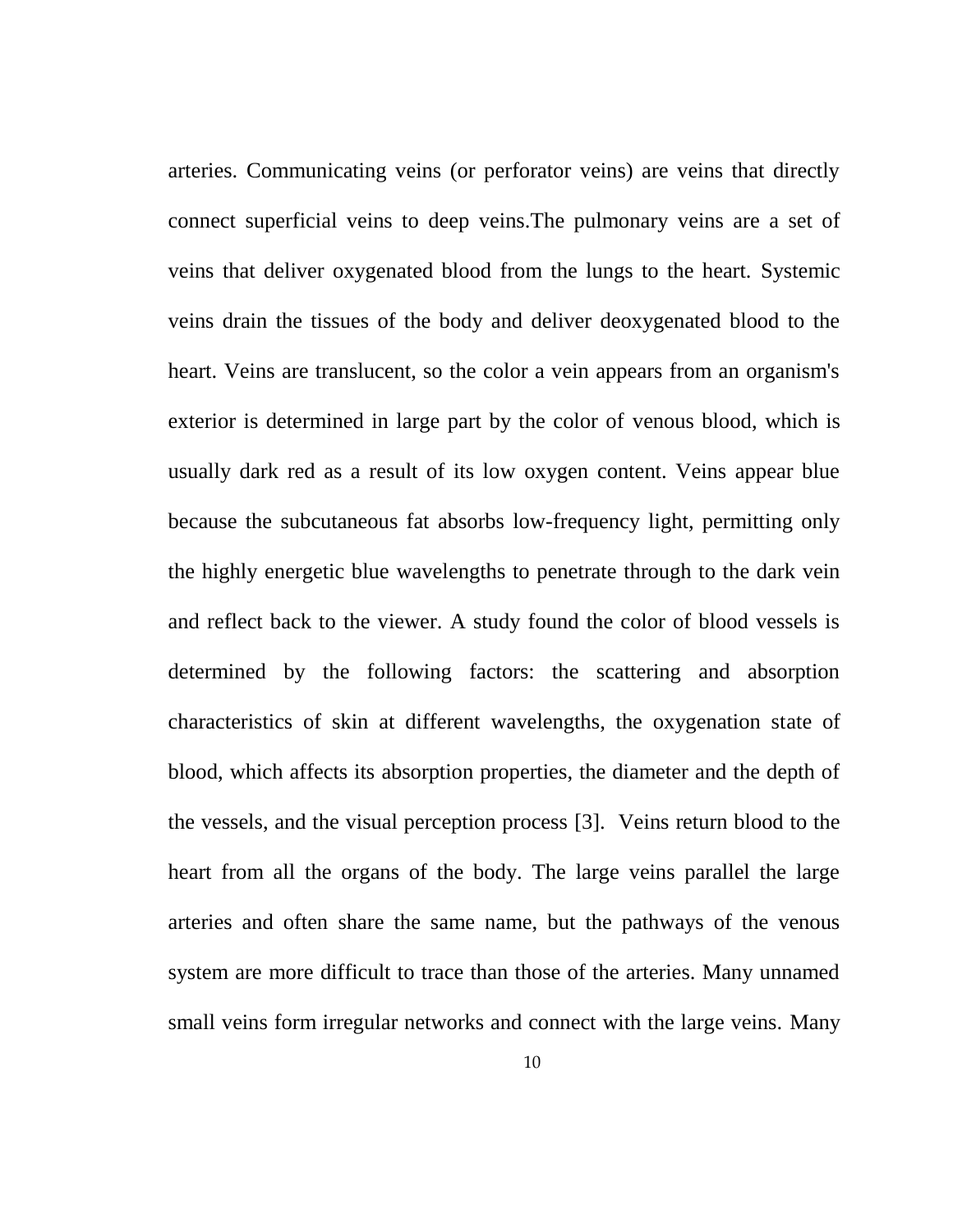arteries. Communicating veins (or perforator veins) are veins that directly connect superficial veins to deep veins.The pulmonary veins are a set of veins that deliver oxygenated blood from the lungs to the heart. Systemic veins drain the tissues of the body and deliver deoxygenated blood to the heart. Veins are translucent, so the color a vein appears from an organism's exterior is determined in large part by the color of venous blood, which is usually dark red as a result of its low oxygen content. Veins appear blue because the subcutaneous fat absorbs low-frequency light, permitting only the highly energetic blue wavelengths to penetrate through to the dark vein and reflect back to the viewer. A study found the color of blood vessels is determined by the following factors: the scattering and absorption characteristics of skin at different wavelengths, the oxygenation state of blood, which affects its absorption properties, the diameter and the depth of the vessels, and the visual perception process [3]. Veins return blood to the heart from all the organs of the body. The large veins parallel the large arteries and often share the same name, but the pathways of the venous system are more difficult to trace than those of the arteries. Many unnamed small veins form irregular networks and connect with the large veins. Many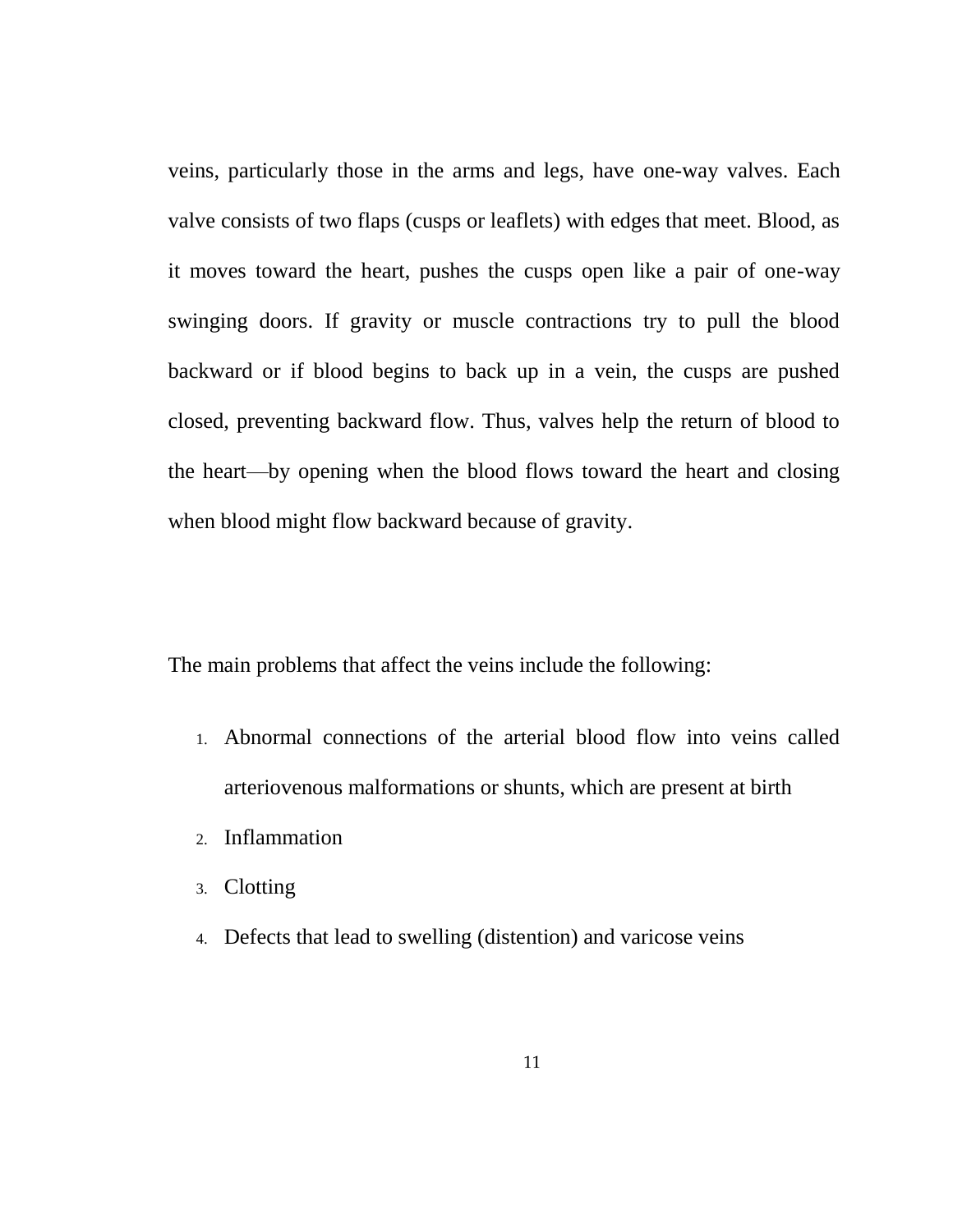veins, particularly those in the arms and legs, have one-way valves. Each valve consists of two flaps (cusps or leaflets) with edges that meet. Blood, as it moves toward the heart, pushes the cusps open like a pair of one-way swinging doors. If gravity or muscle contractions try to pull the blood backward or if blood begins to back up in a vein, the cusps are pushed closed, preventing backward flow. Thus, valves help the return of blood to the heart—by opening when the blood flows toward the heart and closing when blood might flow backward because of gravity.

The main problems that affect the veins include the following:

1. Abnormal connections of the arterial blood flow into veins called arteriovenous malformations or shunts, which are present at birth
2. Inflammation
3. Clotting
4. Defects that lead to swelling (distention) and varicose veins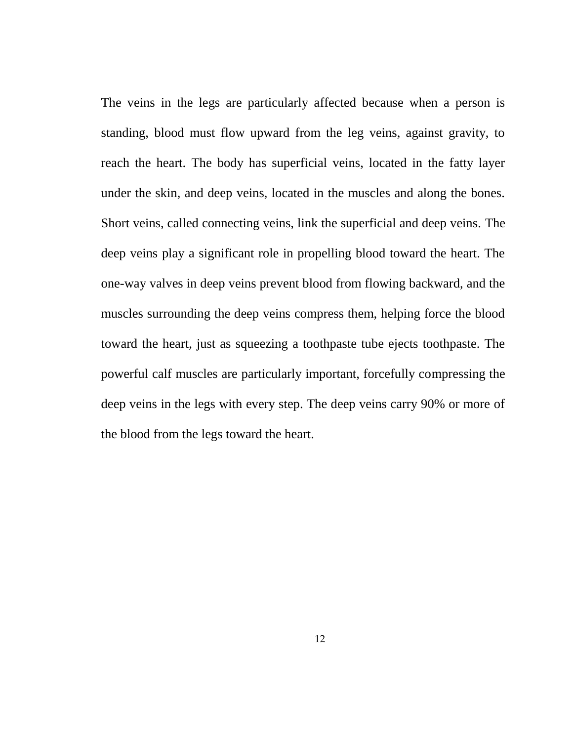The veins in the legs are particularly affected because when a person is standing, blood must flow upward from the leg veins, against gravity, to reach the heart. The body has superficial veins, located in the fatty layer under the skin, and deep veins, located in the muscles and along the bones. Short veins, called connecting veins, link the superficial and deep veins. The deep veins play a significant role in propelling blood toward the heart. The one-way valves in deep veins prevent blood from flowing backward, and the muscles surrounding the deep veins compress them, helping force the blood toward the heart, just as squeezing a toothpaste tube ejects toothpaste. The powerful calf muscles are particularly important, forcefully compressing the deep veins in the legs with every step. The deep veins carry 90% or more of the blood from the legs toward the heart.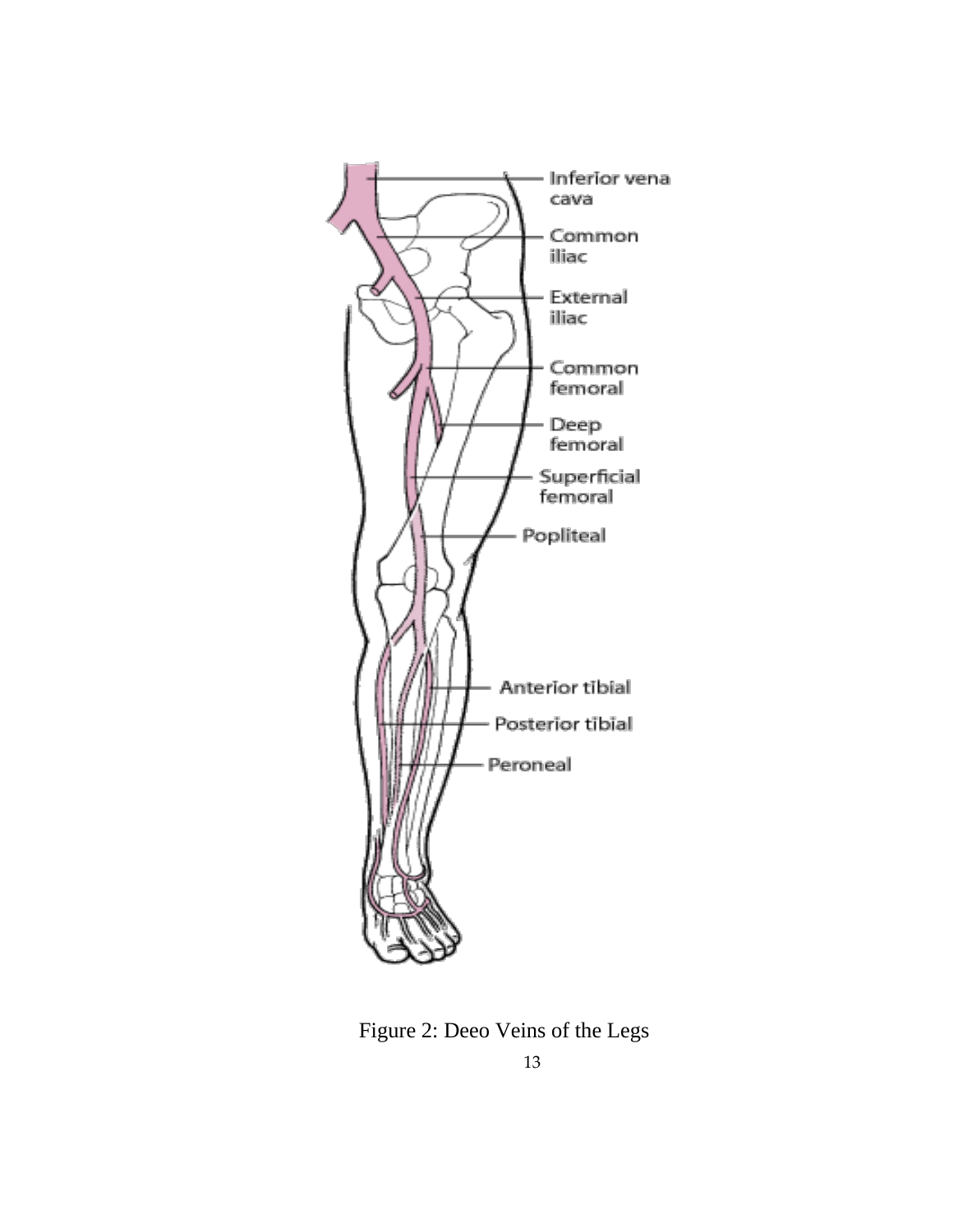Inferior vena cava

Common iliac

External iliac

Common femoral

Deep femoral

Superficial femoral

Popliteal

Anterior tibial

Posterior tibial

Peroneal

Figure 2: Deeo Veins of the Legs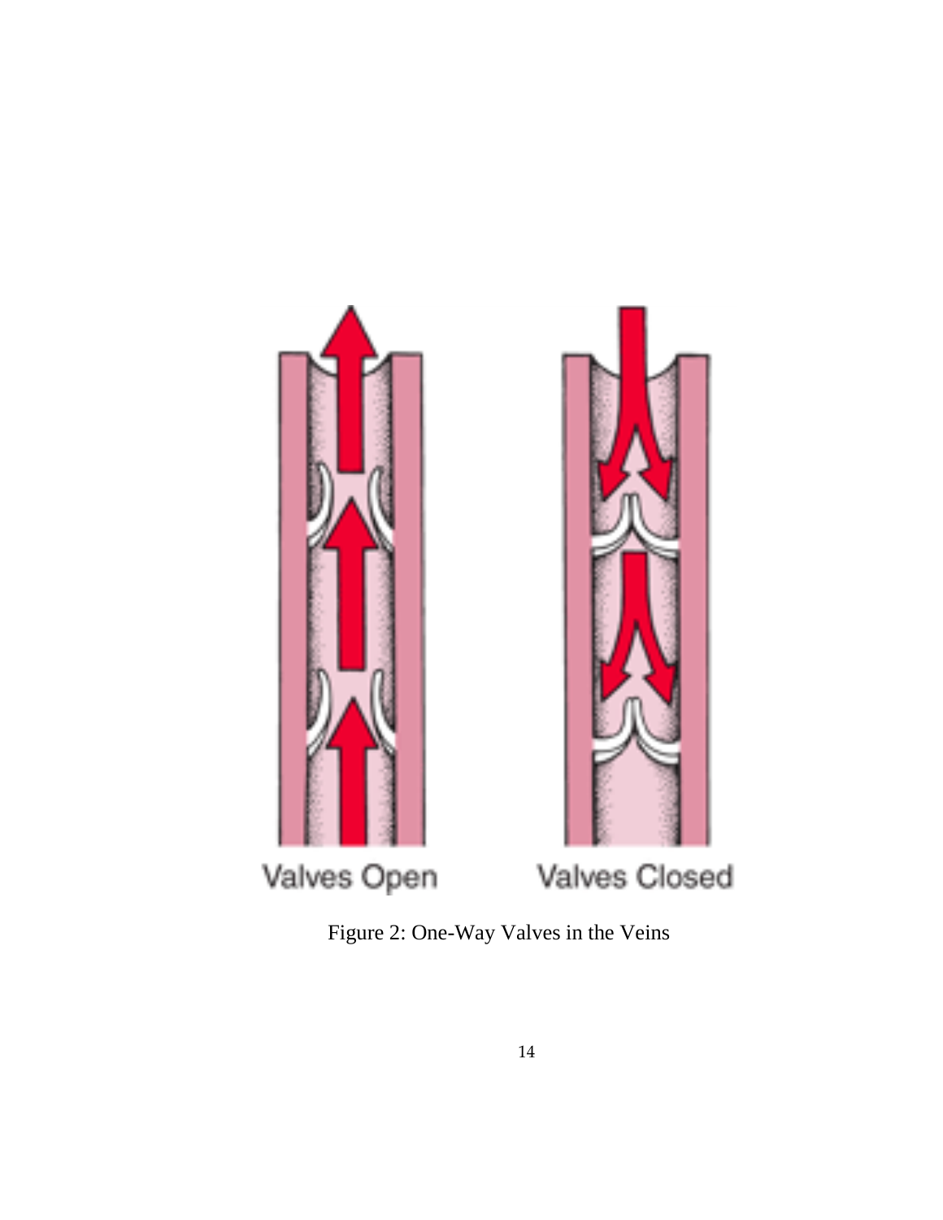Valves Open Valves Closed

Figure 2: One-Way Valves in the Veins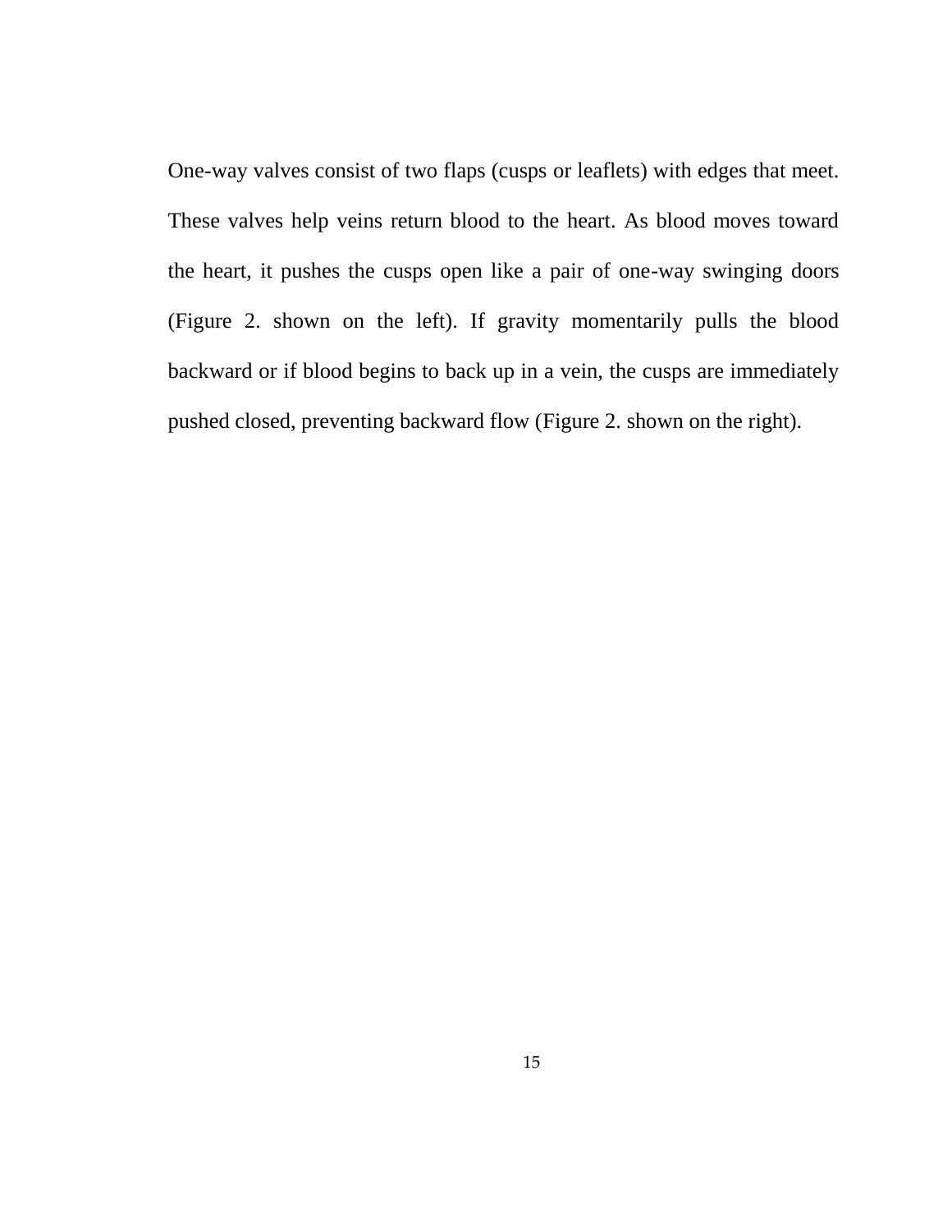One-way valves consist of two flaps (cusps or leaflets) with edges that meet. These valves help veins return blood to the heart. As blood moves toward the heart, it pushes the cusps open like a pair of one-way swinging doors (Figure 2. shown on the left). If gravity momentarily pulls the blood backward or if blood begins to back up in a vein, the cusps are immediately pushed closed, preventing backward flow (Figure 2. shown on the right).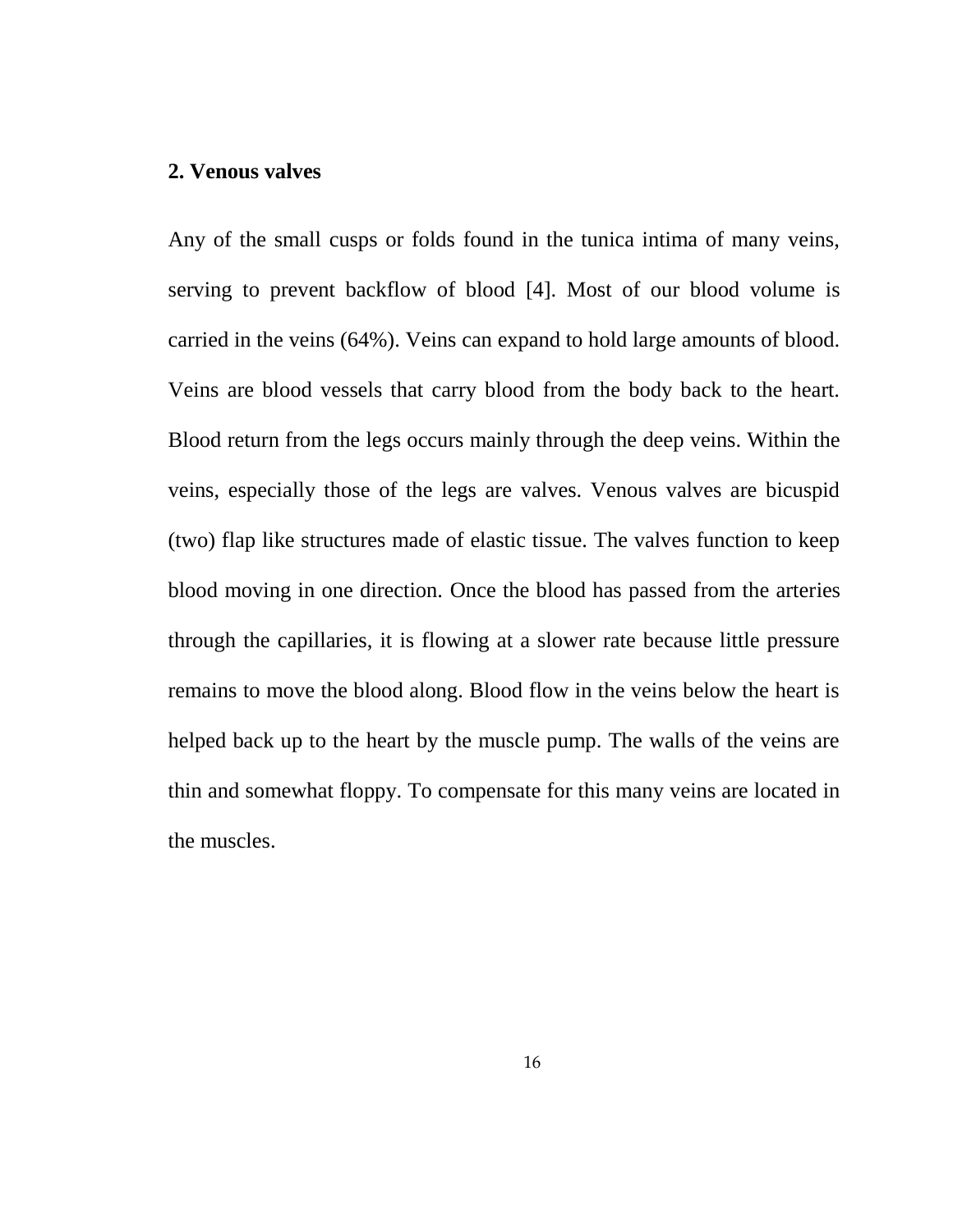## 2. Venous valves

Any of the small cusps or folds found in the tunica intima of many veins, serving to prevent backflow of blood [4]. Most of our blood volume is carried in the veins (64%). Veins can expand to hold large amounts of blood. Veins are blood vessels that carry blood from the body back to the heart. Blood return from the legs occurs mainly through the deep veins. Within the veins, especially those of the legs are valves. Venous valves are bicuspid (two) flap like structures made of elastic tissue. The valves function to keep blood moving in one direction. Once the blood has passed from the arteries through the capillaries, it is flowing at a slower rate because little pressure remains to move the blood along. Blood flow in the veins below the heart is helped back up to the heart by the muscle pump. The walls of the veins are thin and somewhat floppy. To compensate for this many veins are located in the muscles.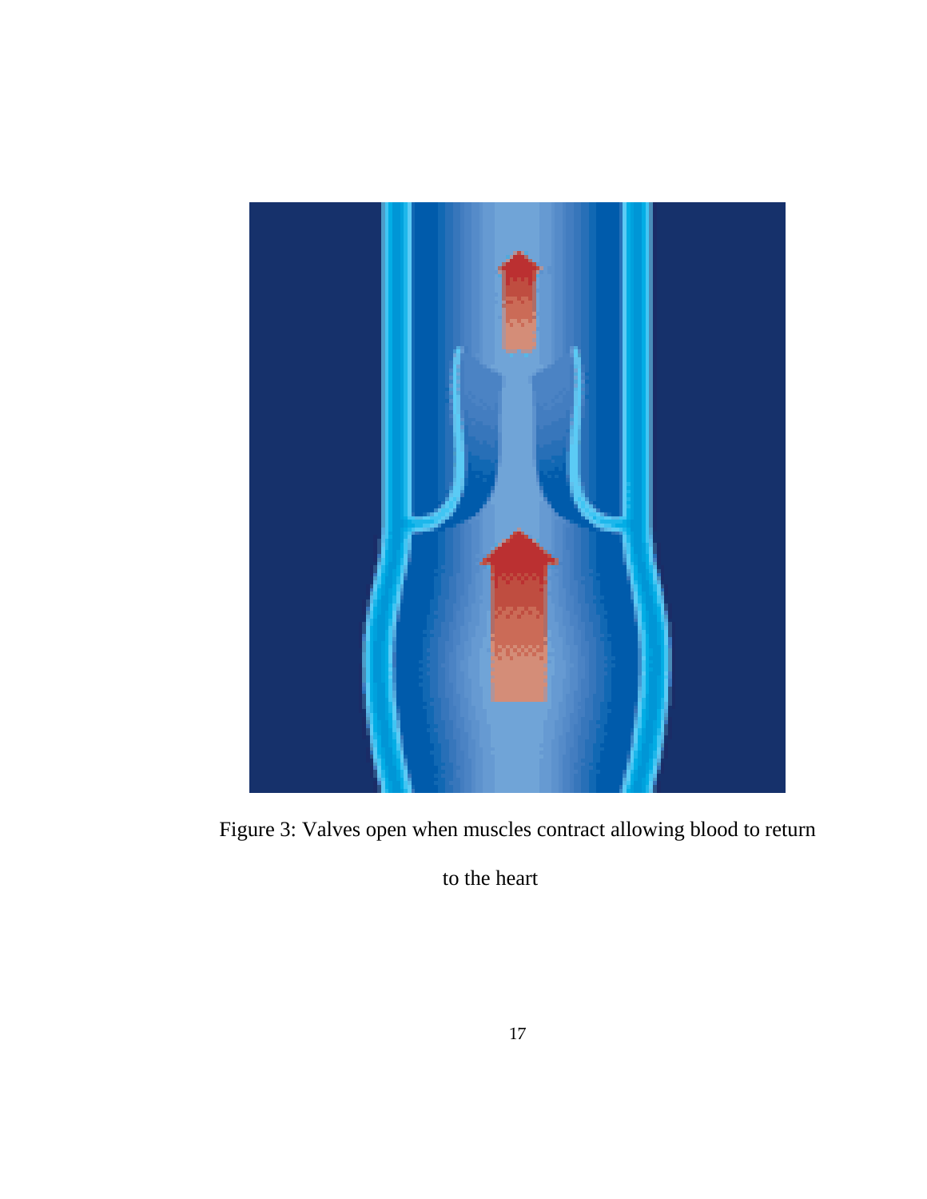Figure 3: Valves open when muscles contract allowing blood to return to the heart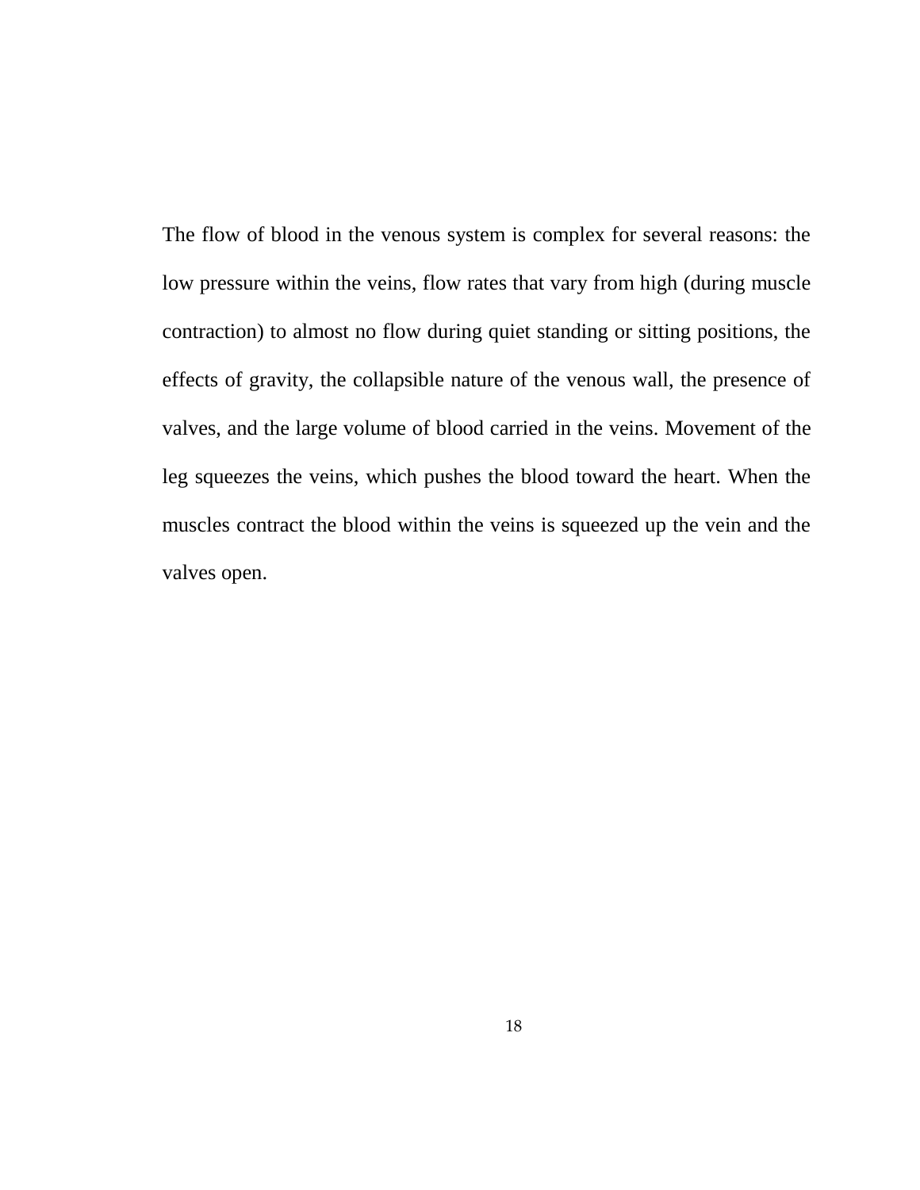The flow of blood in the venous system is complex for several reasons: the low pressure within the veins, flow rates that vary from high (during muscle contraction) to almost no flow during quiet standing or sitting positions, the effects of gravity, the collapsible nature of the venous wall, the presence of valves, and the large volume of blood carried in the veins. Movement of the leg squeezes the veins, which pushes the blood toward the heart. When the muscles contract the blood within the veins is squeezed up the vein and the valves open.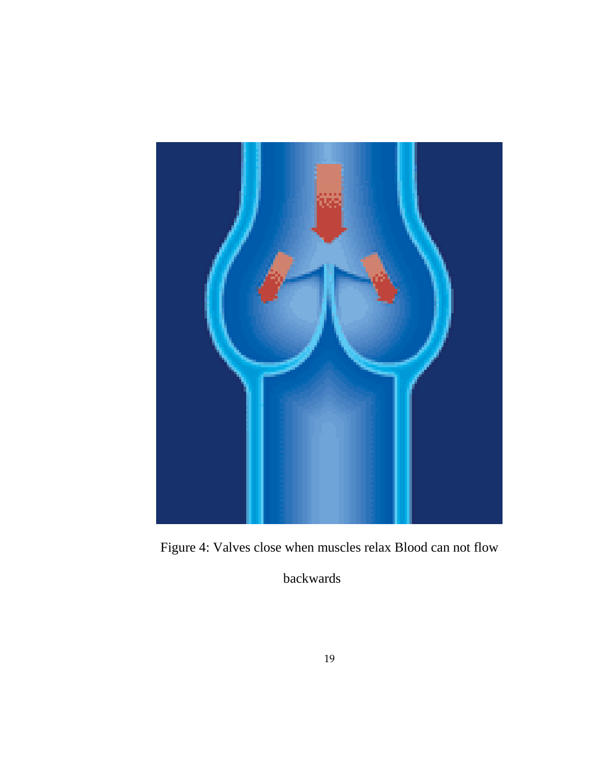Figure 4: Valves close when muscles relax Blood can not flow backwards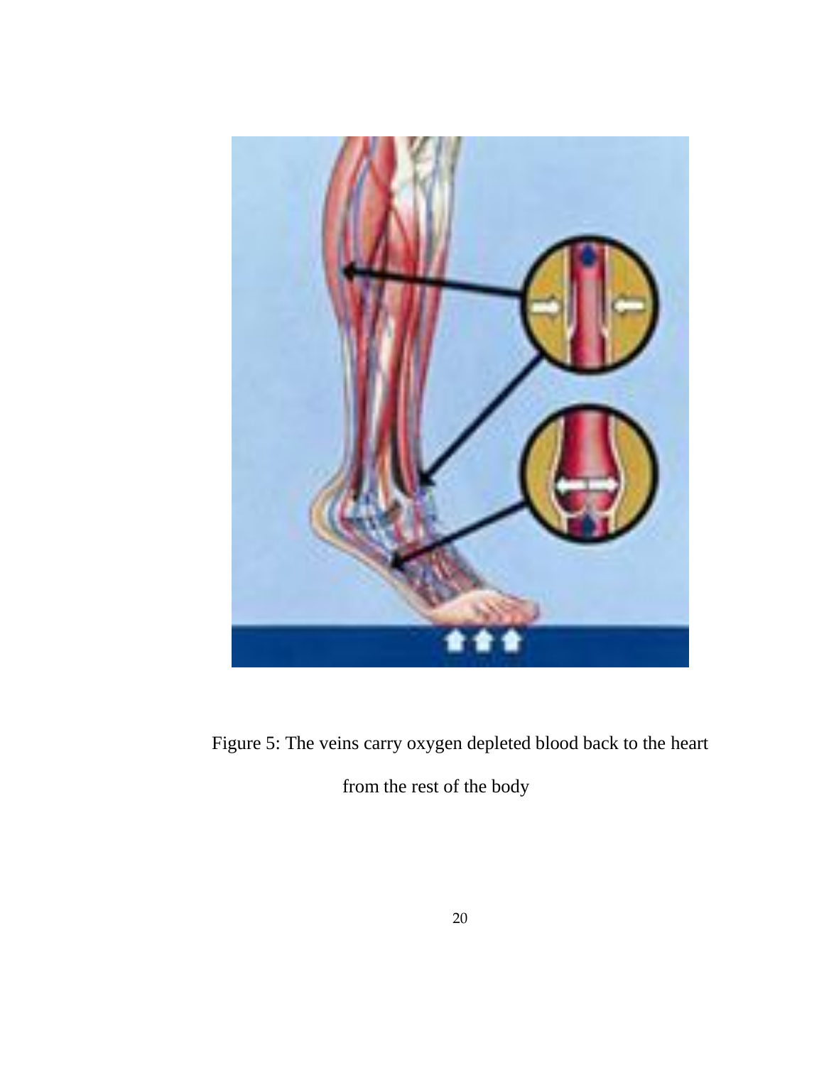Figure 5: The veins carry oxygen depleted blood back to the heart from the rest of the body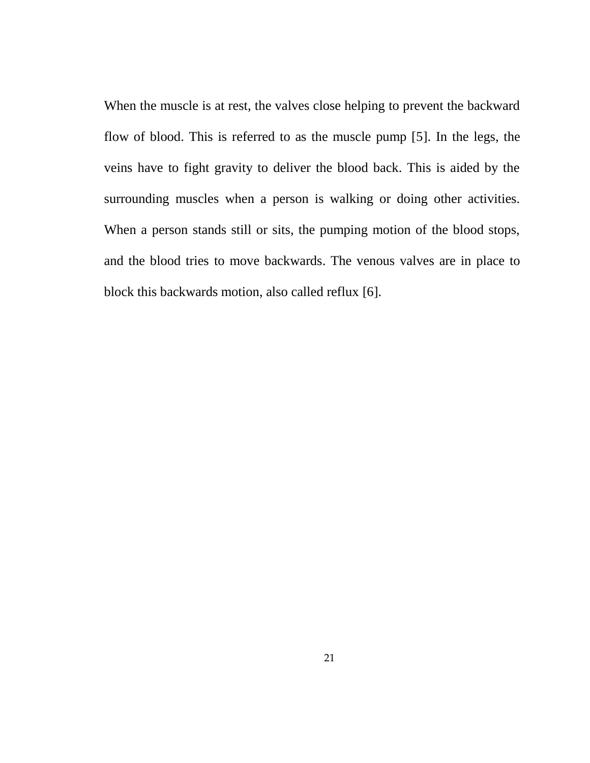When the muscle is at rest, the valves close helping to prevent the backward flow of blood. This is referred to as the muscle pump [5]. In the legs, the veins have to fight gravity to deliver the blood back. This is aided by the surrounding muscles when a person is walking or doing other activities. When a person stands still or sits, the pumping motion of the blood stops, and the blood tries to move backwards. The venous valves are in place to block this backwards motion, also called reflux [6].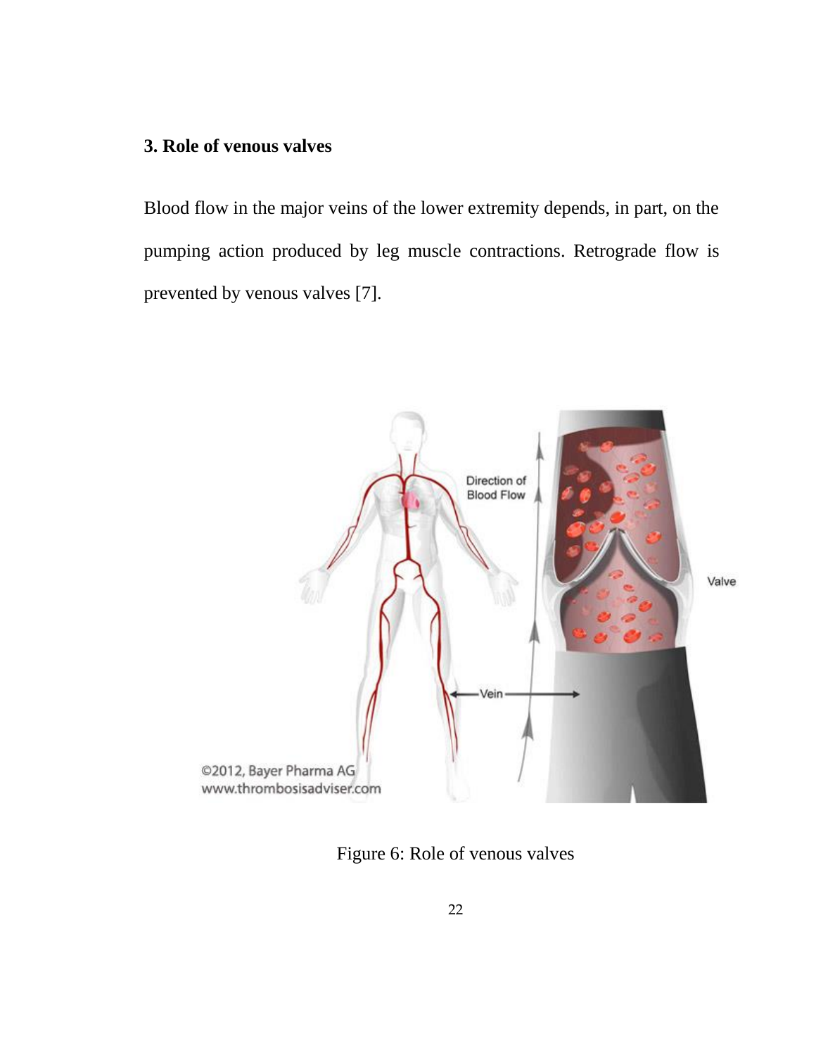### 3. Role of venous valves

Blood flow in the major veins of the lower extremity depends, in part, on the pumping action produced by leg muscle contractions. Retrograde flow is prevented by venous valves [7].

Figure 6: Role of venous valves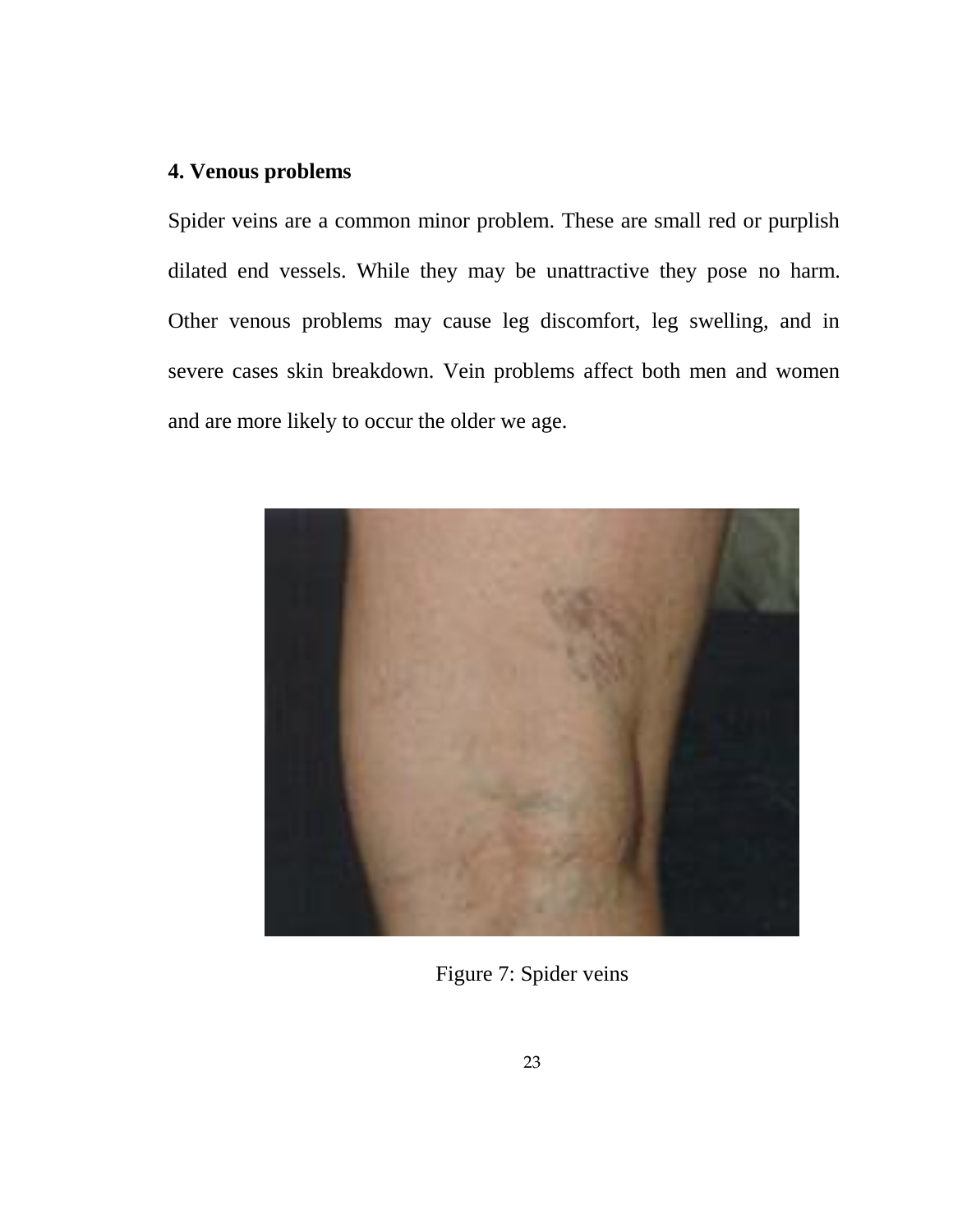## 4. Venous problems

Spider veins are a common minor problem. These are small red or purplish dilated end vessels. While they may be unattractive they pose no harm. Other venous problems may cause leg discomfort, leg swelling, and in severe cases skin breakdown. Vein problems affect both men and women and are more likely to occur the older we age.

Figure 7: Spider veins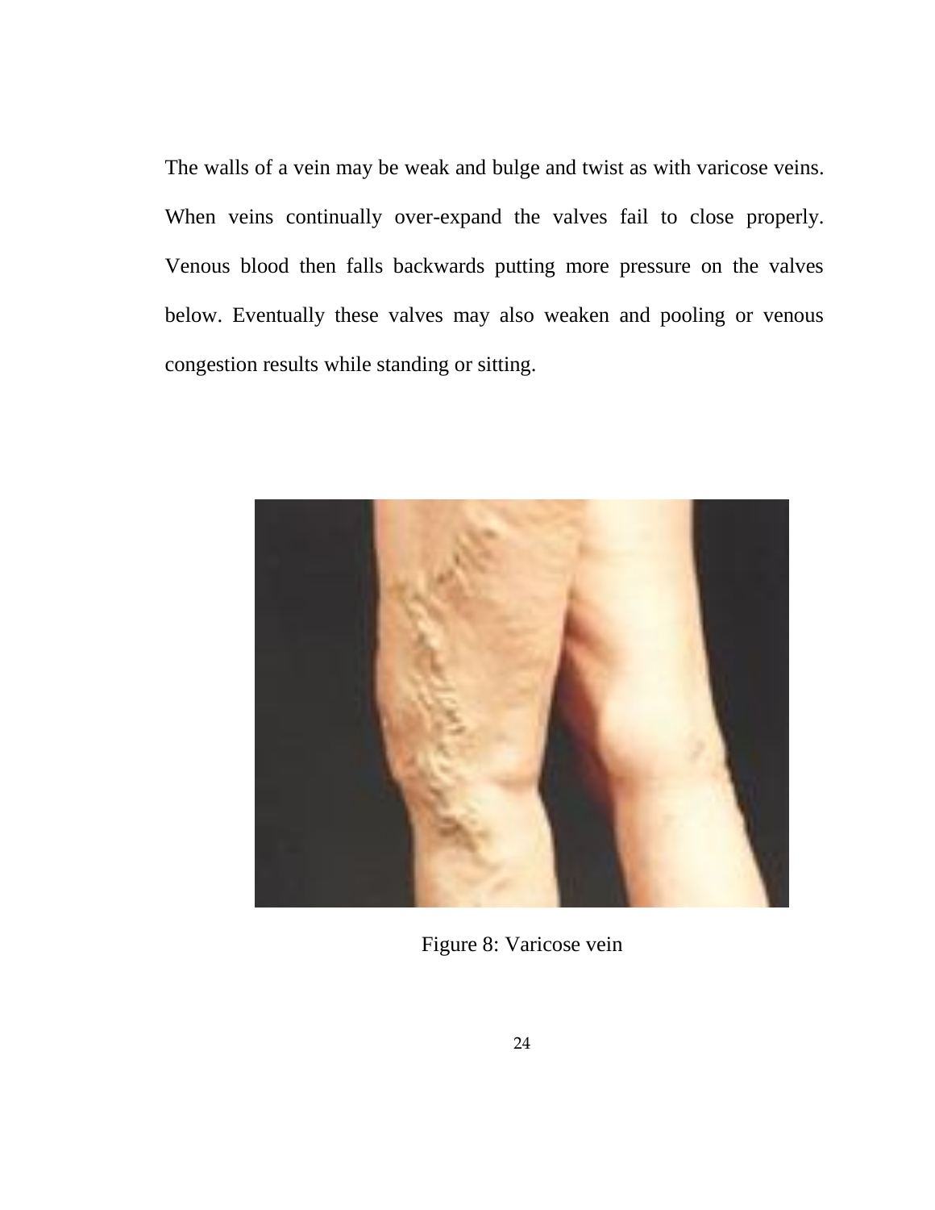The walls of a vein may be weak and bulge and twist as with varicose veins. When veins continually over-expand the valves fail to close properly. Venous blood then falls backwards putting more pressure on the valves below. Eventually these valves may also weaken and pooling or venous congestion results while standing or sitting.

Figure 8: Varicose vein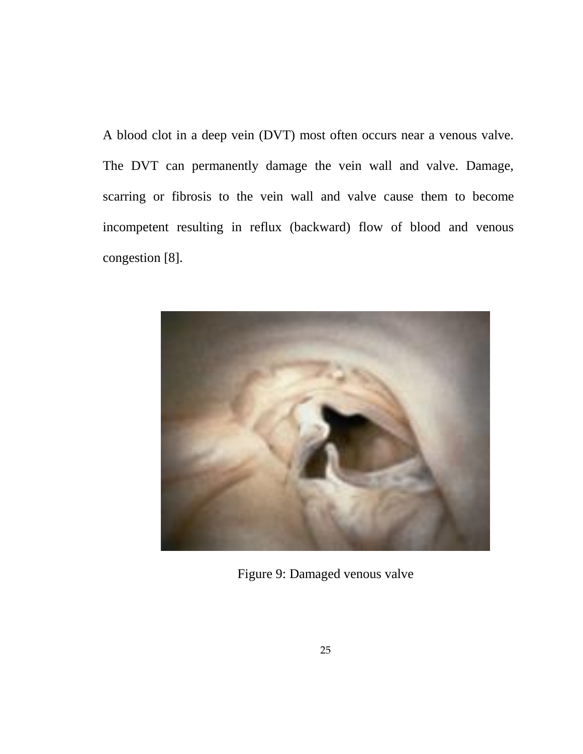A blood clot in a deep vein (DVT) most often occurs near a venous valve. The DVT can permanently damage the vein wall and valve. Damage, scarring or fibrosis to the vein wall and valve cause them to become incompetent resulting in reflux (backward) flow of blood and venous congestion [8].

Figure 9: Damaged venous valve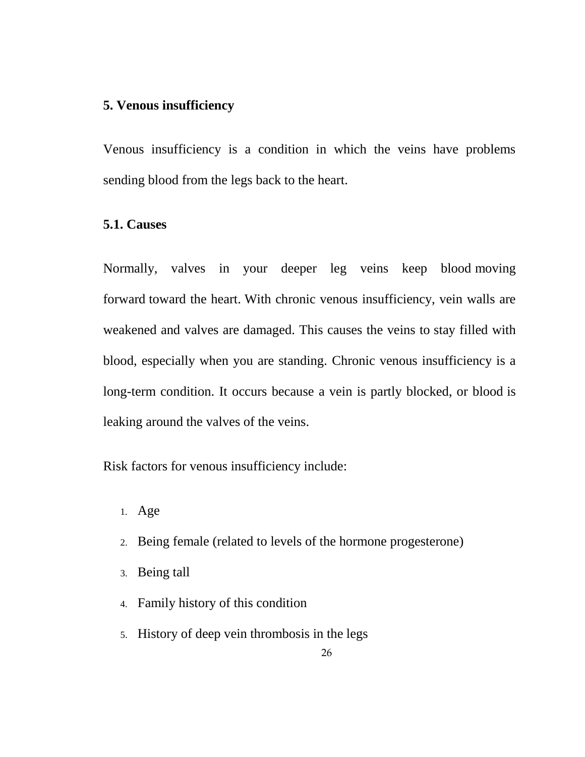## 5. Venous insufficiency

Venous insufficiency is a condition in which the veins have problems sending blood from the legs back to the heart.

### 5.1. Causes

Normally, valves in your deeper leg veins keep blood moving forward toward the heart. With chronic venous insufficiency, vein walls are weakened and valves are damaged. This causes the veins to stay filled with blood, especially when you are standing. Chronic venous insufficiency is a long-term condition. It occurs because a vein is partly blocked, or blood is leaking around the valves of the veins.

Risk factors for venous insufficiency include:

1. Age
2. Being female (related to levels of the hormone progesterone)
3. Being tall
4. Family history of this condition
5. History of deep vein thrombosis in the legs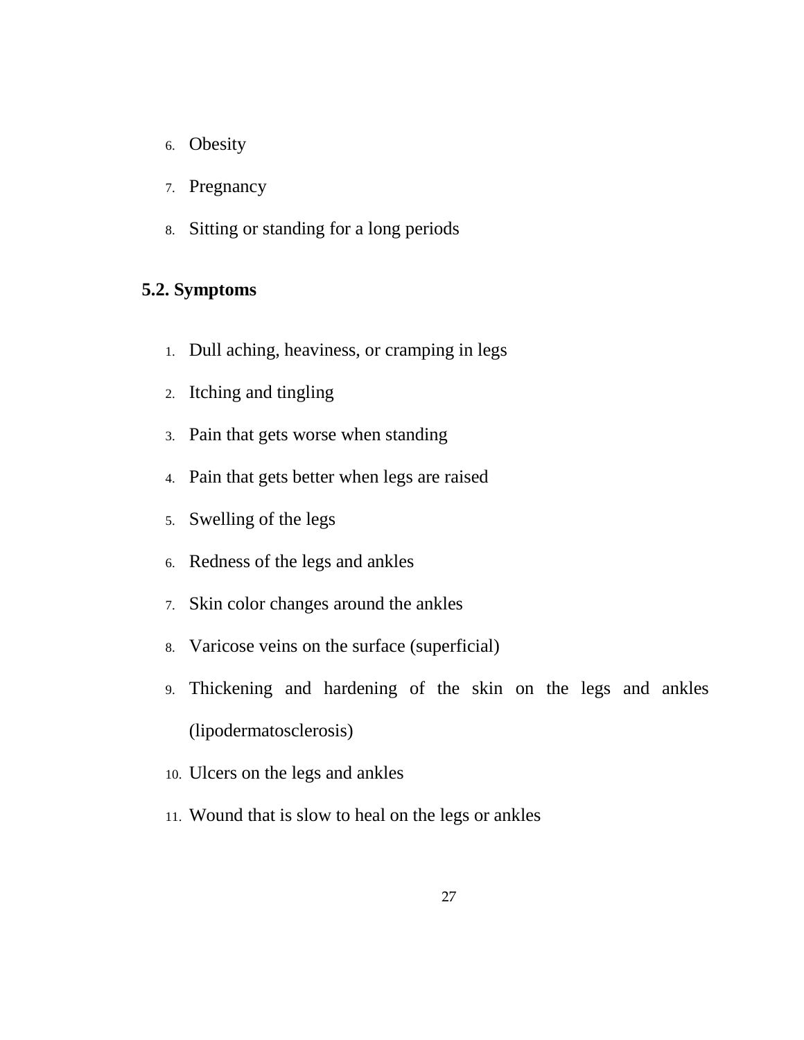6. Obesity
7. Pregnancy
8. Sitting or standing for a long periods

### 5.2. Symptoms

1. Dull aching, heaviness, or cramping in legs
2. Itching and tingling
3. Pain that gets worse when standing
4. Pain that gets better when legs are raised
5. Swelling of the legs
6. Redness of the legs and ankles
7. Skin color changes around the ankles
8. Varicose veins on the surface (superficial)
9. Thickening and hardening of the skin on the legs and ankles (lipodermatosclerosis)
10. Ulcers on the legs and ankles
11. Wound that is slow to heal on the legs or ankles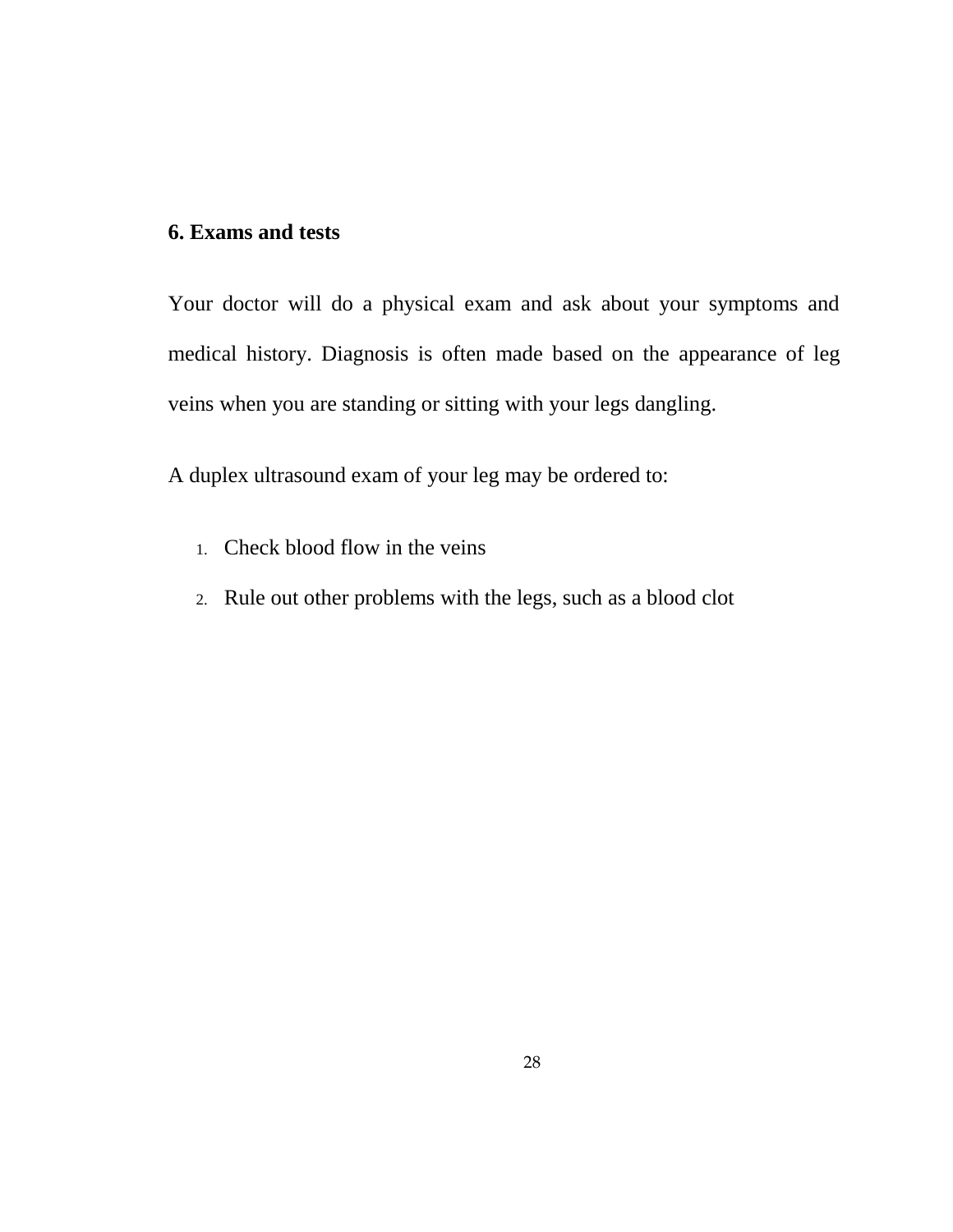## 6. Exams and tests

Your doctor will do a physical exam and ask about your symptoms and medical history. Diagnosis is often made based on the appearance of leg veins when you are standing or sitting with your legs dangling.

A duplex ultrasound exam of your leg may be ordered to:

1. Check blood flow in the veins
2. Rule out other problems with the legs, such as a blood clot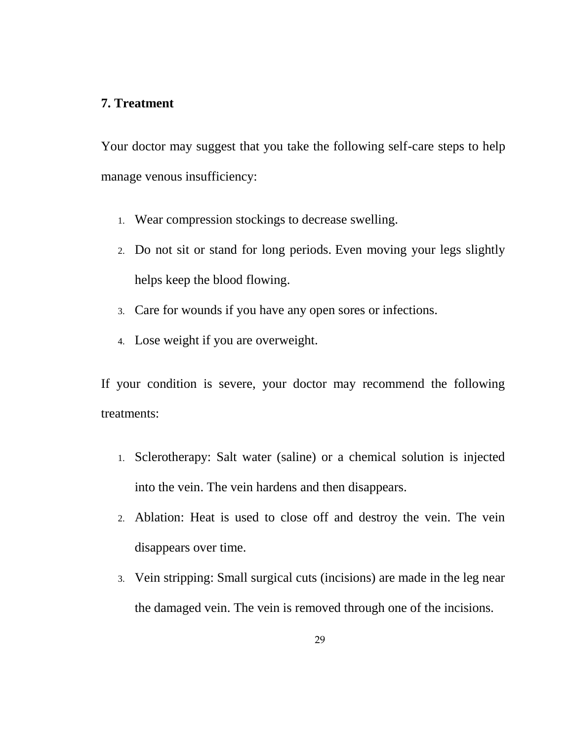## 7. Treatment

Your doctor may suggest that you take the following self-care steps to help manage venous insufficiency:

1. Wear compression stockings to decrease swelling.
2. Do not sit or stand for long periods. Even moving your legs slightly helps keep the blood flowing.
3. Care for wounds if you have any open sores or infections.
4. Lose weight if you are overweight.

If your condition is severe, your doctor may recommend the following treatments:

1. Sclerotherapy: Salt water (saline) or a chemical solution is injected into the vein. The vein hardens and then disappears.
2. Ablation: Heat is used to close off and destroy the vein. The vein disappears over time.
3. Vein stripping: Small surgical cuts (incisions) are made in the leg near the damaged vein. The vein is removed through one of the incisions.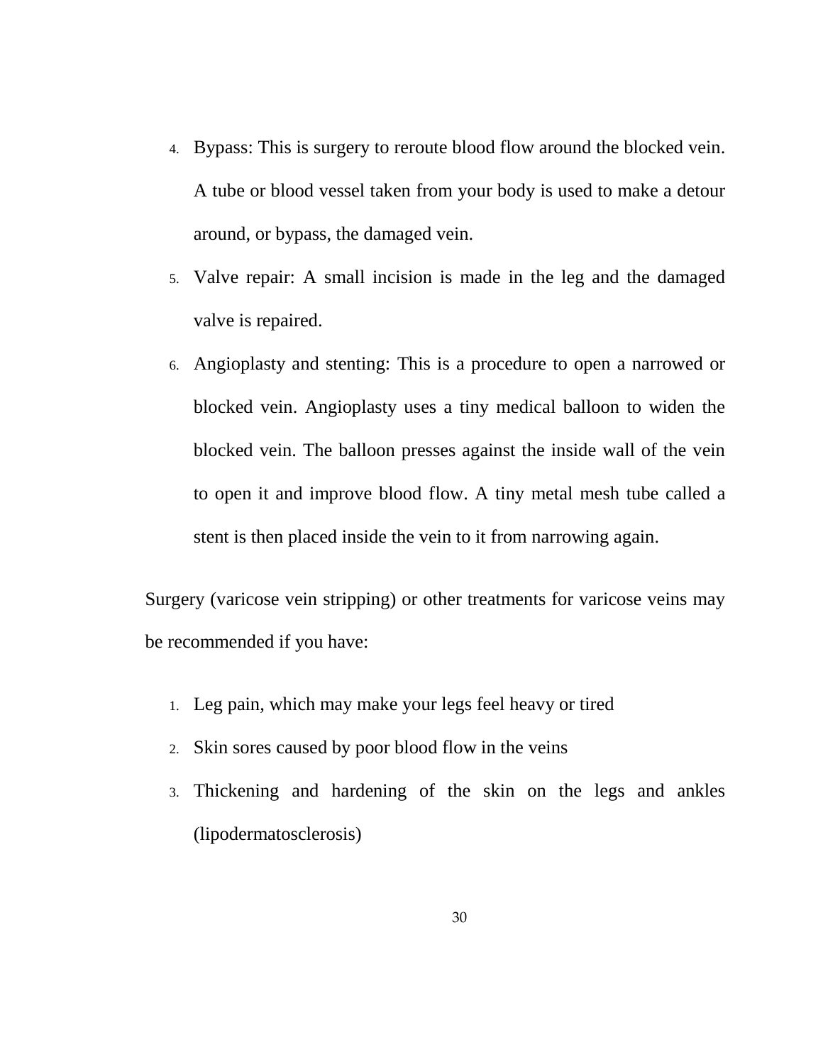4. Bypass: This is surgery to reroute blood flow around the blocked vein. A tube or blood vessel taken from your body is used to make a detour around, or bypass, the damaged vein.
5. Valve repair: A small incision is made in the leg and the damaged valve is repaired.
6. Angioplasty and stenting: This is a procedure to open a narrowed or blocked vein. Angioplasty uses a tiny medical balloon to widen the blocked vein. The balloon presses against the inside wall of the vein to open it and improve blood flow. A tiny metal mesh tube called a stent is then placed inside the vein to it from narrowing again.

Surgery (varicose vein stripping) or other treatments for varicose veins may be recommended if you have:

1. Leg pain, which may make your legs feel heavy or tired
2. Skin sores caused by poor blood flow in the veins
3. Thickening and hardening of the skin on the legs and ankles (lipodermatosclerosis)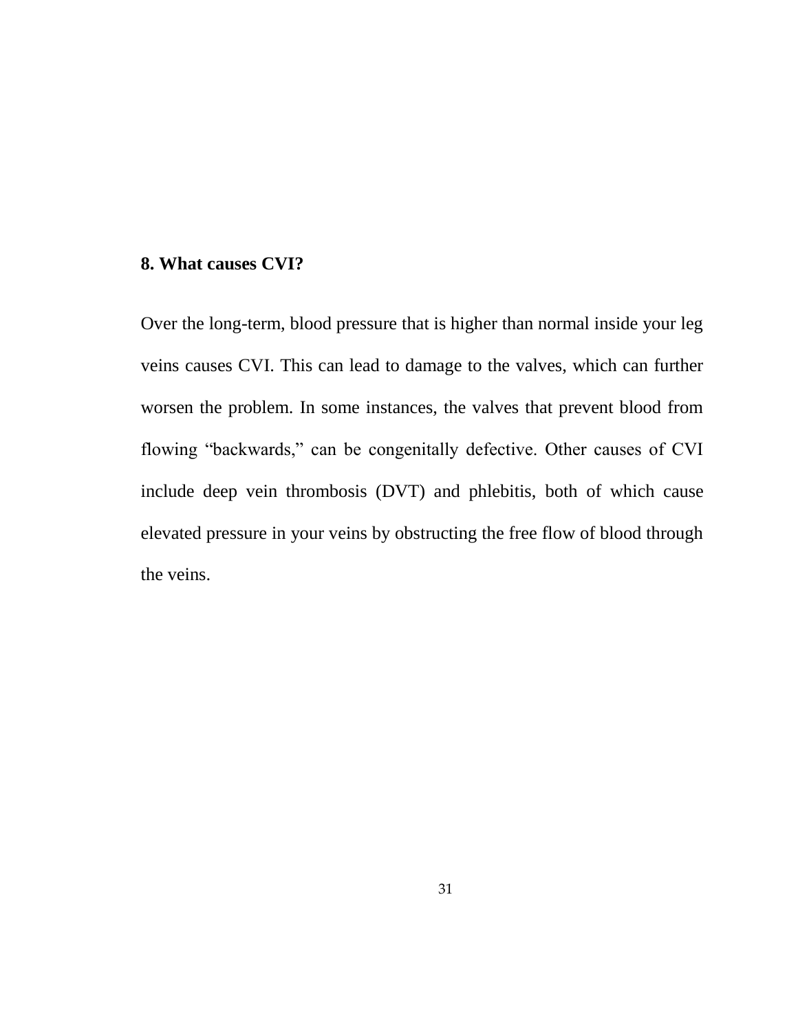## 8. What causes CVI?

Over the long-term, blood pressure that is higher than normal inside your leg veins causes CVI. This can lead to damage to the valves, which can further worsen the problem. In some instances, the valves that prevent blood from flowing “backwards,” can be congenitally defective. Other causes of CVI include deep vein thrombosis (DVT) and phlebitis, both of which cause elevated pressure in your veins by obstructing the free flow of blood through the veins.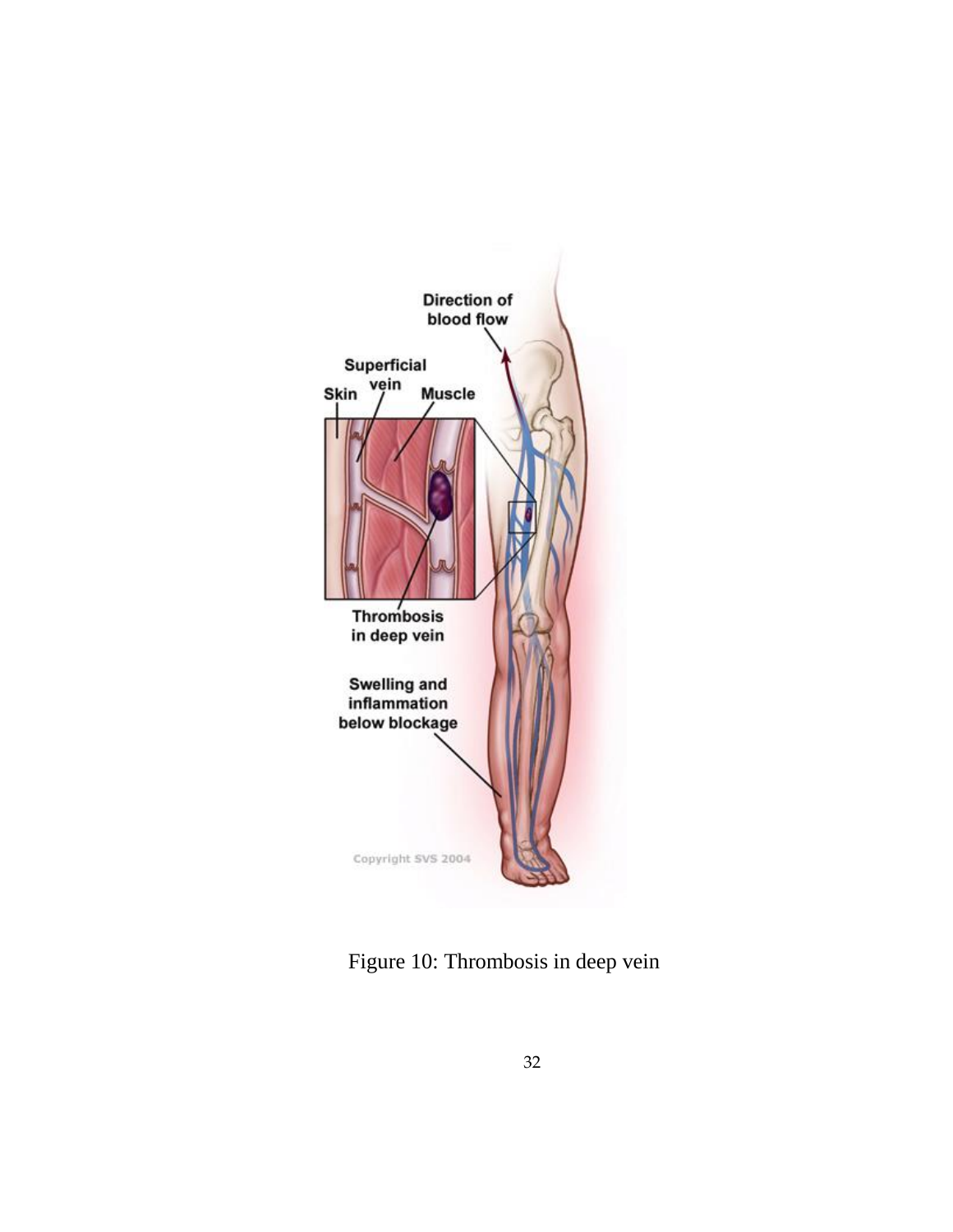Figure 10: Thrombosis in deep vein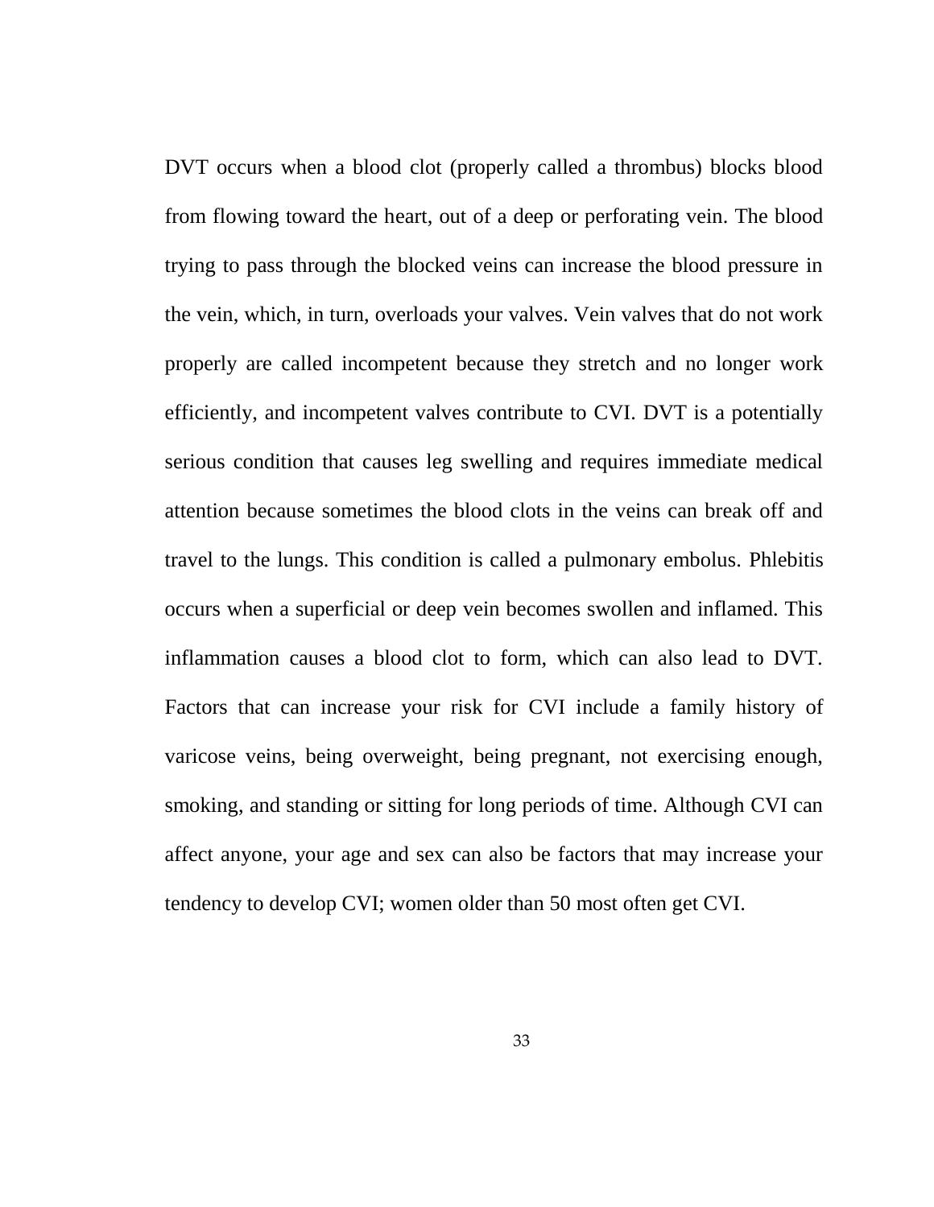DVT occurs when a blood clot (properly called a thrombus) blocks blood from flowing toward the heart, out of a deep or perforating vein. The blood trying to pass through the blocked veins can increase the blood pressure in the vein, which, in turn, overloads your valves. Vein valves that do not work properly are called incompetent because they stretch and no longer work efficiently, and incompetent valves contribute to CVI. DVT is a potentially serious condition that causes leg swelling and requires immediate medical attention because sometimes the blood clots in the veins can break off and travel to the lungs. This condition is called a pulmonary embolus. Phlebitis occurs when a superficial or deep vein becomes swollen and inflamed. This inflammation causes a blood clot to form, which can also lead to DVT. Factors that can increase your risk for CVI include a family history of varicose veins, being overweight, being pregnant, not exercising enough, smoking, and standing or sitting for long periods of time. Although CVI can affect anyone, your age and sex can also be factors that may increase your tendency to develop CVI; women older than 50 most often get CVI.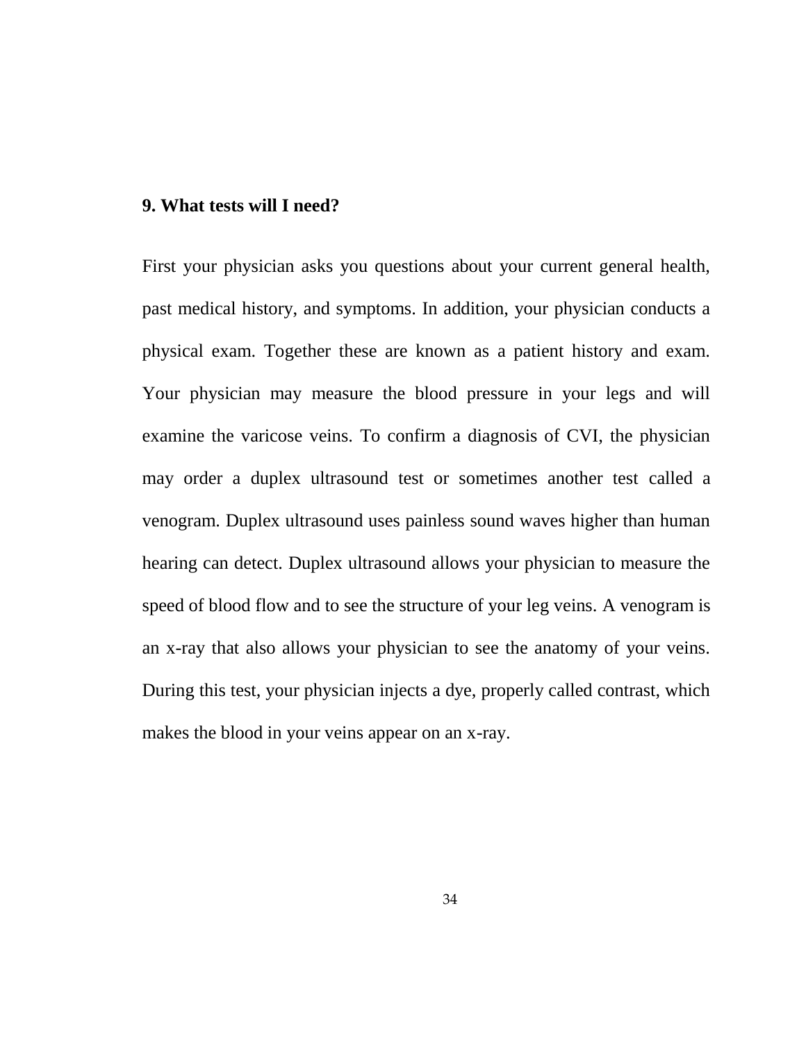**9. What tests will I need?**

First your physician asks you questions about your current general health, past medical history, and symptoms. In addition, your physician conducts a physical exam. Together these are known as a patient history and exam. Your physician may measure the blood pressure in your legs and will examine the varicose veins. To confirm a diagnosis of CVI, the physician may order a duplex ultrasound test or sometimes another test called a venogram. Duplex ultrasound uses painless sound waves higher than human hearing can detect. Duplex ultrasound allows your physician to measure the speed of blood flow and to see the structure of your leg veins. A venogram is an x-ray that also allows your physician to see the anatomy of your veins. During this test, your physician injects a dye, properly called contrast, which makes the blood in your veins appear on an x-ray.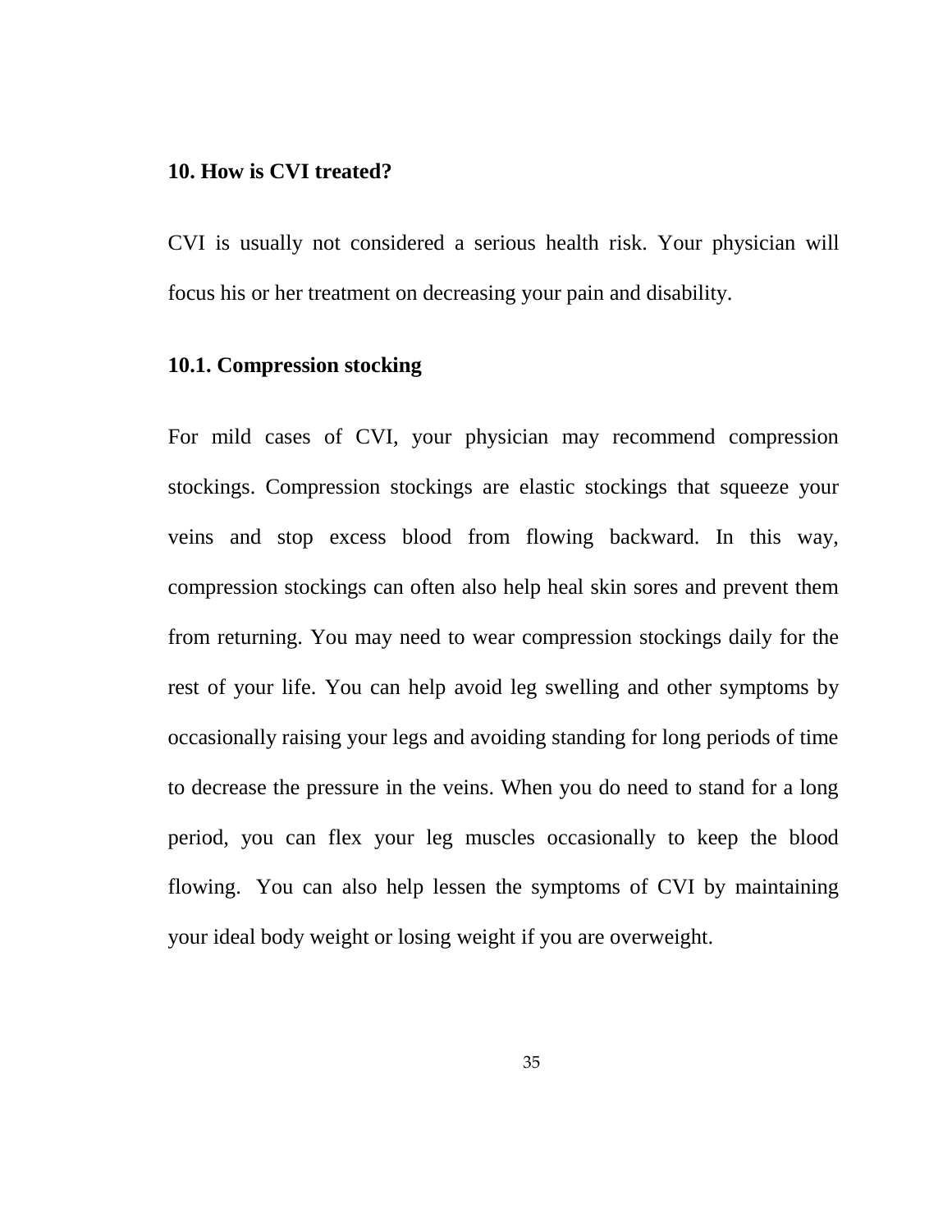## 10. How is CVI treated?

CVI is usually not considered a serious health risk. Your physician will focus his or her treatment on decreasing your pain and disability.

### 10.1. Compression stocking

For mild cases of CVI, your physician may recommend compression stockings. Compression stockings are elastic stockings that squeeze your veins and stop excess blood from flowing backward. In this way, compression stockings can often also help heal skin sores and prevent them from returning. You may need to wear compression stockings daily for the rest of your life. You can help avoid leg swelling and other symptoms by occasionally raising your legs and avoiding standing for long periods of time to decrease the pressure in the veins. When you do need to stand for a long period, you can flex your leg muscles occasionally to keep the blood flowing. You can also help lessen the symptoms of CVI by maintaining your ideal body weight or losing weight if you are overweight.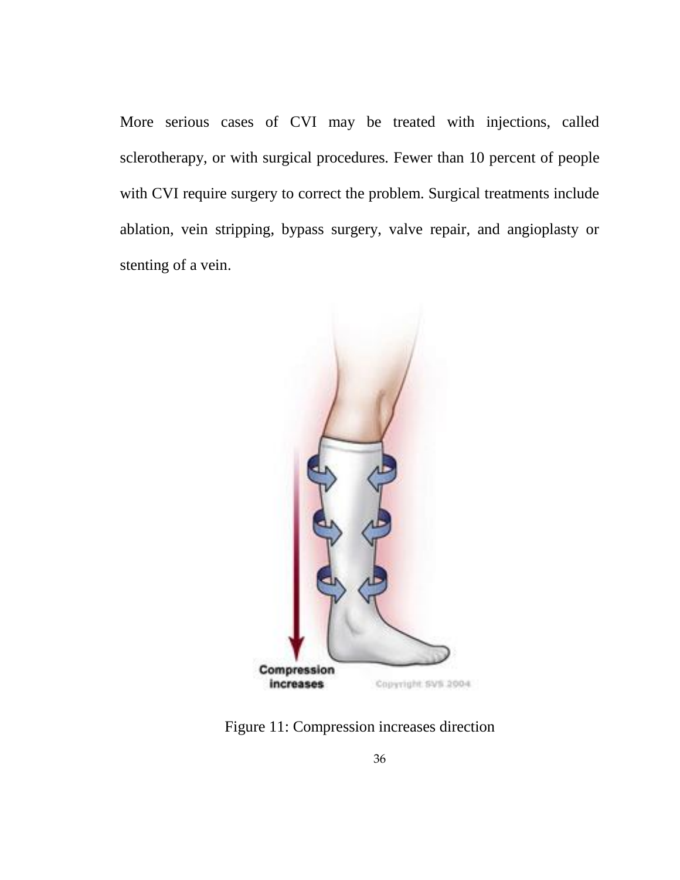More serious cases of CVI may be treated with injections, called sclerotherapy, or with surgical procedures. Fewer than 10 percent of people with CVI require surgery to correct the problem. Surgical treatments include ablation, vein stripping, bypass surgery, valve repair, and angioplasty or stenting of a vein.

Figure 11: Compression increases direction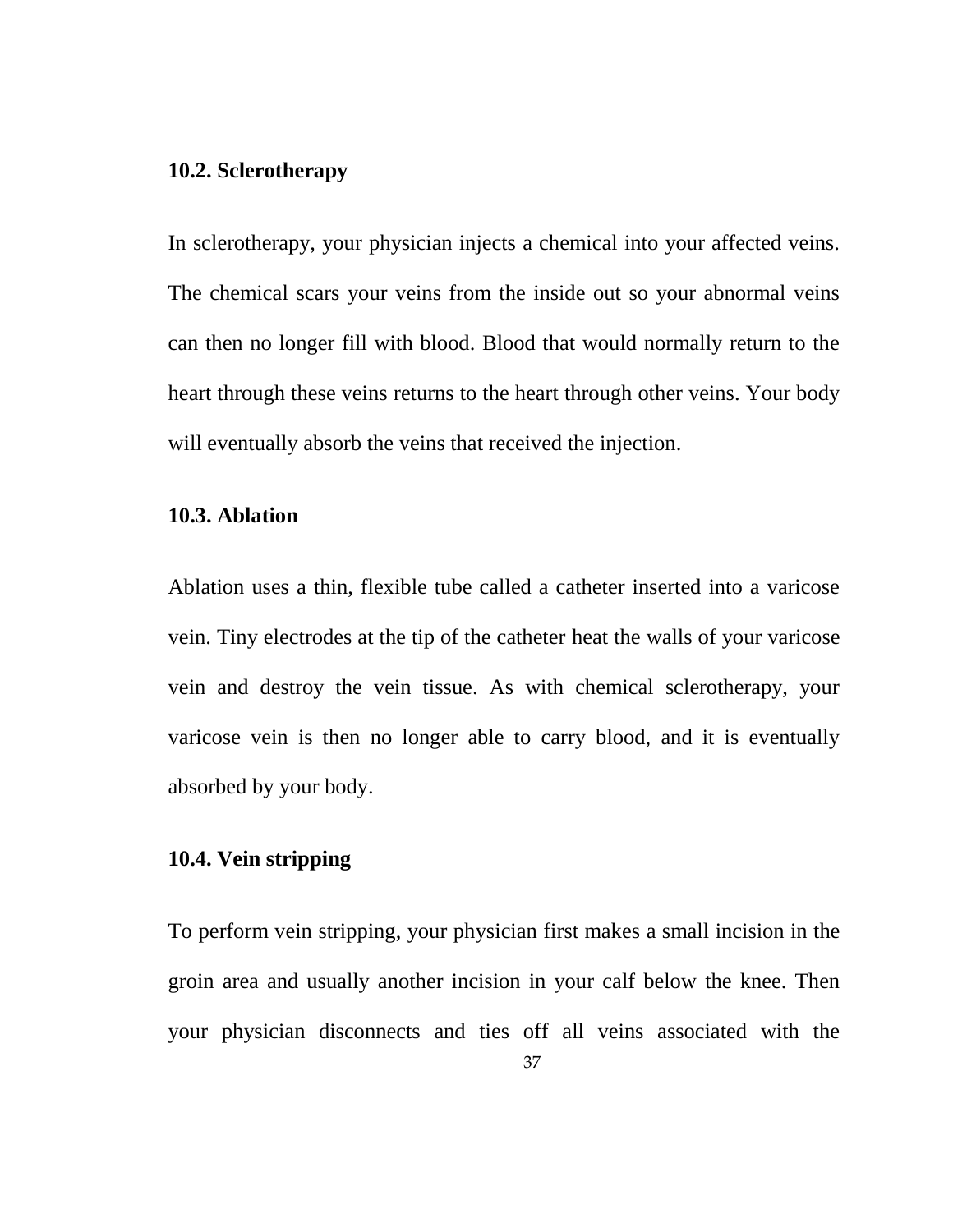### 10.2. Sclerotherapy

In sclerotherapy, your physician injects a chemical into your affected veins. The chemical scars your veins from the inside out so your abnormal veins can then no longer fill with blood. Blood that would normally return to the heart through these veins returns to the heart through other veins. Your body will eventually absorb the veins that received the injection.

### 10.3. Ablation

Ablation uses a thin, flexible tube called a catheter inserted into a varicose vein. Tiny electrodes at the tip of the catheter heat the walls of your varicose vein and destroy the vein tissue. As with chemical sclerotherapy, your varicose vein is then no longer able to carry blood, and it is eventually absorbed by your body.

### 10.4. Vein stripping

To perform vein stripping, your physician first makes a small incision in the groin area and usually another incision in your calf below the knee. Then your physician disconnects and ties off all veins associated with the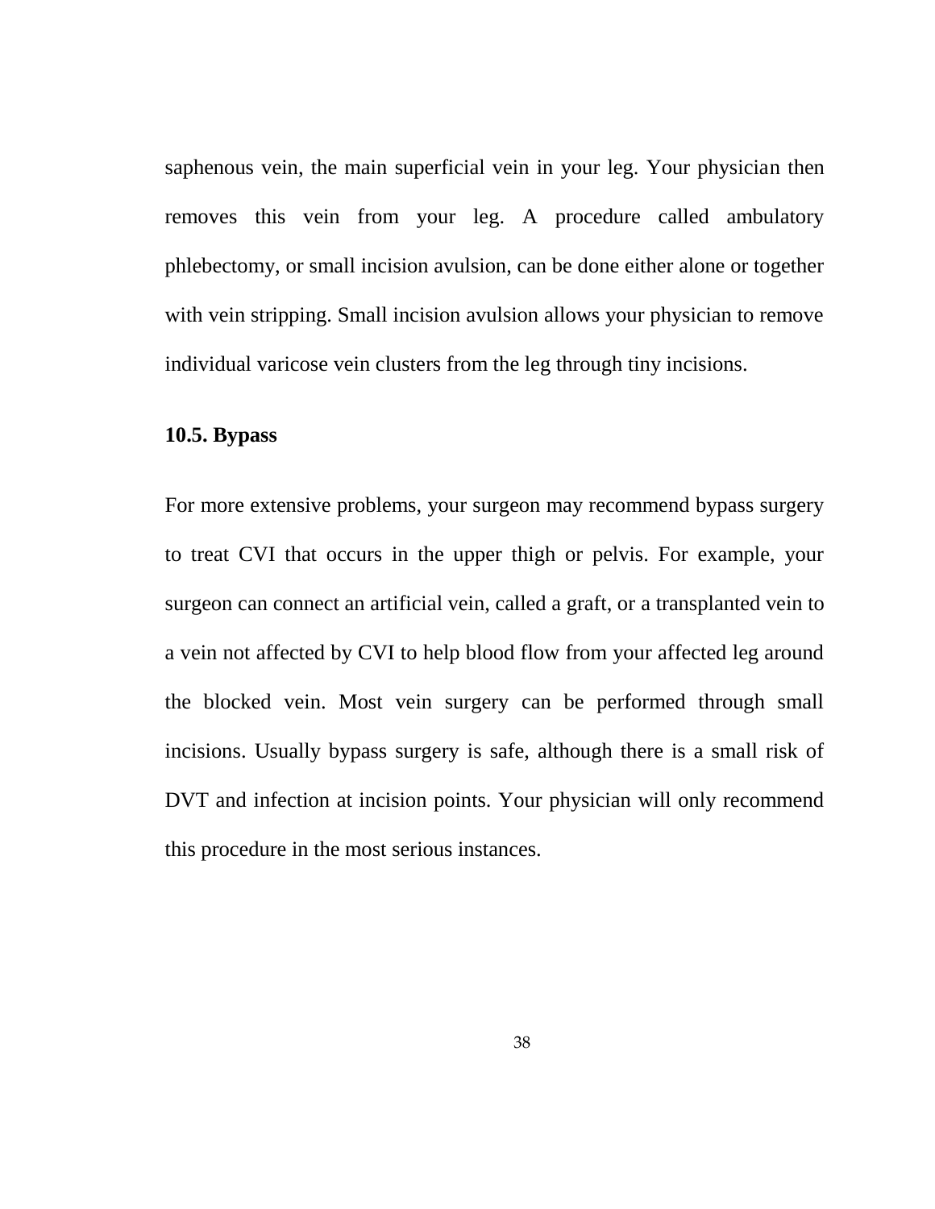saphenous vein, the main superficial vein in your leg. Your physician then removes this vein from your leg. A procedure called ambulatory phlebectomy, or small incision avulsion, can be done either alone or together with vein stripping. Small incision avulsion allows your physician to remove individual varicose vein clusters from the leg through tiny incisions.

### 10.5. Bypass

For more extensive problems, your surgeon may recommend bypass surgery to treat CVI that occurs in the upper thigh or pelvis. For example, your surgeon can connect an artificial vein, called a graft, or a transplanted vein to a vein not affected by CVI to help blood flow from your affected leg around the blocked vein. Most vein surgery can be performed through small incisions. Usually bypass surgery is safe, although there is a small risk of DVT and infection at incision points. Your physician will only recommend this procedure in the most serious instances.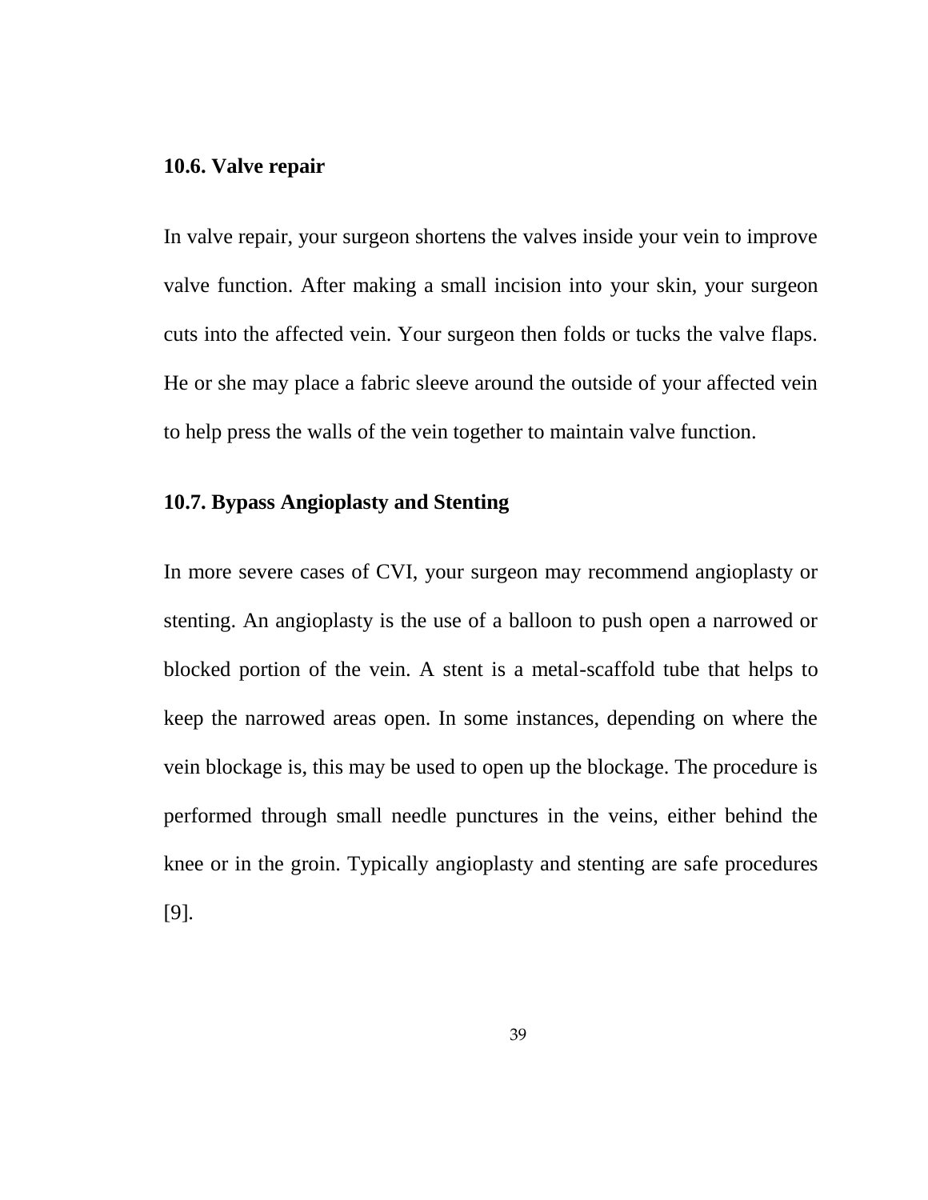### 10.6. Valve repair

In valve repair, your surgeon shortens the valves inside your vein to improve valve function. After making a small incision into your skin, your surgeon cuts into the affected vein. Your surgeon then folds or tucks the valve flaps. He or she may place a fabric sleeve around the outside of your affected vein to help press the walls of the vein together to maintain valve function.

### 10.7. Bypass Angioplasty and Stenting

In more severe cases of CVI, your surgeon may recommend angioplasty or stenting. An angioplasty is the use of a balloon to push open a narrowed or blocked portion of the vein. A stent is a metal-scaffold tube that helps to keep the narrowed areas open. In some instances, depending on where the vein blockage is, this may be used to open up the blockage. The procedure is performed through small needle punctures in the veins, either behind the knee or in the groin. Typically angioplasty and stenting are safe procedures [9].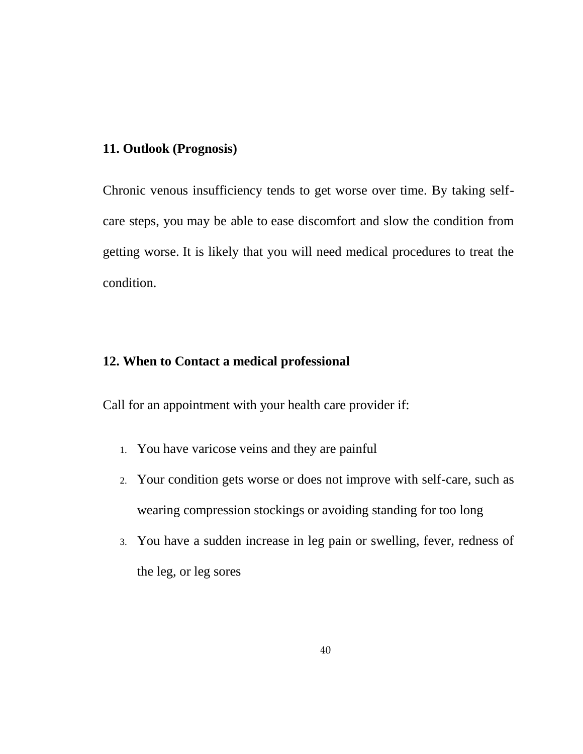### 11. Outlook (Prognosis)

Chronic venous insufficiency tends to get worse over time. By taking self-care steps, you may be able to ease discomfort and slow the condition from getting worse. It is likely that you will need medical procedures to treat the condition.

### 12. When to Contact a medical professional

Call for an appointment with your health care provider if:

1. You have varicose veins and they are painful
2. Your condition gets worse or does not improve with self-care, such as wearing compression stockings or avoiding standing for too long
3. You have a sudden increase in leg pain or swelling, fever, redness of the leg, or leg sores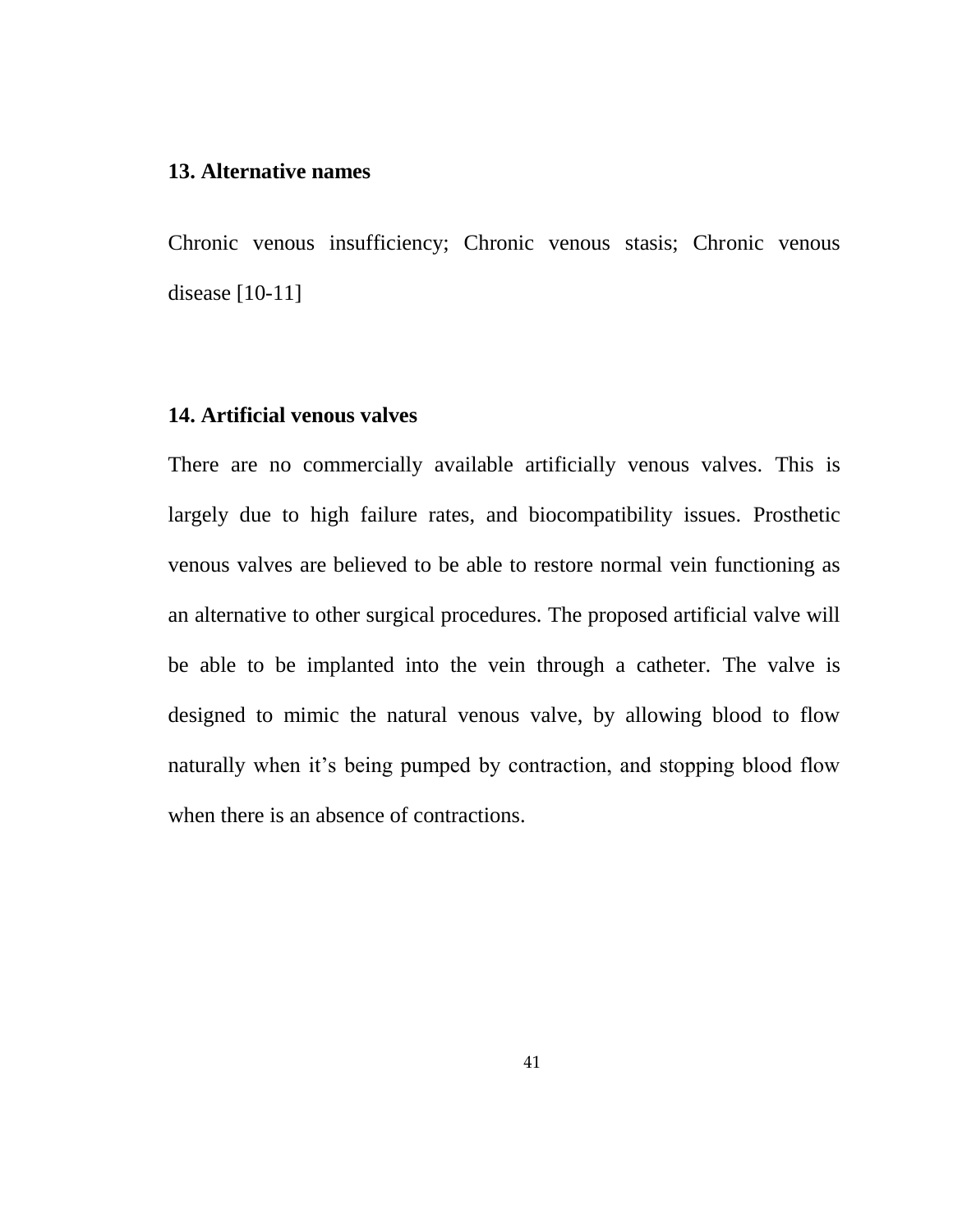### 13. Alternative names

Chronic venous insufficiency; Chronic venous stasis; Chronic venous disease [10-11]

### 14. Artificial venous valves

There are no commercially available artificially venous valves. This is largely due to high failure rates, and biocompatibility issues. Prosthetic venous valves are believed to be able to restore normal vein functioning as an alternative to other surgical procedures. The proposed artificial valve will be able to be implanted into the vein through a catheter. The valve is designed to mimic the natural venous valve, by allowing blood to flow naturally when it's being pumped by contraction, and stopping blood flow when there is an absence of contractions.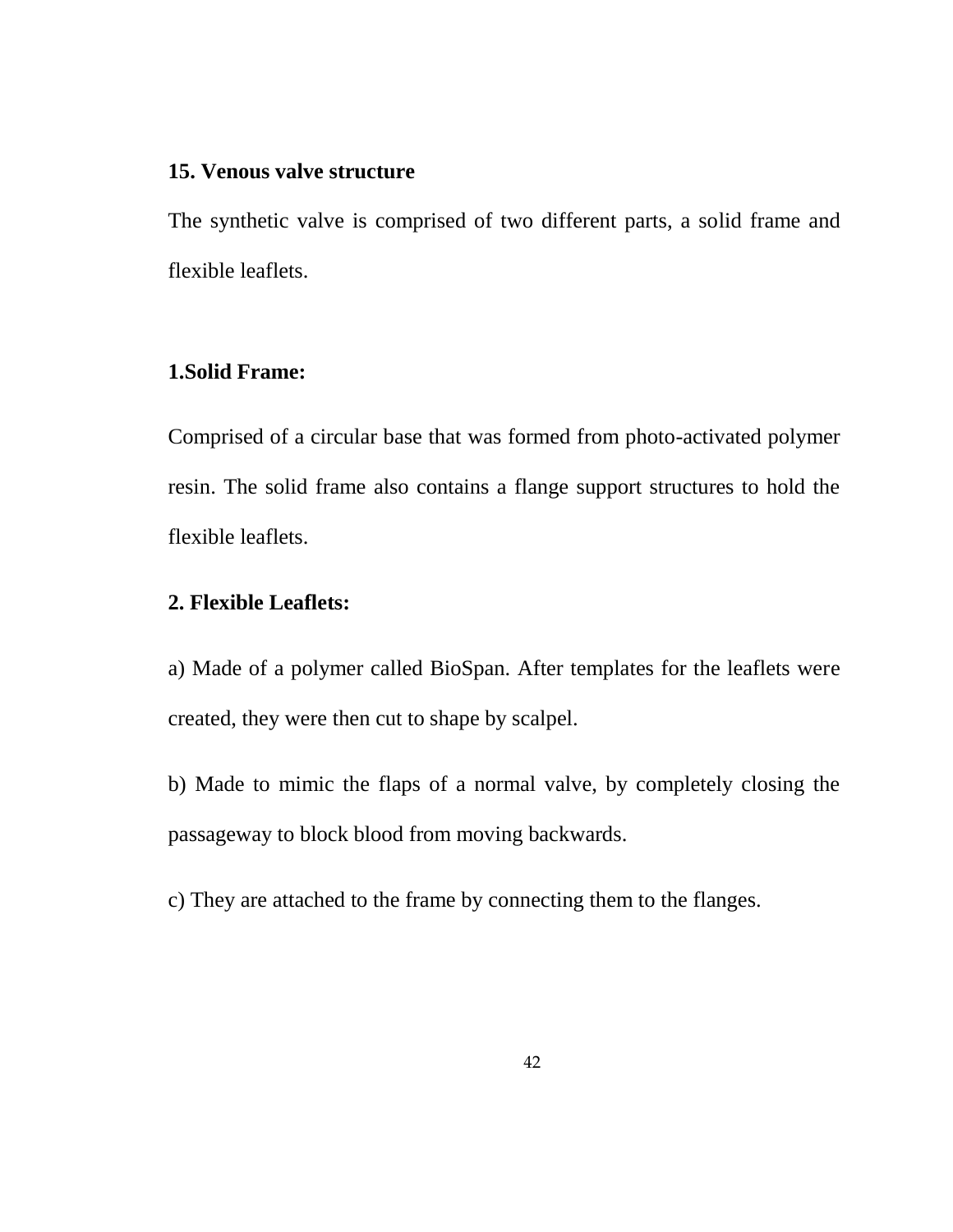### 15. Venous valve structure

The synthetic valve is comprised of two different parts, a solid frame and flexible leaflets.

#### 1.Solid Frame:

Comprised of a circular base that was formed from photo-activated polymer resin. The solid frame also contains a flange support structures to hold the flexible leaflets.

#### 2. Flexible Leaflets:

a) Made of a polymer called BioSpan. After templates for the leaflets were created, they were then cut to shape by scalpel.

b) Made to mimic the flaps of a normal valve, by completely closing the passageway to block blood from moving backwards.

c) They are attached to the frame by connecting them to the flanges.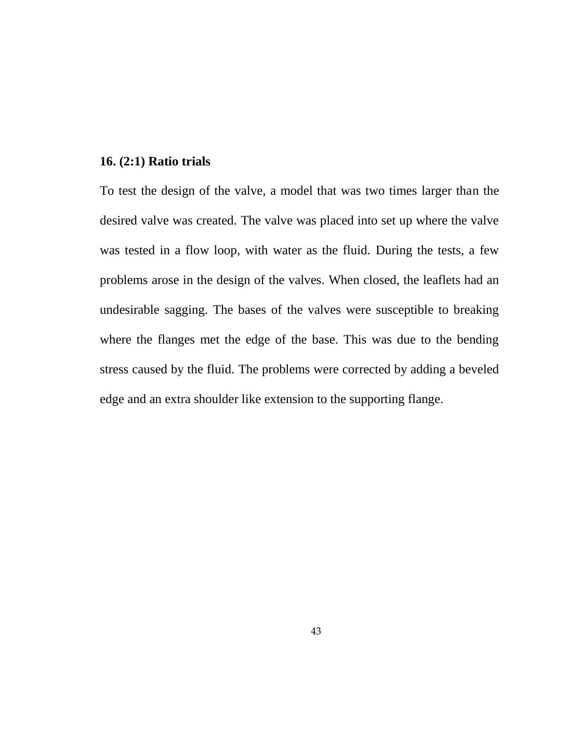**16. (2:1) Ratio trials**

To test the design of the valve, a model that was two times larger than the desired valve was created. The valve was placed into set up where the valve was tested in a flow loop, with water as the fluid. During the tests, a few problems arose in the design of the valves. When closed, the leaflets had an undesirable sagging. The bases of the valves were susceptible to breaking where the flanges met the edge of the base. This was due to the bending stress caused by the fluid. The problems were corrected by adding a beveled edge and an extra shoulder like extension to the supporting flange.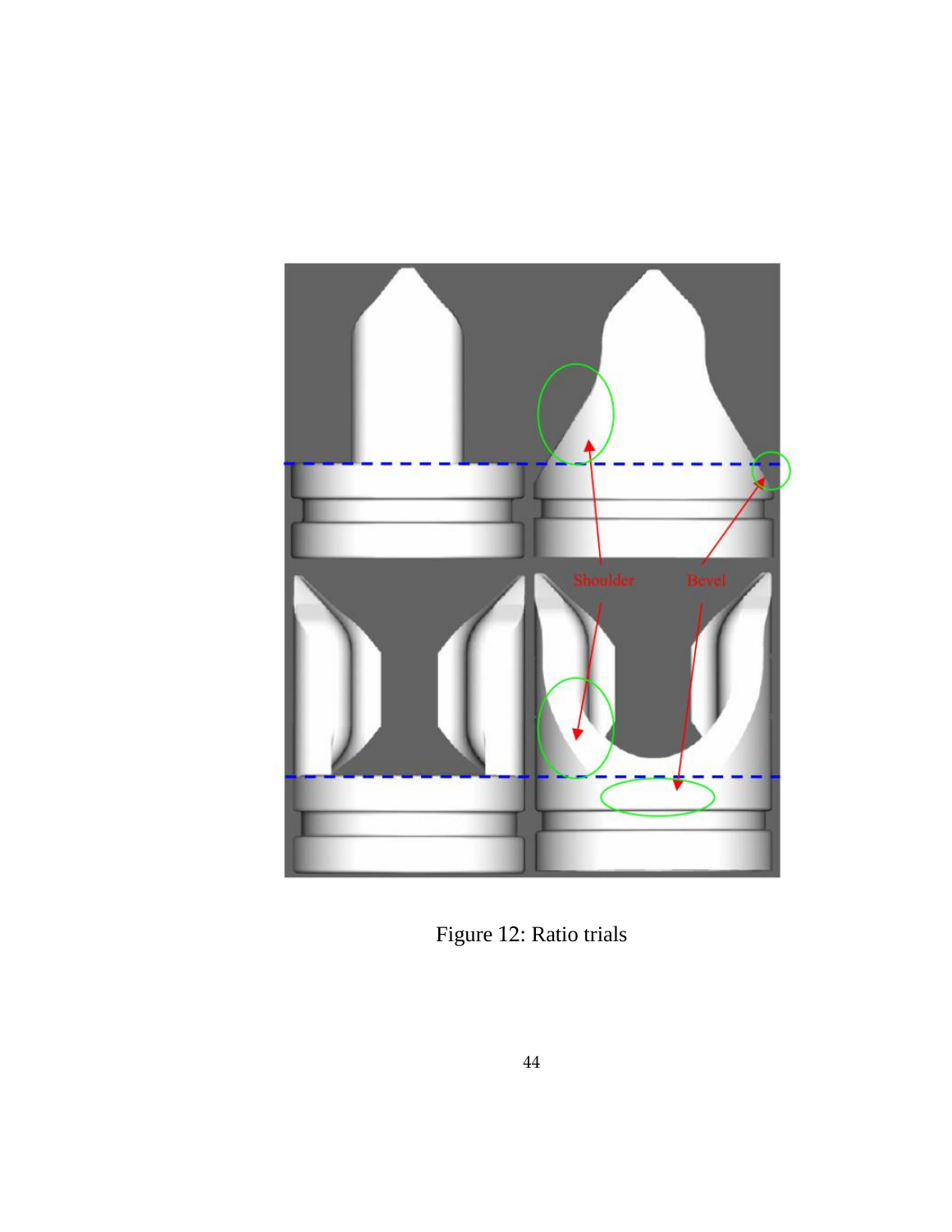Figure 12: Ratio trials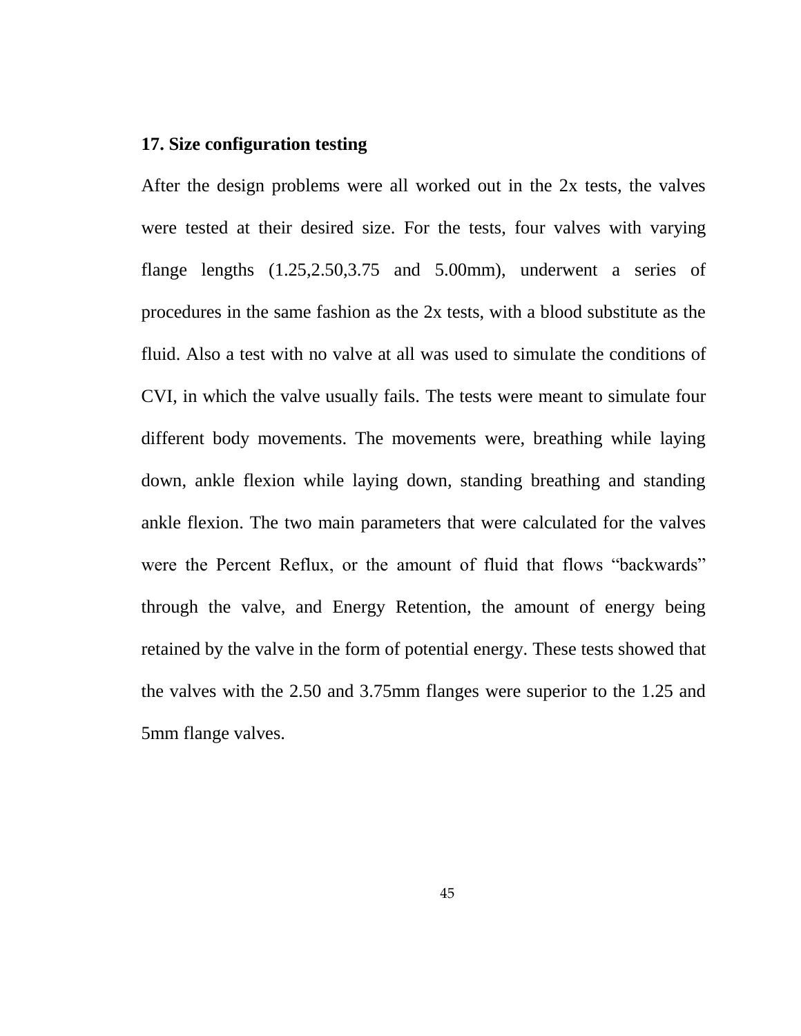**17. Size configuration testing**

After the design problems were all worked out in the 2x tests, the valves were tested at their desired size. For the tests, four valves with varying flange lengths (1.25,2.50,3.75 and 5.00mm), underwent a series of procedures in the same fashion as the 2x tests, with a blood substitute as the fluid. Also a test with no valve at all was used to simulate the conditions of CVI, in which the valve usually fails. The tests were meant to simulate four different body movements. The movements were, breathing while laying down, ankle flexion while laying down, standing breathing and standing ankle flexion. The two main parameters that were calculated for the valves were the Percent Reflux, or the amount of fluid that flows “backwards” through the valve, and Energy Retention, the amount of energy being retained by the valve in the form of potential energy. These tests showed that the valves with the 2.50 and 3.75mm flanges were superior to the 1.25 and 5mm flange valves.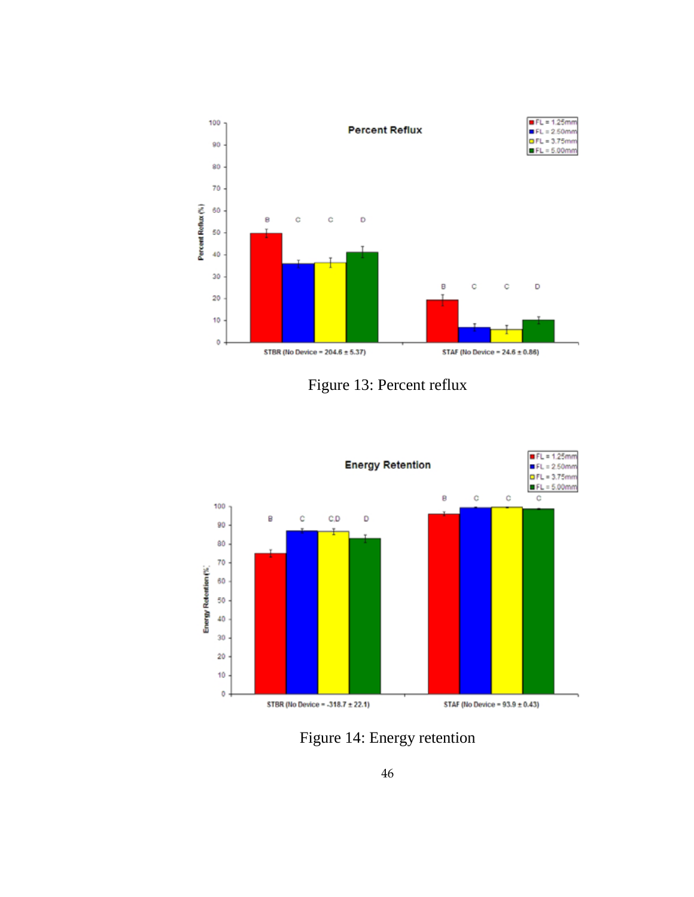Figure 13: Percent reflux

Figure 14: Energy retention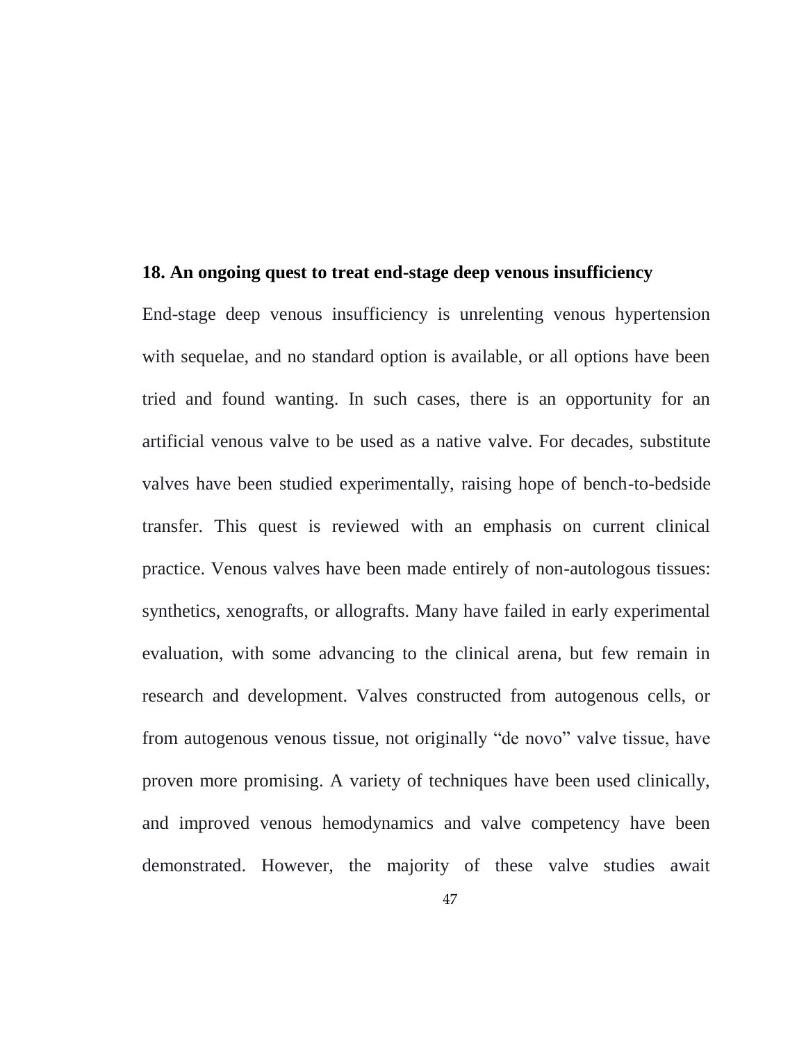**18. An ongoing quest to treat end-stage deep venous insufficiency**

End-stage deep venous insufficiency is unrelenting venous hypertension with sequelae, and no standard option is available, or all options have been tried and found wanting. In such cases, there is an opportunity for an artificial venous valve to be used as a native valve. For decades, substitute valves have been studied experimentally, raising hope of bench-to-bedside transfer. This quest is reviewed with an emphasis on current clinical practice. Venous valves have been made entirely of non-autologous tissues: synthetics, xenografts, or allografts. Many have failed in early experimental evaluation, with some advancing to the clinical arena, but few remain in research and development. Valves constructed from autogenous cells, or from autogenous venous tissue, not originally "de novo" valve tissue, have proven more promising. A variety of techniques have been used clinically, and improved venous hemodynamics and valve competency have been demonstrated. However, the majority of these valve studies await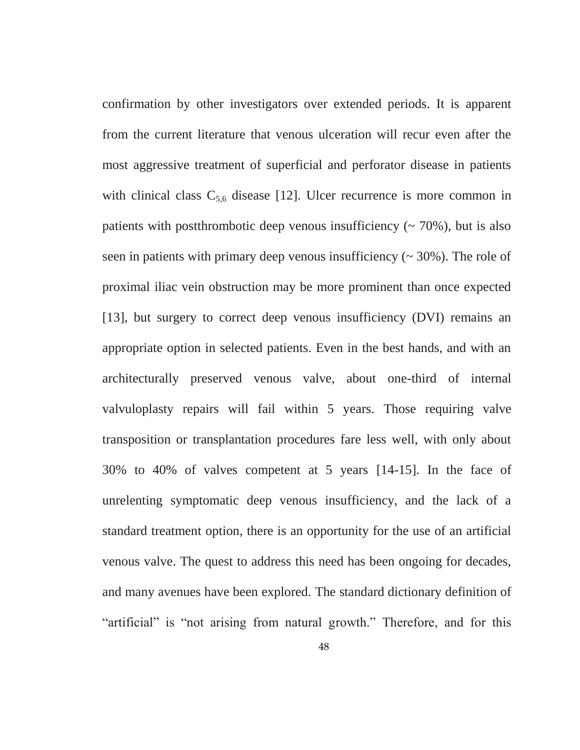confirmation by other investigators over extended periods. It is apparent from the current literature that venous ulceration will recur even after the most aggressive treatment of superficial and perforator disease in patients with clinical class $C_{5,6}$ disease [12]. Ulcer recurrence is more common in patients with postthrombotic deep venous insufficiency (~ 70%), but is also seen in patients with primary deep venous insufficiency (~ 30%). The role of proximal iliac vein obstruction may be more prominent than once expected [13], but surgery to correct deep venous insufficiency (DVI) remains an appropriate option in selected patients. Even in the best hands, and with an architecturally preserved venous valve, about one-third of internal valvuloplasty repairs will fail within 5 years. Those requiring valve transposition or transplantation procedures fare less well, with only about 30% to 40% of valves competent at 5 years [14-15]. In the face of unrelenting symptomatic deep venous insufficiency, and the lack of a standard treatment option, there is an opportunity for the use of an artificial venous valve. The quest to address this need has been ongoing for decades, and many avenues have been explored. The standard dictionary definition of "artificial" is "not arising from natural growth." Therefore, and for this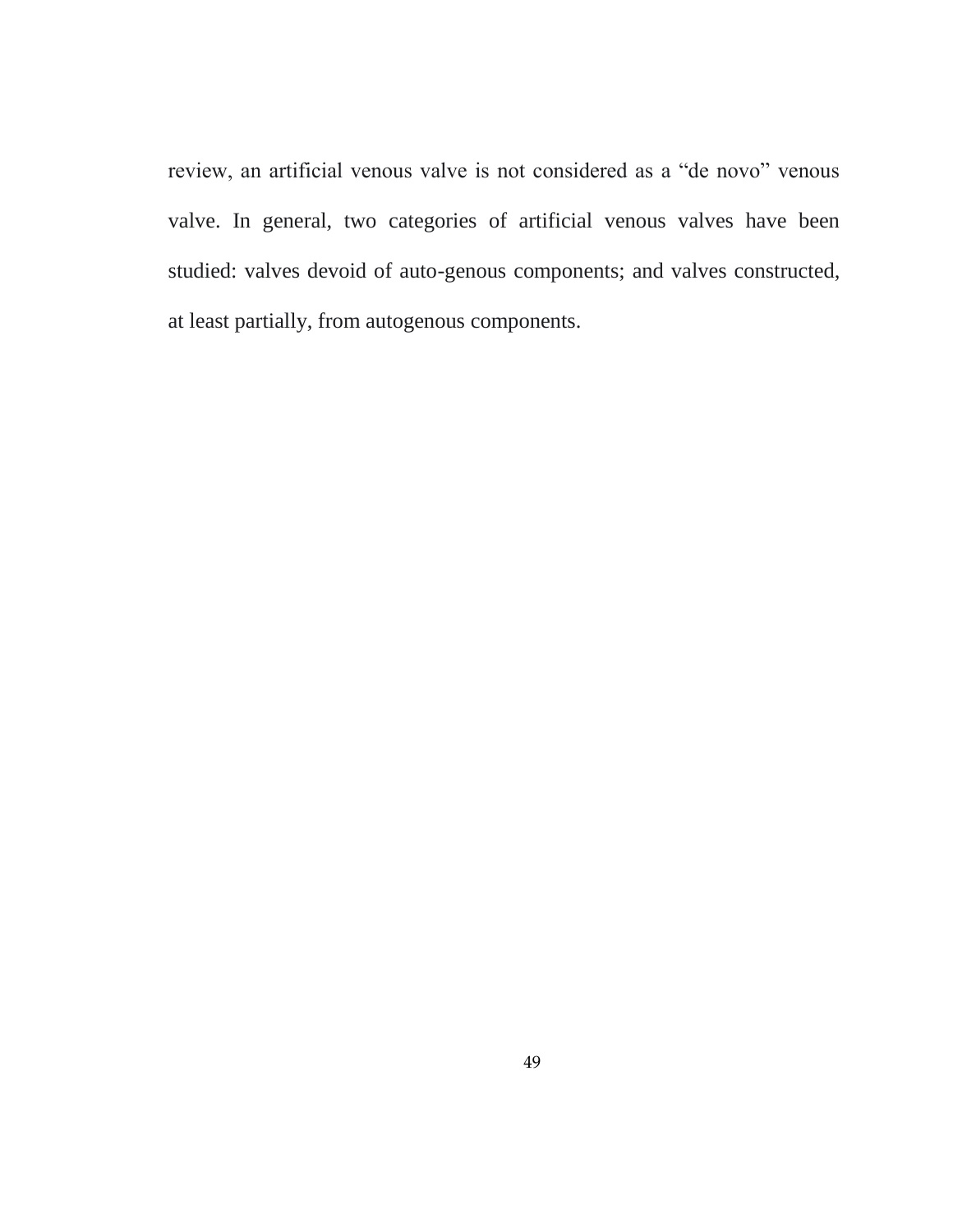review, an artificial venous valve is not considered as a “de novo” venous valve. In general, two categories of artificial venous valves have been studied: valves devoid of auto-genous components; and valves constructed, at least partially, from autogenous components.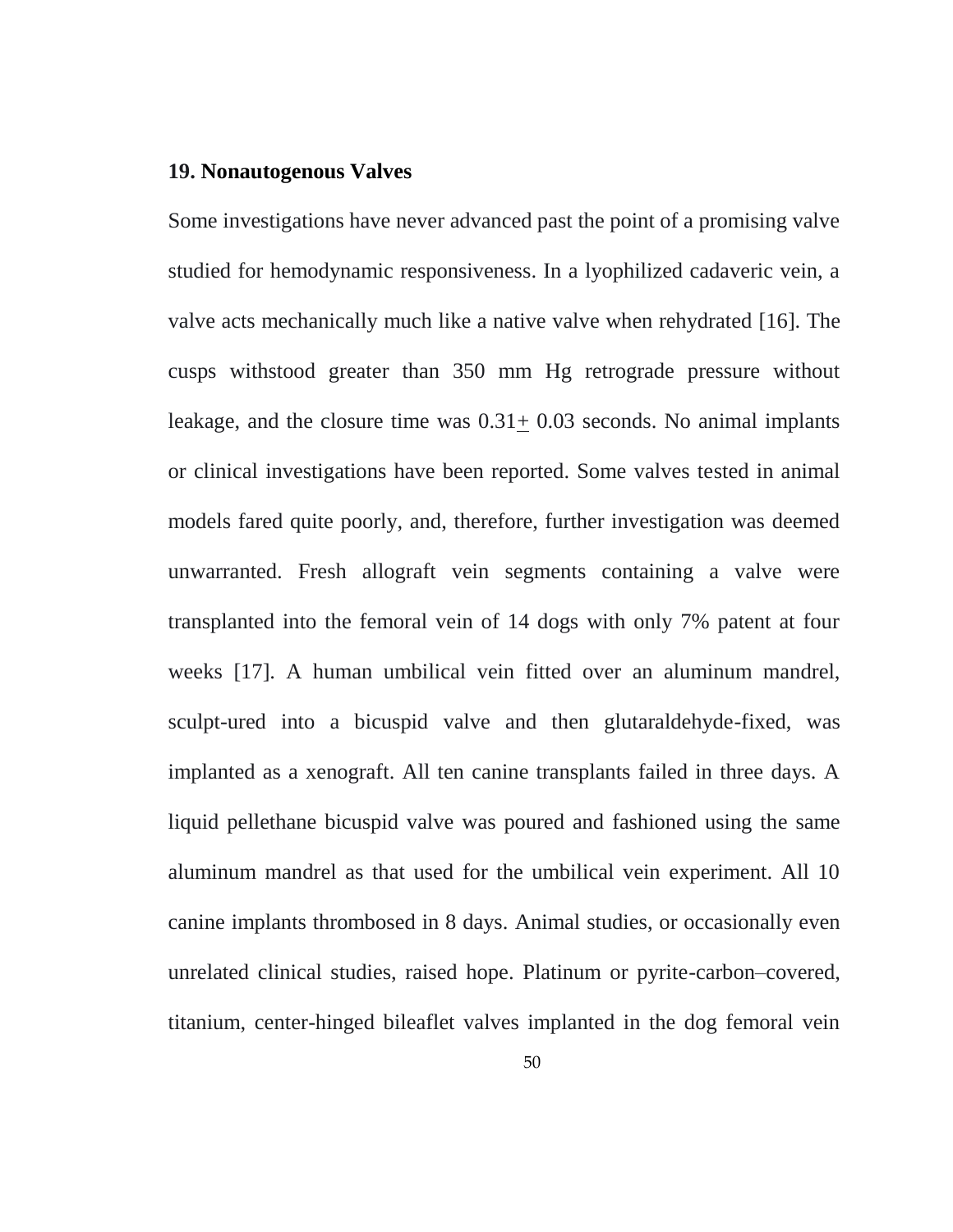### 19. Nonautogenous Valves

Some investigations have never advanced past the point of a promising valve studied for hemodynamic responsiveness. In a lyophilized cadaveric vein, a valve acts mechanically much like a native valve when rehydrated [16]. The cusps withstood greater than 350 mm Hg retrograde pressure without leakage, and the closure time was $0.31 \pm 0.03$ seconds. No animal implants or clinical investigations have been reported. Some valves tested in animal models fared quite poorly, and, therefore, further investigation was deemed unwarranted. Fresh allograft vein segments containing a valve were transplanted into the femoral vein of 14 dogs with only 7% patent at four weeks [17]. A human umbilical vein fitted over an aluminum mandrel, sculpt-ured into a bicuspid valve and then glutaraldehyde-fixed, was implanted as a xenograft. All ten canine transplants failed in three days. A liquid pellethane bicuspid valve was poured and fashioned using the same aluminum mandrel as that used for the umbilical vein experiment. All 10 canine implants thrombosed in 8 days. Animal studies, or occasionally even unrelated clinical studies, raised hope. Platinum or pyrite-carbon–covered, titanium, center-hinged bileaflet valves implanted in the dog femoral vein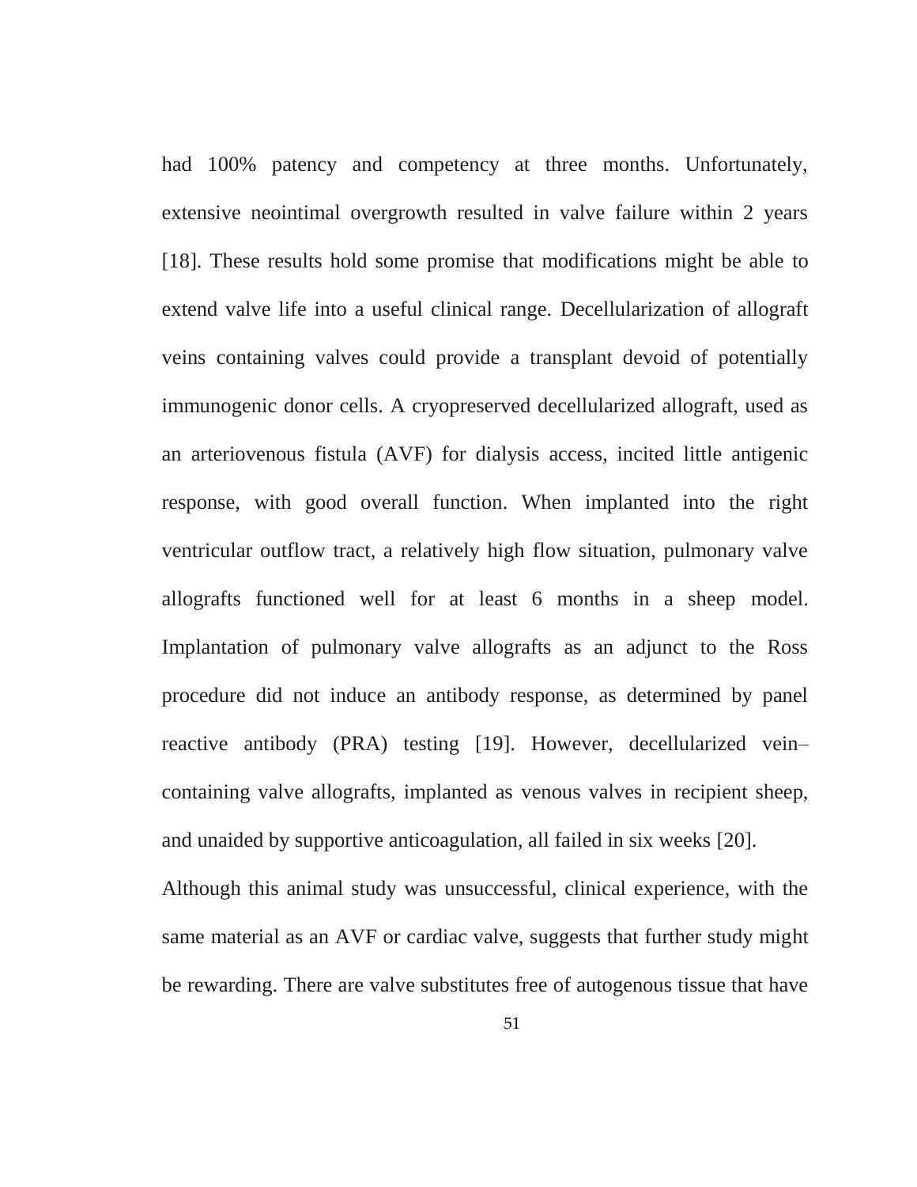had 100% patency and competency at three months. Unfortunately, extensive neointimal overgrowth resulted in valve failure within 2 years [18]. These results hold some promise that modifications might be able to extend valve life into a useful clinical range. Decellularization of allograft veins containing valves could provide a transplant devoid of potentially immunogenic donor cells. A cryopreserved decellularized allograft, used as an arteriovenous fistula (AVF) for dialysis access, incited little antigenic response, with good overall function. When implanted into the right ventricular outflow tract, a relatively high flow situation, pulmonary valve allografts functioned well for at least 6 months in a sheep model. Implantation of pulmonary valve allografts as an adjunct to the Ross procedure did not induce an antibody response, as determined by panel reactive antibody (PRA) testing [19]. However, decellularized vein–containing valve allografts, implanted as venous valves in recipient sheep, and unaided by supportive anticoagulation, all failed in six weeks [20].

Although this animal study was unsuccessful, clinical experience, with the same material as an AVF or cardiac valve, suggests that further study might be rewarding. There are valve substitutes free of autogenous tissue that have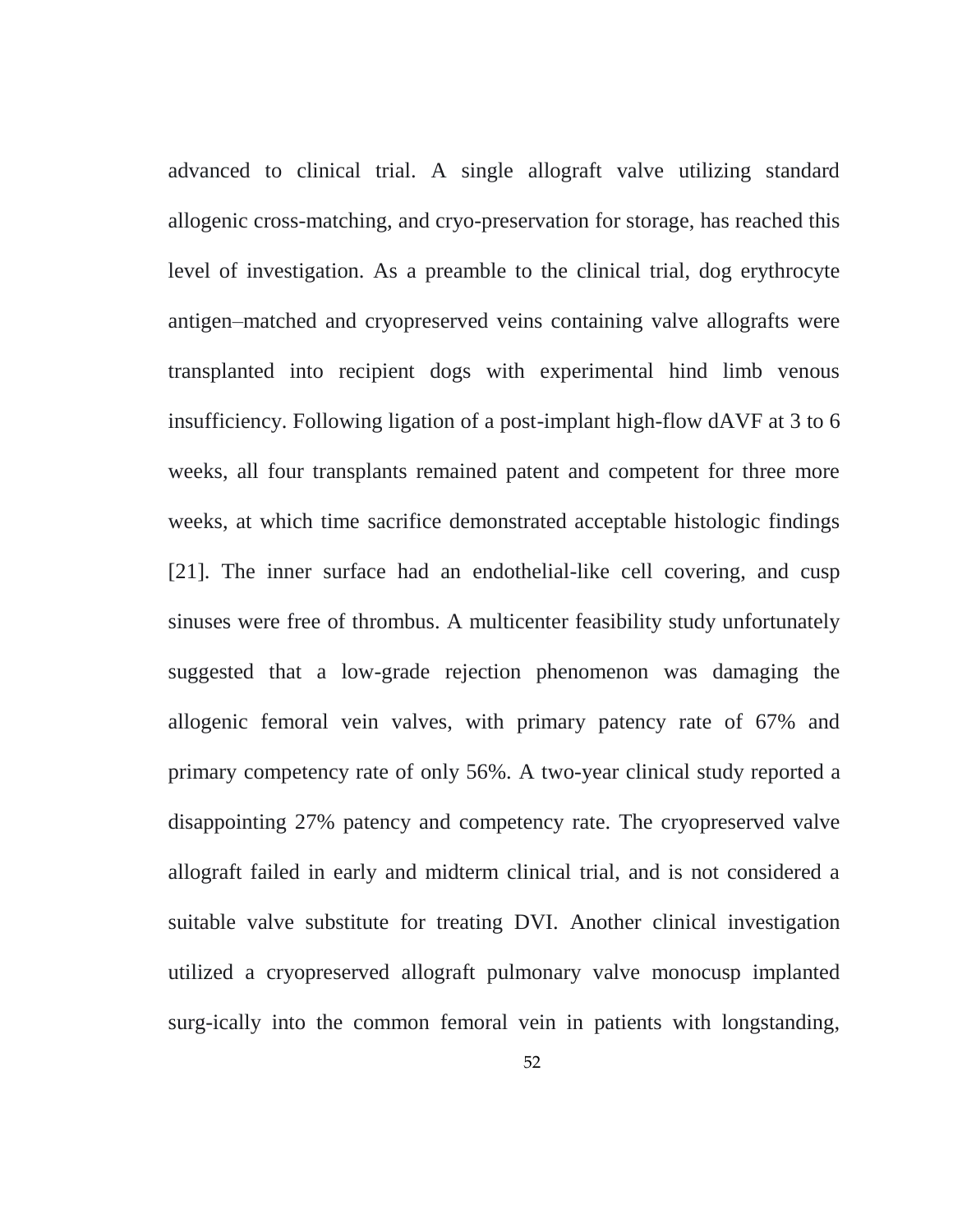advanced to clinical trial. A single allograft valve utilizing standard allogenic cross-matching, and cryo-preservation for storage, has reached this level of investigation. As a preamble to the clinical trial, dog erythrocyte antigen–matched and cryopreserved veins containing valve allografts were transplanted into recipient dogs with experimental hind limb venous insufficiency. Following ligation of a post-implant high-flow dAVF at 3 to 6 weeks, all four transplants remained patent and competent for three more weeks, at which time sacrifice demonstrated acceptable histologic findings [21]. The inner surface had an endothelial-like cell covering, and cusp sinuses were free of thrombus. A multicenter feasibility study unfortunately suggested that a low-grade rejection phenomenon was damaging the allogenic femoral vein valves, with primary patency rate of 67% and primary competency rate of only 56%. A two-year clinical study reported a disappointing 27% patency and competency rate. The cryopreserved valve allograft failed in early and midterm clinical trial, and is not considered a suitable valve substitute for treating DVI. Another clinical investigation utilized a cryopreserved allograft pulmonary valve monocusp implanted surg-ically into the common femoral vein in patients with longstanding,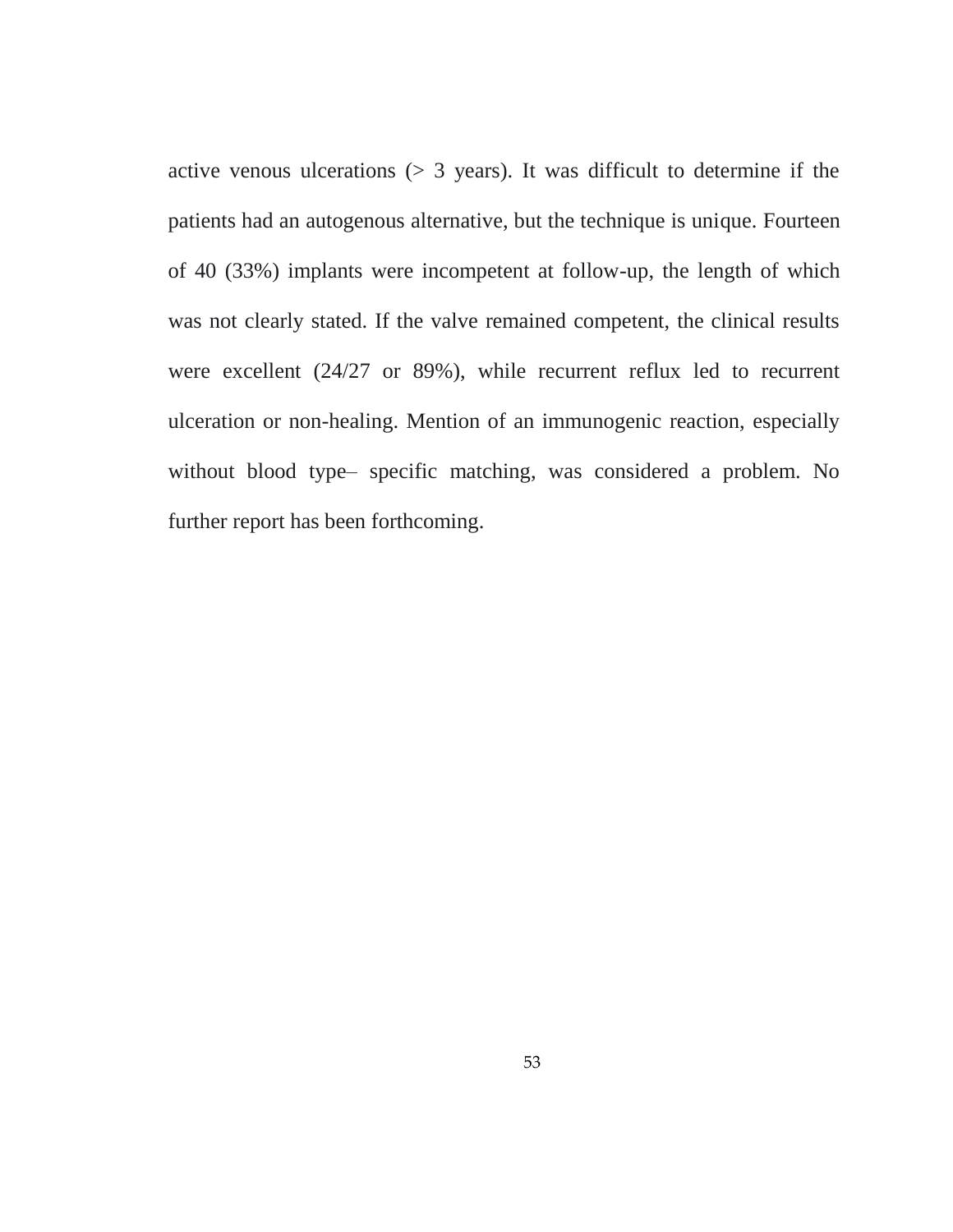active venous ulcerations (> 3 years). It was difficult to determine if the patients had an autogenous alternative, but the technique is unique. Fourteen of 40 (33%) implants were incompetent at follow-up, the length of which was not clearly stated. If the valve remained competent, the clinical results were excellent (24/27 or 89%), while recurrent reflux led to recurrent ulceration or non-healing. Mention of an immunogenic reaction, especially without blood type– specific matching, was considered a problem. No further report has been forthcoming.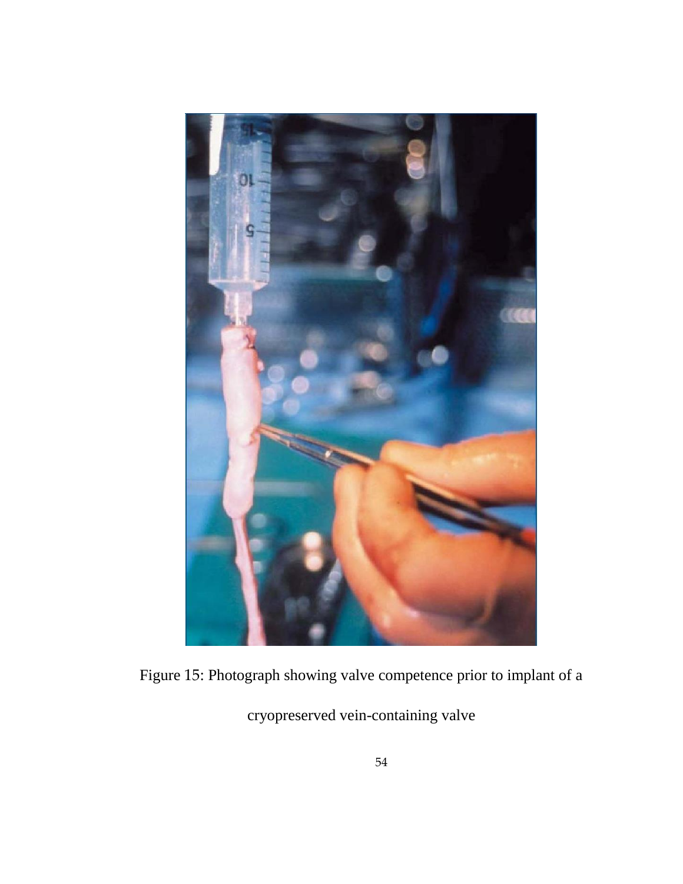Figure 15: Photograph showing valve competence prior to implant of a cryopreserved vein-containing valve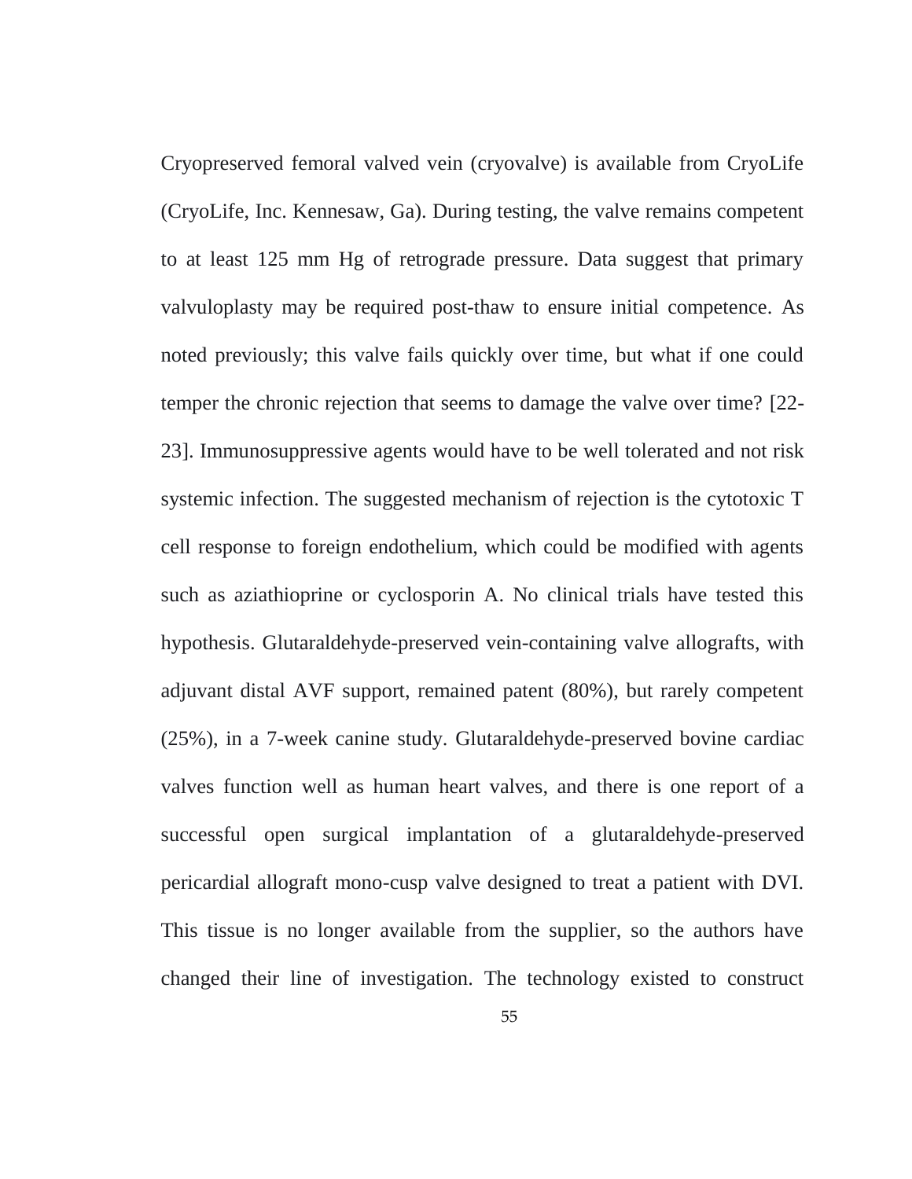Cryopreserved femoral valved vein (cryovalve) is available from CryoLife (CryoLife, Inc. Kennesaw, Ga). During testing, the valve remains competent to at least 125 mm Hg of retrograde pressure. Data suggest that primary valvuloplasty may be required post-thaw to ensure initial competence. As noted previously; this valve fails quickly over time, but what if one could temper the chronic rejection that seems to damage the valve over time? [22-23]. Immunosuppressive agents would have to be well tolerated and not risk systemic infection. The suggested mechanism of rejection is the cytotoxic T cell response to foreign endothelium, which could be modified with agents such as aziathioprine or cyclosporin A. No clinical trials have tested this hypothesis. Glutaraldehyde-preserved vein-containing valve allografts, with adjuvant distal AVF support, remained patent (80%), but rarely competent (25%), in a 7-week canine study. Glutaraldehyde-preserved bovine cardiac valves function well as human heart valves, and there is one report of a successful open surgical implantation of a glutaraldehyde-preserved pericardial allograft mono-cusp valve designed to treat a patient with DVI. This tissue is no longer available from the supplier, so the authors have changed their line of investigation. The technology existed to construct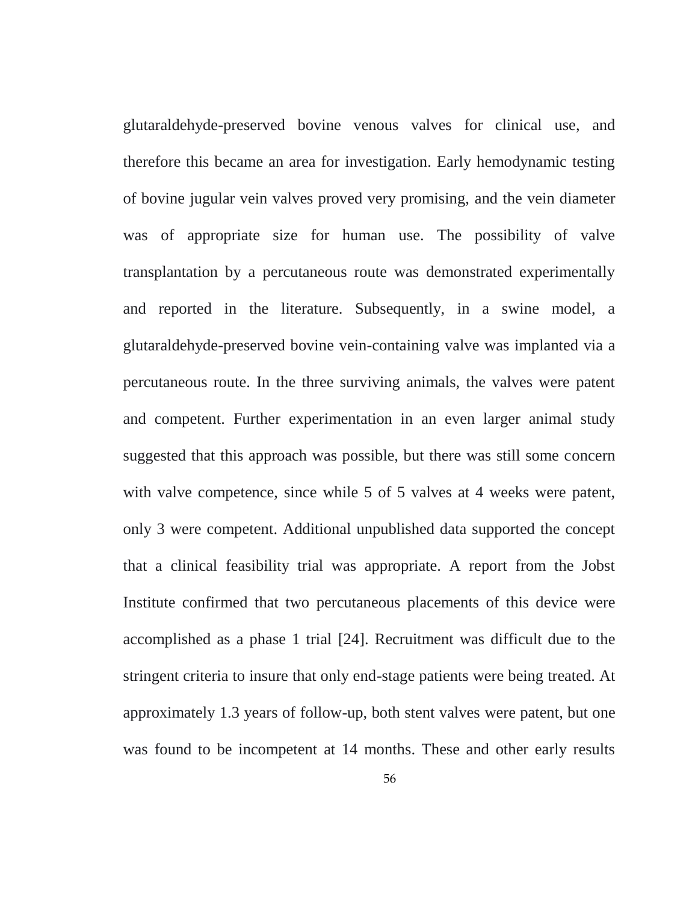glutaraldehyde-preserved bovine venous valves for clinical use, and therefore this became an area for investigation. Early hemodynamic testing of bovine jugular vein valves proved very promising, and the vein diameter was of appropriate size for human use. The possibility of valve transplantation by a percutaneous route was demonstrated experimentally and reported in the literature. Subsequently, in a swine model, a glutaraldehyde-preserved bovine vein-containing valve was implanted via a percutaneous route. In the three surviving animals, the valves were patent and competent. Further experimentation in an even larger animal study suggested that this approach was possible, but there was still some concern with valve competence, since while 5 of 5 valves at 4 weeks were patent, only 3 were competent. Additional unpublished data supported the concept that a clinical feasibility trial was appropriate. A report from the Jobst Institute confirmed that two percutaneous placements of this device were accomplished as a phase 1 trial [24]. Recruitment was difficult due to the stringent criteria to insure that only end-stage patients were being treated. At approximately 1.3 years of follow-up, both stent valves were patent, but one was found to be incompetent at 14 months. These and other early results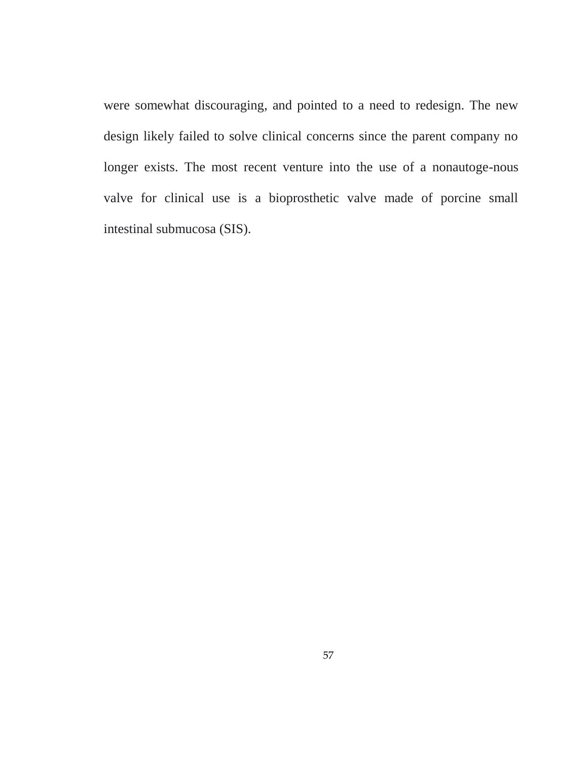were somewhat discouraging, and pointed to a need to redesign. The new design likely failed to solve clinical concerns since the parent company no longer exists. The most recent venture into the use of a nonautoge-nous valve for clinical use is a bioprosthetic valve made of porcine small intestinal submucosa (SIS).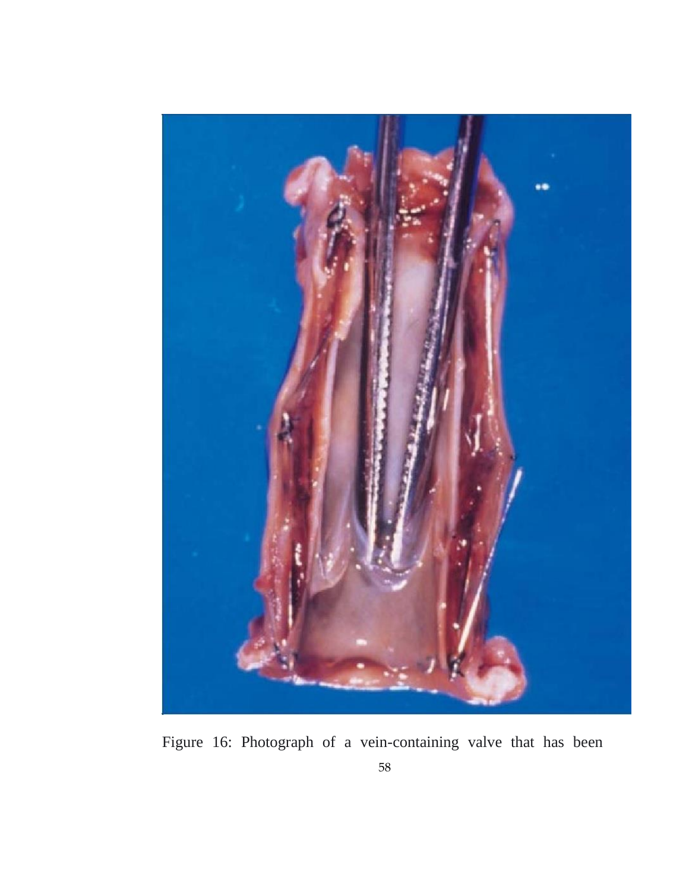Figure 16: Photograph of a vein-containing valve that has been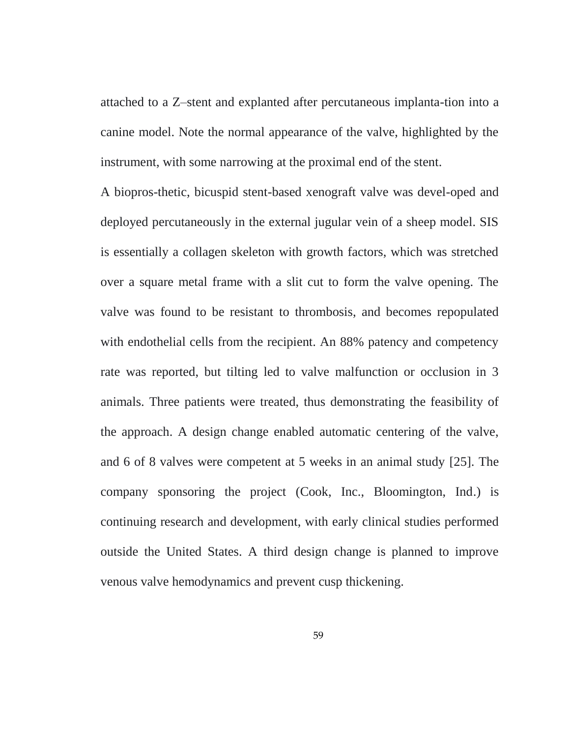attached to a Z–stent and explanted after percutaneous implanta-tion into a canine model. Note the normal appearance of the valve, highlighted by the instrument, with some narrowing at the proximal end of the stent.

A biopros-thetic, bicuspid stent-based xenograft valve was devel-oped and deployed percutaneously in the external jugular vein of a sheep model. SIS is essentially a collagen skeleton with growth factors, which was stretched over a square metal frame with a slit cut to form the valve opening. The valve was found to be resistant to thrombosis, and becomes repopulated with endothelial cells from the recipient. An 88% patency and competency rate was reported, but tilting led to valve malfunction or occlusion in 3 animals. Three patients were treated, thus demonstrating the feasibility of the approach. A design change enabled automatic centering of the valve, and 6 of 8 valves were competent at 5 weeks in an animal study [25]. The company sponsoring the project (Cook, Inc., Bloomington, Ind.) is continuing research and development, with early clinical studies performed outside the United States. A third design change is planned to improve venous valve hemodynamics and prevent cusp thickening.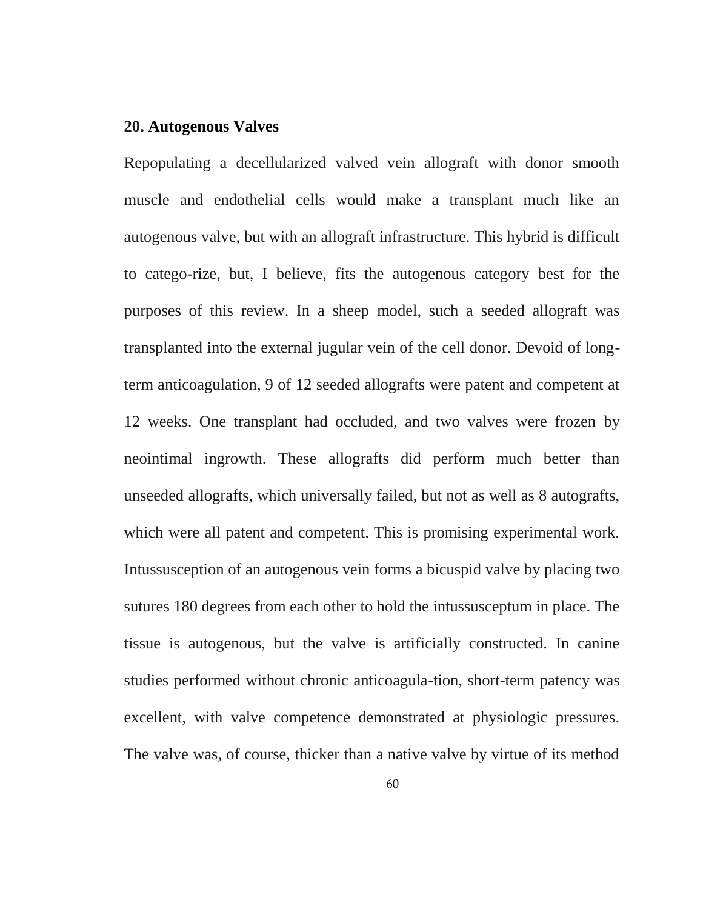## 20. Autogenous Valves

Repopulating a decellularized valved vein allograft with donor smooth muscle and endothelial cells would make a transplant much like an autogenous valve, but with an allograft infrastructure. This hybrid is difficult to catego-rize, but, I believe, fits the autogenous category best for the purposes of this review. In a sheep model, such a seeded allograft was transplanted into the external jugular vein of the cell donor. Devoid of long-term anticoagulation, 9 of 12 seeded allografts were patent and competent at 12 weeks. One transplant had occluded, and two valves were frozen by neointimal ingrowth. These allografts did perform much better than unseeded allografts, which universally failed, but not as well as 8 autografts, which were all patent and competent. This is promising experimental work. Intussusception of an autogenous vein forms a bicuspid valve by placing two sutures 180 degrees from each other to hold the intussusceptum in place. The tissue is autogenous, but the valve is artificially constructed. In canine studies performed without chronic anticoagula-tion, short-term patency was excellent, with valve competence demonstrated at physiologic pressures. The valve was, of course, thicker than a native valve by virtue of its method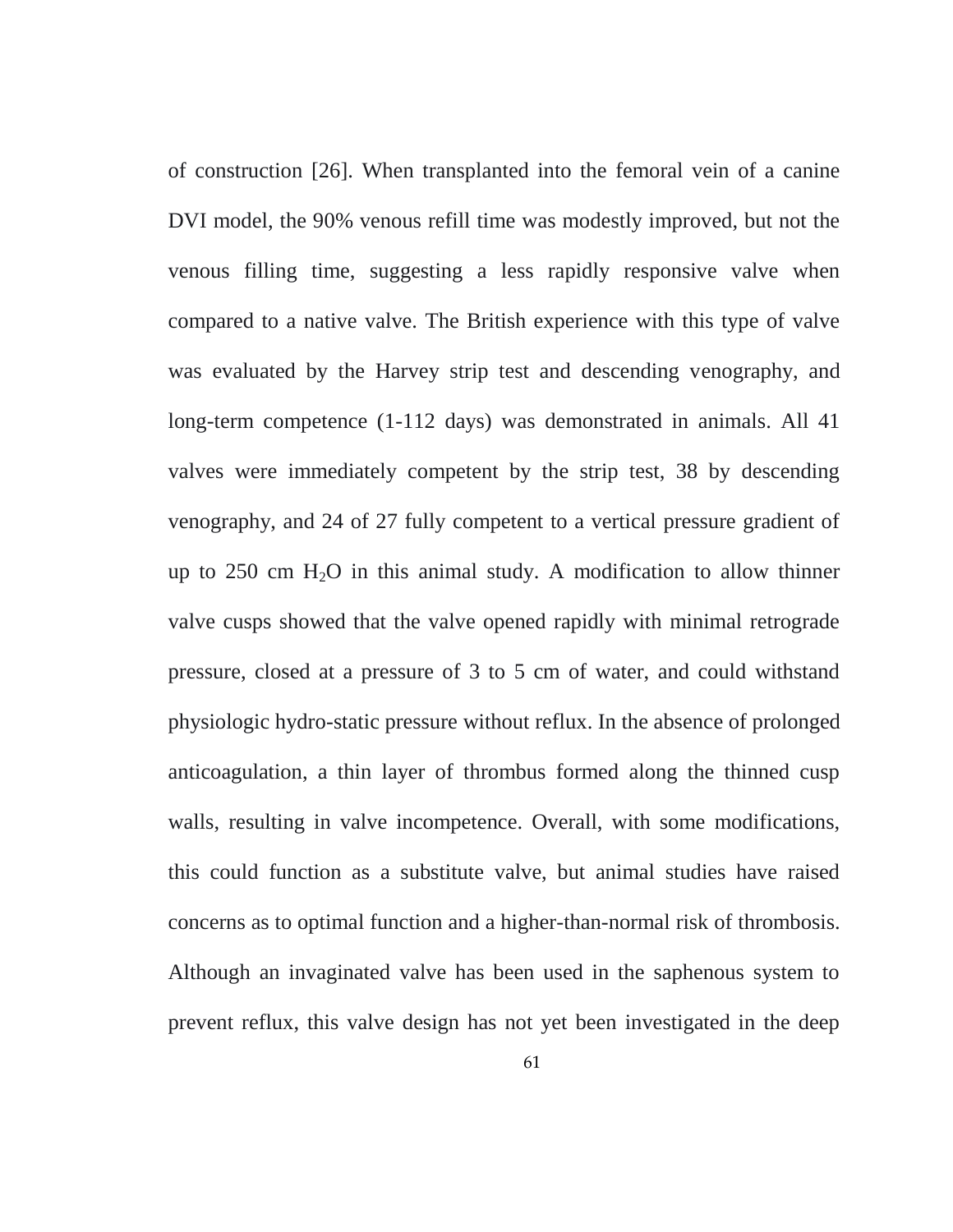of construction [26]. When transplanted into the femoral vein of a canine DVI model, the 90% venous refill time was modestly improved, but not the venous filling time, suggesting a less rapidly responsive valve when compared to a native valve. The British experience with this type of valve was evaluated by the Harvey strip test and descending venography, and long-term competence (1-112 days) was demonstrated in animals. All 41 valves were immediately competent by the strip test, 38 by descending venography, and 24 of 27 fully competent to a vertical pressure gradient of up to 250 cm $H_2O$ in this animal study. A modification to allow thinner valve cusps showed that the valve opened rapidly with minimal retrograde pressure, closed at a pressure of 3 to 5 cm of water, and could withstand physiologic hydro-static pressure without reflux. In the absence of prolonged anticoagulation, a thin layer of thrombus formed along the thinned cusp walls, resulting in valve incompetence. Overall, with some modifications, this could function as a substitute valve, but animal studies have raised concerns as to optimal function and a higher-than-normal risk of thrombosis. Although an invaginated valve has been used in the saphenous system to prevent reflux, this valve design has not yet been investigated in the deep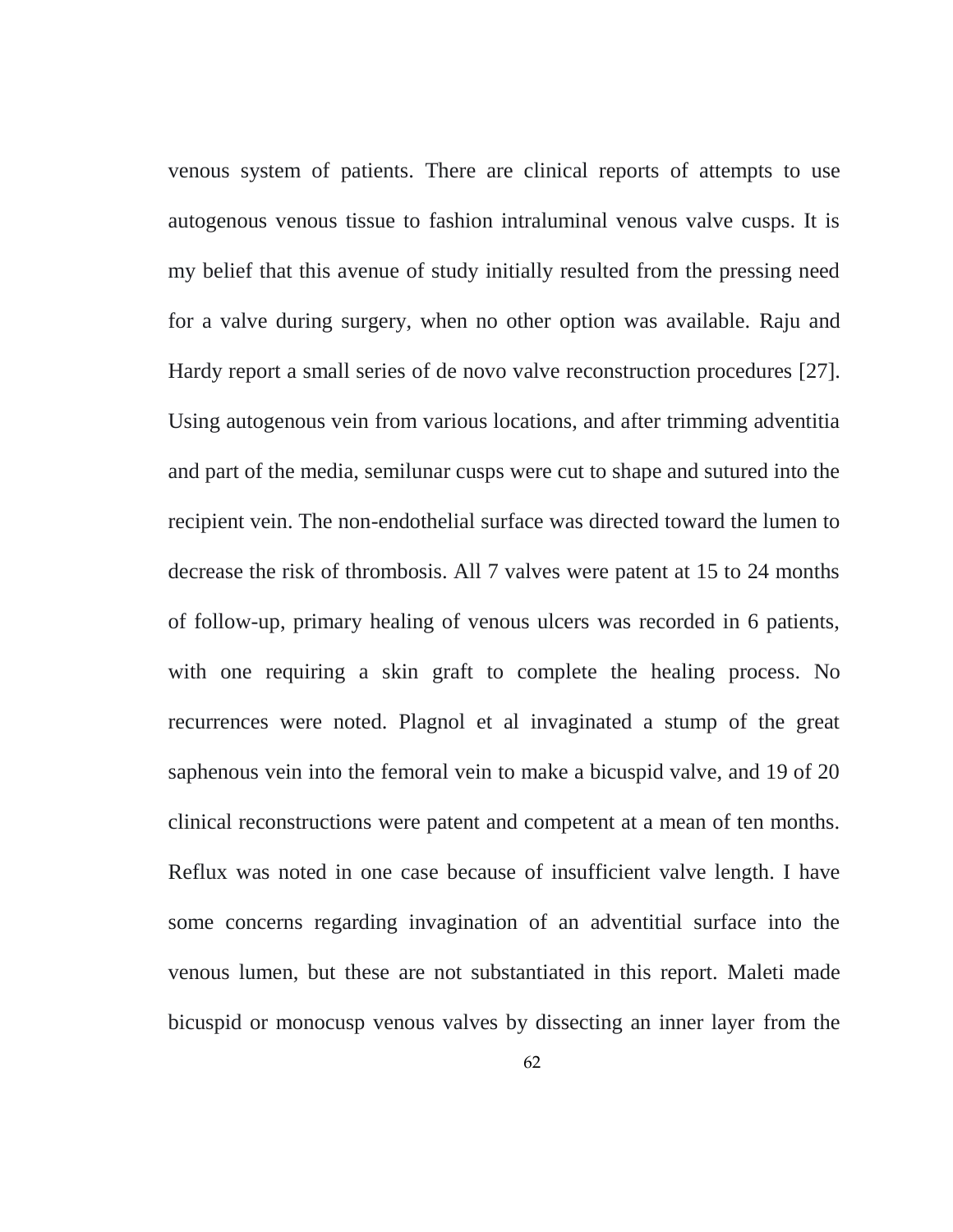venous system of patients. There are clinical reports of attempts to use autogenous venous tissue to fashion intraluminal venous valve cusps. It is my belief that this avenue of study initially resulted from the pressing need for a valve during surgery, when no other option was available. Raju and Hardy report a small series of de novo valve reconstruction procedures [27]. Using autogenous vein from various locations, and after trimming adventitia and part of the media, semilunar cusps were cut to shape and sutured into the recipient vein. The non-endothelial surface was directed toward the lumen to decrease the risk of thrombosis. All 7 valves were patent at 15 to 24 months of follow-up, primary healing of venous ulcers was recorded in 6 patients, with one requiring a skin graft to complete the healing process. No recurrences were noted. Plagnol et al invaginated a stump of the great saphenous vein into the femoral vein to make a bicuspid valve, and 19 of 20 clinical reconstructions were patent and competent at a mean of ten months. Reflux was noted in one case because of insufficient valve length. I have some concerns regarding invagination of an adventitial surface into the venous lumen, but these are not substantiated in this report. Maleti made bicuspid or monocusp venous valves by dissecting an inner layer from the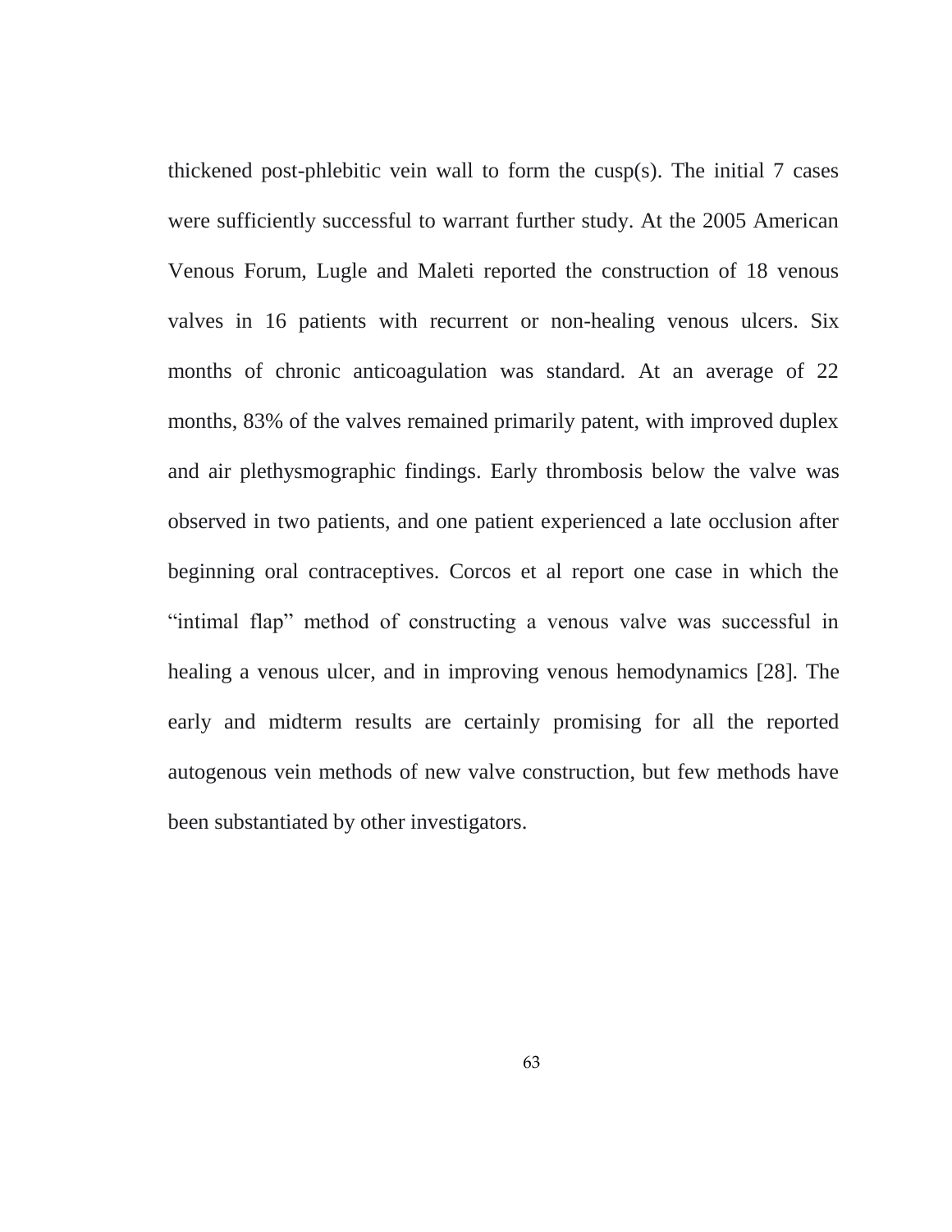thickened post-phlebitic vein wall to form the cusp(s). The initial 7 cases were sufficiently successful to warrant further study. At the 2005 American Venous Forum, Lugle and Maleti reported the construction of 18 venous valves in 16 patients with recurrent or non-healing venous ulcers. Six months of chronic anticoagulation was standard. At an average of 22 months, 83% of the valves remained primarily patent, with improved duplex and air plethysmographic findings. Early thrombosis below the valve was observed in two patients, and one patient experienced a late occlusion after beginning oral contraceptives. Corcos et al report one case in which the "intimal flap" method of constructing a venous valve was successful in healing a venous ulcer, and in improving venous hemodynamics [28]. The early and midterm results are certainly promising for all the reported autogenous vein methods of new valve construction, but few methods have been substantiated by other investigators.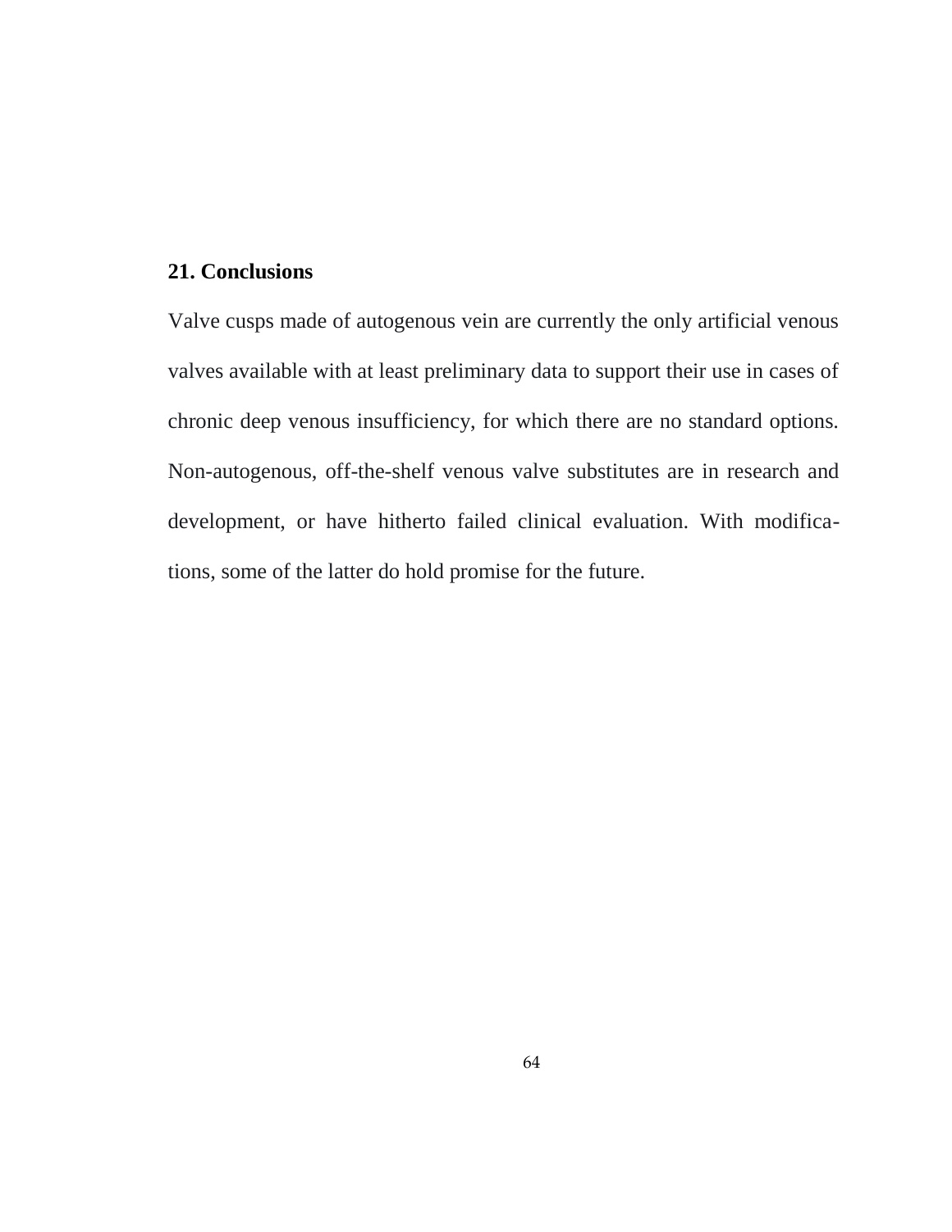## 21. Conclusions

Valve cusps made of autogenous vein are currently the only artificial venous valves available with at least preliminary data to support their use in cases of chronic deep venous insufficiency, for which there are no standard options. Non-autogenous, off-the-shelf venous valve substitutes are in research and development, or have hitherto failed clinical evaluation. With modifications, some of the latter do hold promise for the future.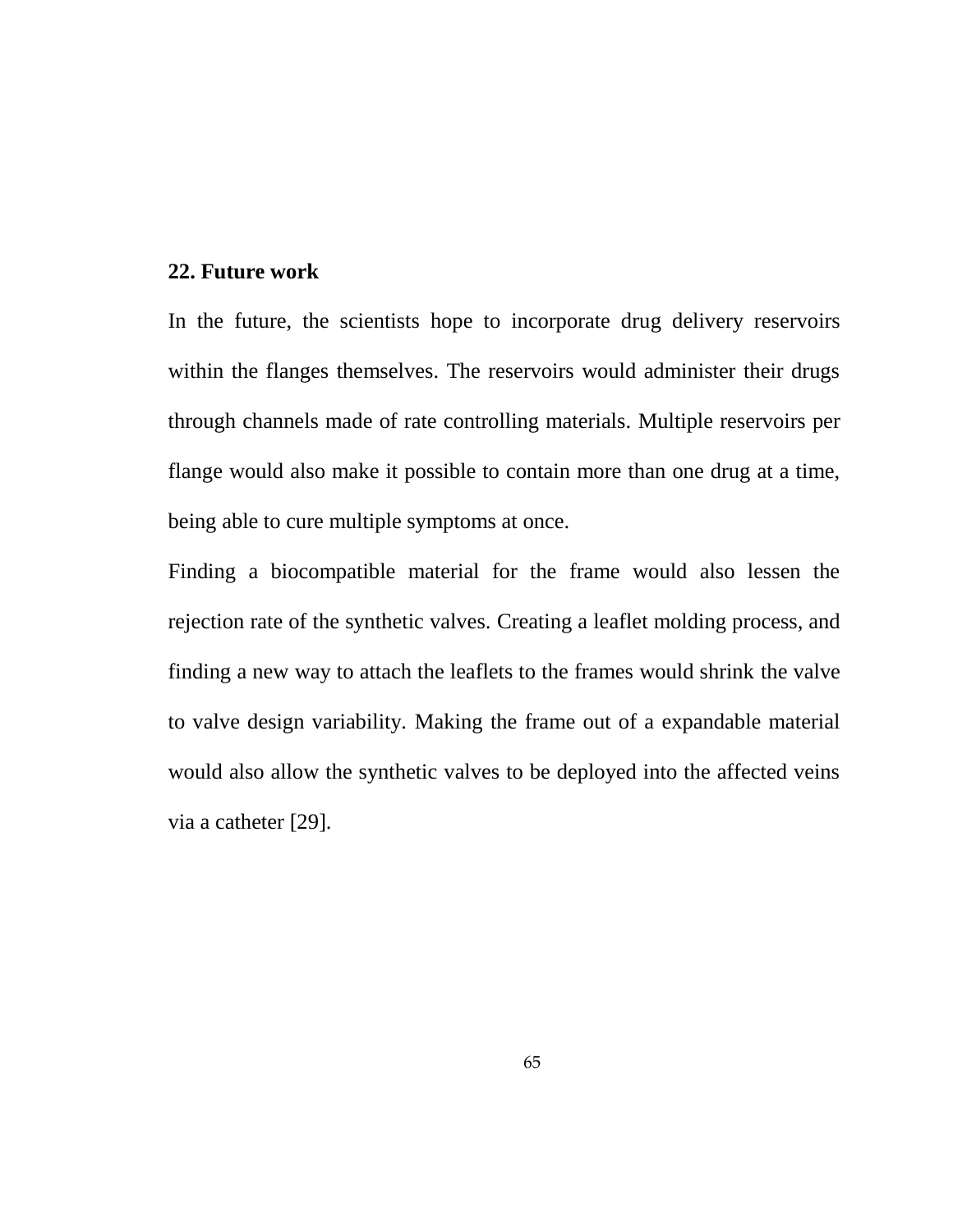## 22. Future work

In the future, the scientists hope to incorporate drug delivery reservoirs within the flanges themselves. The reservoirs would administer their drugs through channels made of rate controlling materials. Multiple reservoirs per flange would also make it possible to contain more than one drug at a time, being able to cure multiple symptoms at once.

Finding a biocompatible material for the frame would also lessen the rejection rate of the synthetic valves. Creating a leaflet molding process, and finding a new way to attach the leaflets to the frames would shrink the valve to valve design variability. Making the frame out of a expandable material would also allow the synthetic valves to be deployed into the affected veins via a catheter [29].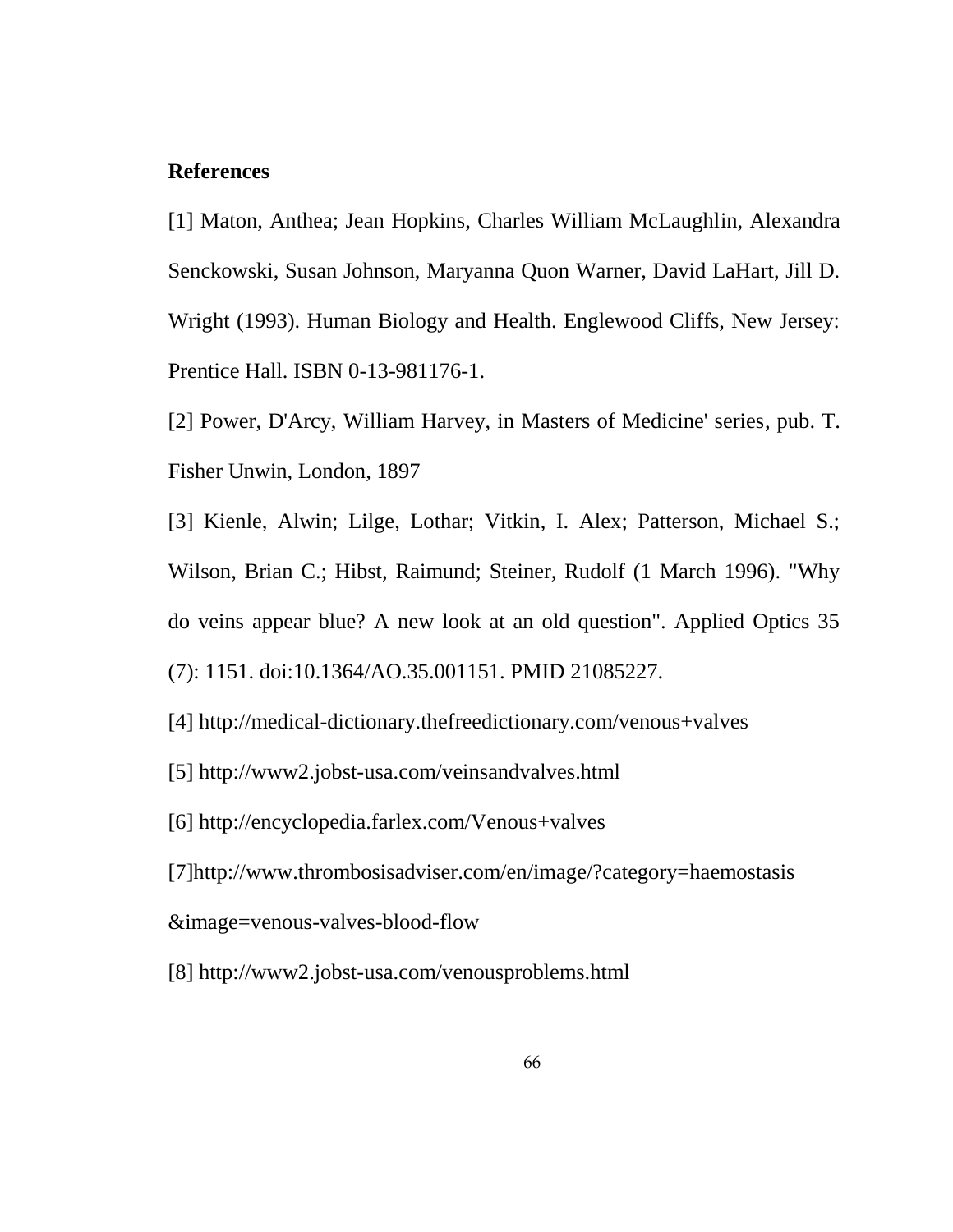## References

[1] Maton, Anthea; Jean Hopkins, Charles William McLaughlin, Alexandra Senckowski, Susan Johnson, Maryanna Quon Warner, David LaHart, Jill D. Wright (1993). Human Biology and Health. Englewood Cliffs, New Jersey: Prentice Hall. ISBN 0-13-981176-1.

[2] Power, D'Arcy, William Harvey, in Masters of Medicine' series, pub. T. Fisher Unwin, London, 1897

[3] Kienle, Alwin; Lilge, Lothar; Vitkin, I. Alex; Patterson, Michael S.; Wilson, Brian C.; Hibst, Raimund; Steiner, Rudolf (1 March 1996). "Why do veins appear blue? A new look at an old question". Applied Optics 35 (7): 1151. doi:10.1364/AO.35.001151. PMID 21085227.

[4] http://medical-dictionary.thefreedictionary.com/venous+valves

[5] http://www2.jobst-usa.com/veinsandvalves.html

[6] http://encyclopedia.farlex.com/Venous+valves

[7]http://www.thrombosisadviser.com/en/image/?category=haemostasis &image=venous-valves-blood-flow

[8] http://www2.jobst-usa.com/venousproblems.html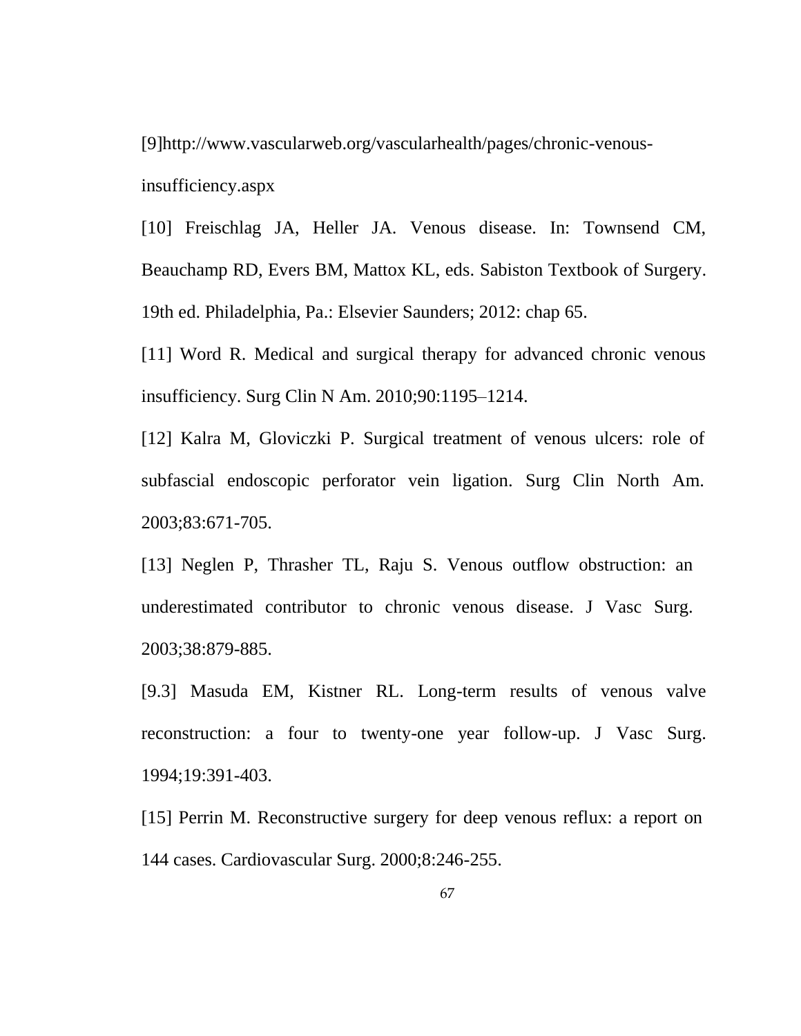[9]http://www.vascularweb.org/vascularhealth/pages/chronic-venous-insufficiency.aspx

[10] Freischlag JA, Heller JA. Venous disease. In: Townsend CM, Beauchamp RD, Evers BM, Mattox KL, eds. Sabiston Textbook of Surgery. 19th ed. Philadelphia, Pa.: Elsevier Saunders; 2012: chap 65.

[11] Word R. Medical and surgical therapy for advanced chronic venous insufficiency. Surg Clin N Am. 2010;90:1195–1214.

[12] Kalra M, Gloviczki P. Surgical treatment of venous ulcers: role of subfascial endoscopic perforator vein ligation. Surg Clin North Am. 2003;83:671-705.

[13] Neglen P, Thrasher TL, Raju S. Venous outflow obstruction: an underestimated contributor to chronic venous disease. J Vasc Surg. 2003;38:879-885.

[9.3] Masuda EM, Kistner RL. Long-term results of venous valve reconstruction: a four to twenty-one year follow-up. J Vasc Surg. 1994;19:391-403.

[15] Perrin M. Reconstructive surgery for deep venous reflux: a report on 144 cases. Cardiovascular Surg. 2000;8:246-255.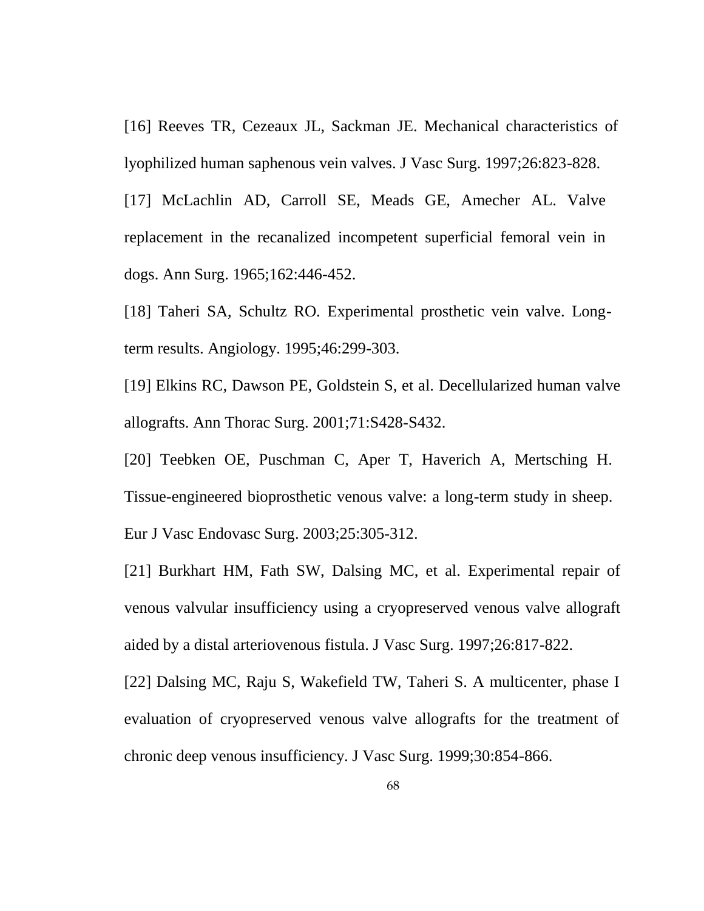[16] Reeves TR, Cezeaux JL, Sackman JE. Mechanical characteristics of lyophilized human saphenous vein valves. J Vasc Surg. 1997;26:823-828.

[17] McLachlin AD, Carroll SE, Meads GE, Amecher AL. Valve replacement in the recanalized incompetent superficial femoral vein in dogs. Ann Surg. 1965;162:446-452.

[18] Taheri SA, Schultz RO. Experimental prosthetic vein valve. Long-term results. Angiology. 1995;46:299-303.

[19] Elkins RC, Dawson PE, Goldstein S, et al. Decellularized human valve allografts. Ann Thorac Surg. 2001;71:S428-S432.

[20] Teebken OE, Puschman C, Aper T, Haverich A, Mertsching H. Tissue-engineered bioprosthetic venous valve: a long-term study in sheep. Eur J Vasc Endovasc Surg. 2003;25:305-312.

[21] Burkhart HM, Fath SW, Dalsing MC, et al. Experimental repair of venous valvular insufficiency using a cryopreserved venous valve allograft aided by a distal arteriovenous fistula. J Vasc Surg. 1997;26:817-822.

[22] Dalsing MC, Raju S, Wakefield TW, Taheri S. A multicenter, phase I evaluation of cryopreserved venous valve allografts for the treatment of chronic deep venous insufficiency. J Vasc Surg. 1999;30:854-866.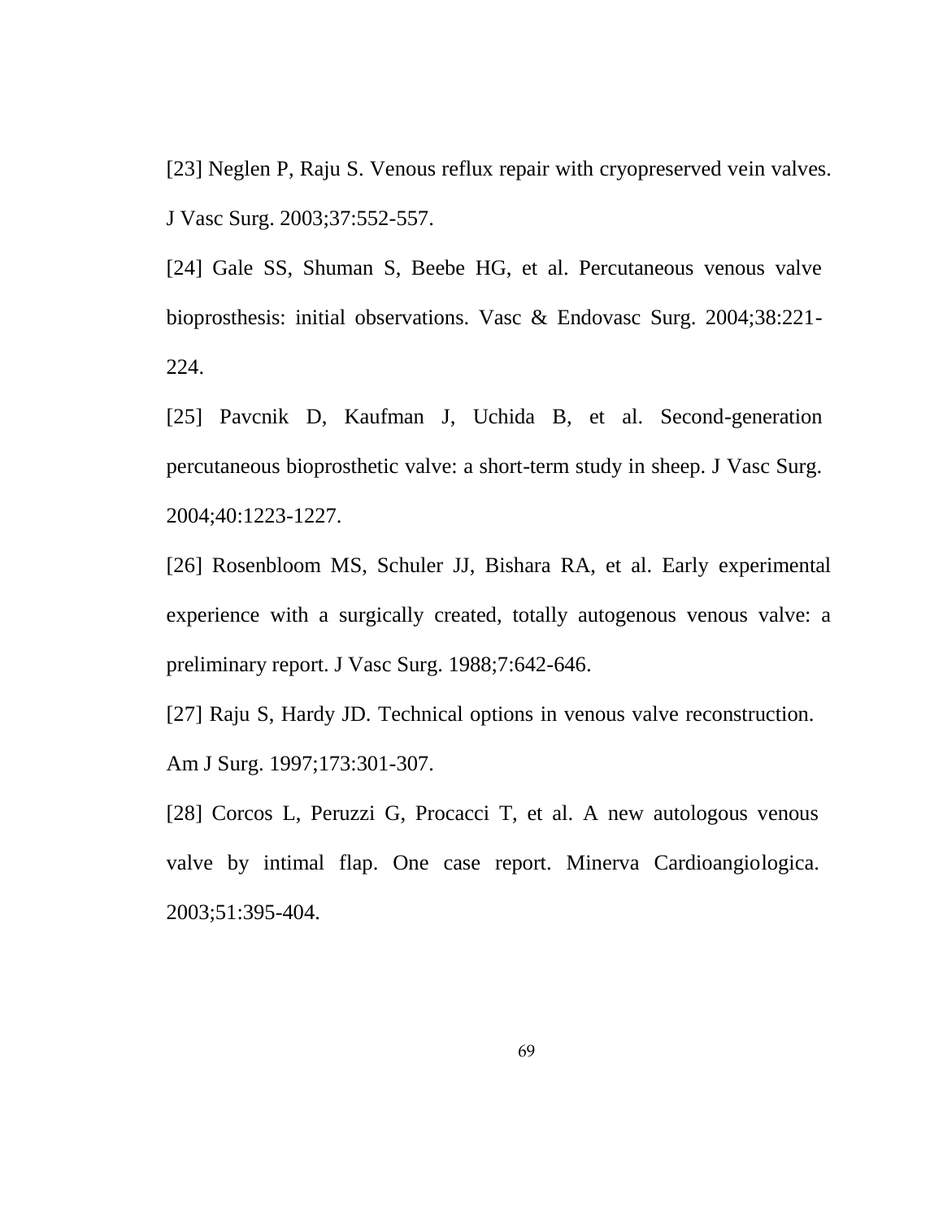[23] Neglen P, Raju S. Venous reflux repair with cryopreserved vein valves. J Vasc Surg. 2003;37:552-557.

[24] Gale SS, Shuman S, Beebe HG, et al. Percutaneous venous valve bioprosthesis: initial observations. Vasc & Endovasc Surg. 2004;38:221-224.

[25] Pavcnik D, Kaufman J, Uchida B, et al. Second-generation percutaneous bioprosthetic valve: a short-term study in sheep. J Vasc Surg. 2004;40:1223-1227.

[26] Rosenbloom MS, Schuler JJ, Bishara RA, et al. Early experimental experience with a surgically created, totally autogenous venous valve: a preliminary report. J Vasc Surg. 1988;7:642-646.

[27] Raju S, Hardy JD. Technical options in venous valve reconstruction. Am J Surg. 1997;173:301-307.

[28] Corcos L, Peruzzi G, Procacci T, et al. A new autologous venous valve by intimal flap. One case report. Minerva Cardioangiologica. 2003;51:395-404.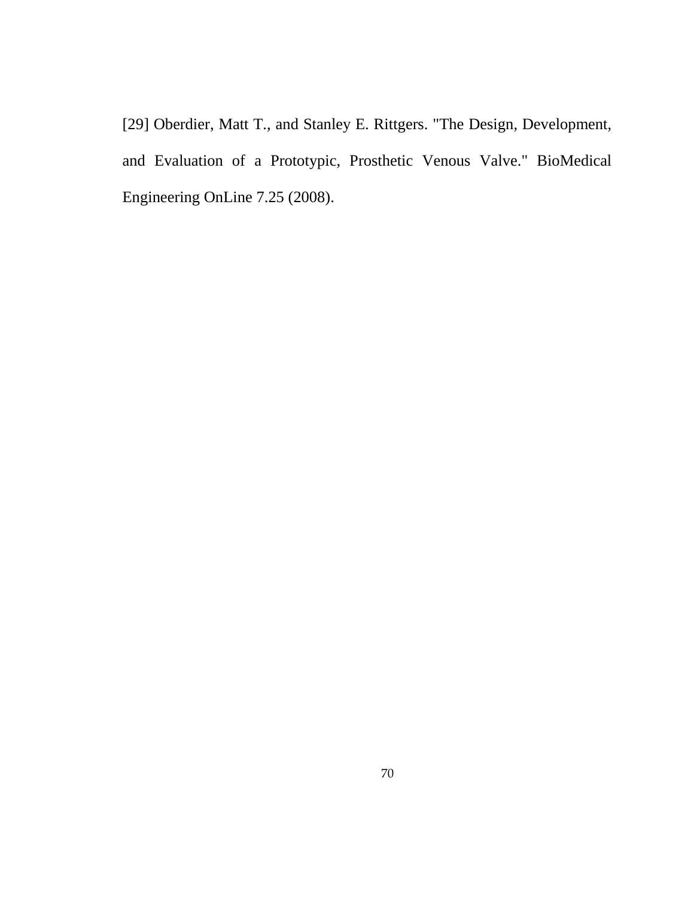[29] Oberdier, Matt T., and Stanley E. Rittgers. "The Design, Development, and Evaluation of a Prototypic, Prosthetic Venous Valve." BioMedical Engineering OnLine 7.25 (2008).